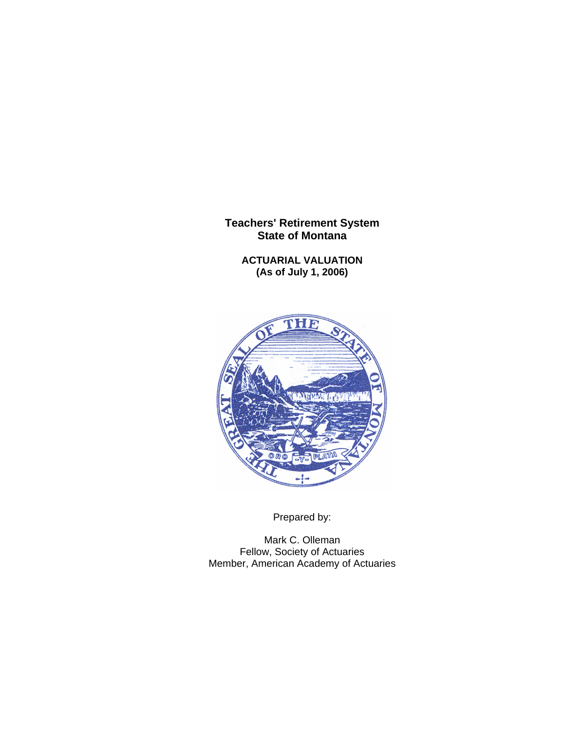# Teachers' Retirement System
# State of Montana

## ACTUARIAL VALUATION
## (As of July 1, 2006)

Prepared by:

Mark C. Olleman
Fellow, Society of Actuaries
Member, American Academy of Actuaries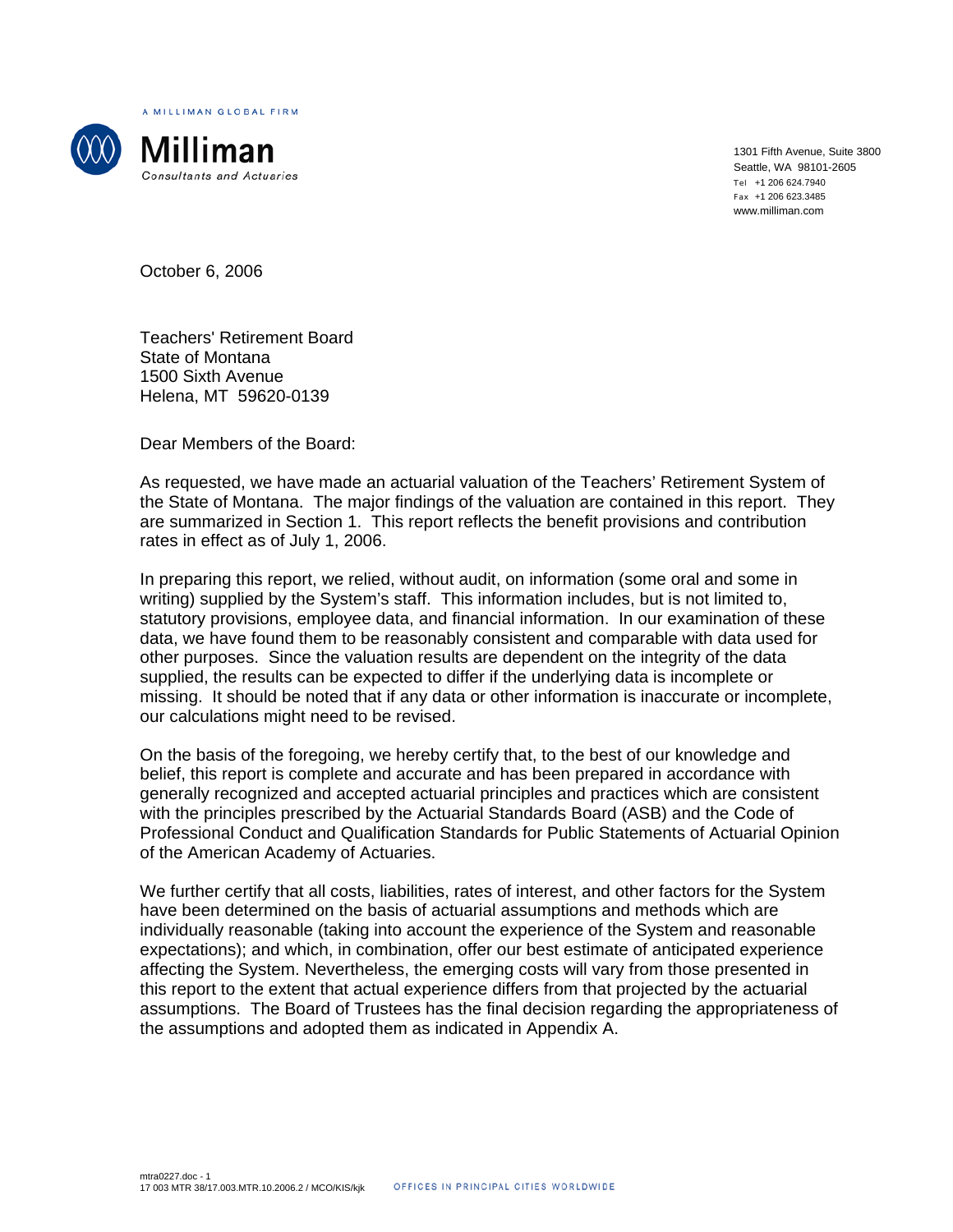A MILLIMAN GLOBAL FIRM

**Milliman**
Consultants and Actuaries

1301 Fifth Avenue, Suite 3800
Seattle, WA 98101-2605
Tel +1 206 624.7940
Fax +1 206 623.3485
www.milliman.com

October 6, 2006

Teachers' Retirement Board
State of Montana
1500 Sixth Avenue
Helena, MT 59620-0139

Dear Members of the Board:

As requested, we have made an actuarial valuation of the Teachers' Retirement System of the State of Montana. The major findings of the valuation are contained in this report. They are summarized in Section 1. This report reflects the benefit provisions and contribution rates in effect as of July 1, 2006.

In preparing this report, we relied, without audit, on information (some oral and some in writing) supplied by the System's staff. This information includes, but is not limited to, statutory provisions, employee data, and financial information. In our examination of these data, we have found them to be reasonably consistent and comparable with data used for other purposes. Since the valuation results are dependent on the integrity of the data supplied, the results can be expected to differ if the underlying data is incomplete or missing. It should be noted that if any data or other information is inaccurate or incomplete, our calculations might need to be revised.

On the basis of the foregoing, we hereby certify that, to the best of our knowledge and belief, this report is complete and accurate and has been prepared in accordance with generally recognized and accepted actuarial principles and practices which are consistent with the principles prescribed by the Actuarial Standards Board (ASB) and the Code of Professional Conduct and Qualification Standards for Public Statements of Actuarial Opinion of the American Academy of Actuaries.

We further certify that all costs, liabilities, rates of interest, and other factors for the System have been determined on the basis of actuarial assumptions and methods which are individually reasonable (taking into account the experience of the System and reasonable expectations); and which, in combination, offer our best estimate of anticipated experience affecting the System. Nevertheless, the emerging costs will vary from those presented in this report to the extent that actual experience differs from that projected by the actuarial assumptions. The Board of Trustees has the final decision regarding the appropriateness of the assumptions and adopted them as indicated in Appendix A.

mtra0227.doc - 1
17 003 MTR 38/17.003.MTR.10.2006.2 / MCO/KIS/kjk

OFFICES IN PRINCIPAL CITIES WORLDWIDE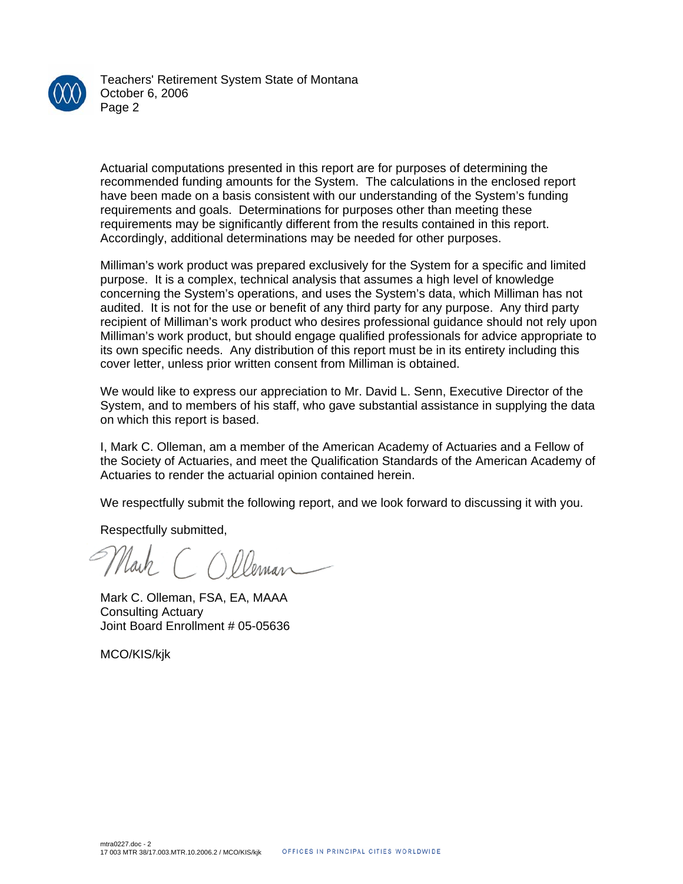Actuarial computations presented in this report are for purposes of determining the recommended funding amounts for the System. The calculations in the enclosed report have been made on a basis consistent with our understanding of the System's funding requirements and goals. Determinations for purposes other than meeting these requirements may be significantly different from the results contained in this report. Accordingly, additional determinations may be needed for other purposes.

Milliman's work product was prepared exclusively for the System for a specific and limited purpose. It is a complex, technical analysis that assumes a high level of knowledge concerning the System's operations, and uses the System's data, which Milliman has not audited. It is not for the use or benefit of any third party for any purpose. Any third party recipient of Milliman's work product who desires professional guidance should not rely upon Milliman's work product, but should engage qualified professionals for advice appropriate to its own specific needs. Any distribution of this report must be in its entirety including this cover letter, unless prior written consent from Milliman is obtained.

We would like to express our appreciation to Mr. David L. Senn, Executive Director of the System, and to members of his staff, who gave substantial assistance in supplying the data on which this report is based.

I, Mark C. Olleman, am a member of the American Academy of Actuaries and a Fellow of the Society of Actuaries, and meet the Qualification Standards of the American Academy of Actuaries to render the actuarial opinion contained herein.

We respectfully submit the following report, and we look forward to discussing it with you.

Respectfully submitted,

Mark C. Olleman, FSA, EA, MAAA
Consulting Actuary
Joint Board Enrollment # 05-05636

MCO/KIS/kjk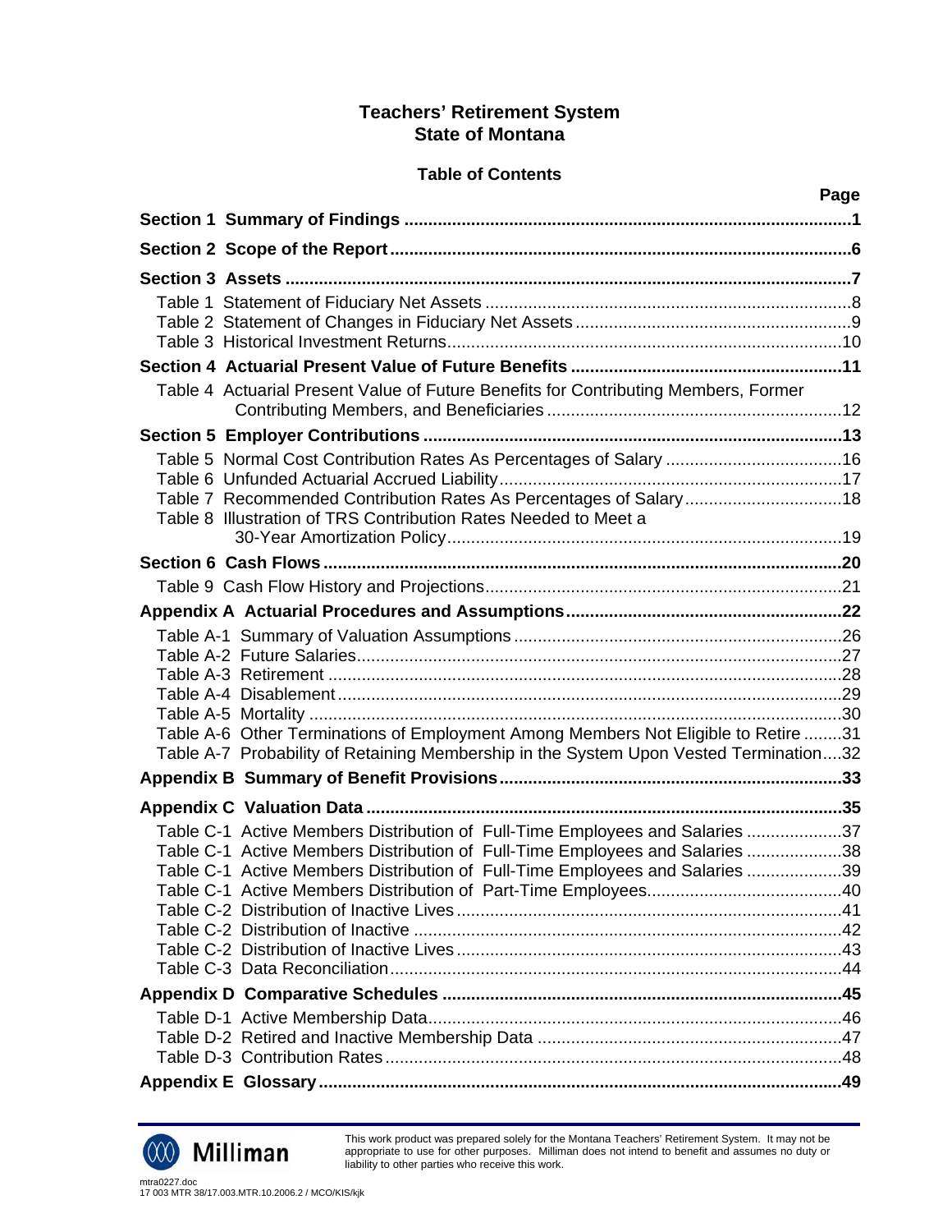# Teachers' Retirement System
# State of Montana

## Table of Contents

| | Page |
|---|---|
| **Section 1 Summary of Findings** | **1** |
| **Section 2 Scope of the Report** | **6** |
| **Section 3 Assets** | **7** |
| Table 1 Statement of Fiduciary Net Assets | 8 |
| Table 2 Statement of Changes in Fiduciary Net Assets | 9 |
| Table 3 Historical Investment Returns | 10 |
| **Section 4 Actuarial Present Value of Future Benefits** | **11** |
| Table 4 Actuarial Present Value of Future Benefits for Contributing Members, Former Contributing Members, and Beneficiaries | 12 |
| **Section 5 Employer Contributions** | **13** |
| Table 5 Normal Cost Contribution Rates As Percentages of Salary | 16 |
| Table 6 Unfunded Actuarial Accrued Liability | 17 |
| Table 7 Recommended Contribution Rates As Percentages of Salary | 18 |
| Table 8 Illustration of TRS Contribution Rates Needed to Meet a 30-Year Amortization Policy | 19 |
| **Section 6 Cash Flows** | **20** |
| Table 9 Cash Flow History and Projections | 21 |
| **Appendix A Actuarial Procedures and Assumptions** | **22** |
| Table A-1 Summary of Valuation Assumptions | 26 |
| Table A-2 Future Salaries | 27 |
| Table A-3 Retirement | 28 |
| Table A-4 Disablement | 29 |
| Table A-5 Mortality | 30 |
| Table A-6 Other Terminations of Employment Among Members Not Eligible to Retire | 31 |
| Table A-7 Probability of Retaining Membership in the System Upon Vested Termination | 32 |
| **Appendix B Summary of Benefit Provisions** | **33** |
| **Appendix C Valuation Data** | **35** |
| Table C-1 Active Members Distribution of Full-Time Employees and Salaries | 37 |
| Table C-1 Active Members Distribution of Full-Time Employees and Salaries | 38 |
| Table C-1 Active Members Distribution of Full-Time Employees and Salaries | 39 |
| Table C-1 Active Members Distribution of Part-Time Employees | 40 |
| Table C-2 Distribution of Inactive Lives | 41 |
| Table C-2 Distribution of Inactive | 42 |
| Table C-2 Distribution of Inactive Lives | 43 |
| Table C-3 Data Reconciliation | 44 |
| **Appendix D Comparative Schedules** | **45** |
| Table D-1 Active Membership Data | 46 |
| Table D-2 Retired and Inactive Membership Data | 47 |
| Table D-3 Contribution Rates | 48 |
| **Appendix E Glossary** | **49** |

This work product was prepared solely for the Montana Teachers' Retirement System. It may not be appropriate to use for other purposes. Milliman does not intend to benefit and assumes no duty or liability to other parties who receive this work.

mtra0227.doc
17 003 MTR 38/17.003.MTR.10.2006.2 / MCO/KIS/kjk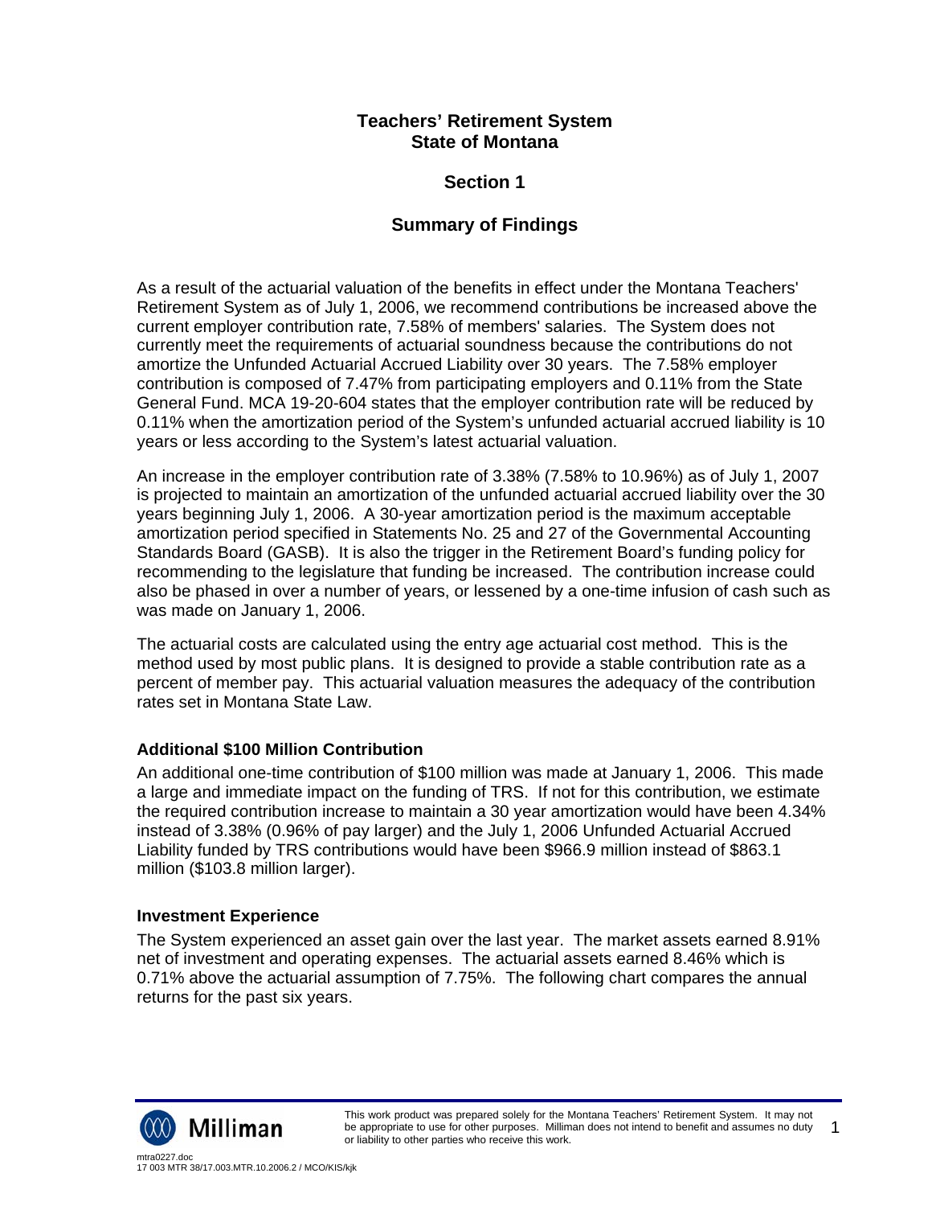# Teachers' Retirement System
# State of Montana

## Section 1

## Summary of Findings

As a result of the actuarial valuation of the benefits in effect under the Montana Teachers' Retirement System as of July 1, 2006, we recommend contributions be increased above the current employer contribution rate, 7.58% of members' salaries. The System does not currently meet the requirements of actuarial soundness because the contributions do not amortize the Unfunded Actuarial Accrued Liability over 30 years. The 7.58% employer contribution is composed of 7.47% from participating employers and 0.11% from the State General Fund. MCA 19-20-604 states that the employer contribution rate will be reduced by 0.11% when the amortization period of the System's unfunded actuarial accrued liability is 10 years or less according to the System's latest actuarial valuation.

An increase in the employer contribution rate of 3.38% (7.58% to 10.96%) as of July 1, 2007 is projected to maintain an amortization of the unfunded actuarial accrued liability over the 30 years beginning July 1, 2006. A 30-year amortization period is the maximum acceptable amortization period specified in Statements No. 25 and 27 of the Governmental Accounting Standards Board (GASB). It is also the trigger in the Retirement Board's funding policy for recommending to the legislature that funding be increased. The contribution increase could also be phased in over a number of years, or lessened by a one-time infusion of cash such as was made on January 1, 2006.

The actuarial costs are calculated using the entry age actuarial cost method. This is the method used by most public plans. It is designed to provide a stable contribution rate as a percent of member pay. This actuarial valuation measures the adequacy of the contribution rates set in Montana State Law.

### Additional $100 Million Contribution

An additional one-time contribution of $100 million was made at January 1, 2006. This made a large and immediate impact on the funding of TRS. If not for this contribution, we estimate the required contribution increase to maintain a 30 year amortization would have been 4.34% instead of 3.38% (0.96% of pay larger) and the July 1, 2006 Unfunded Actuarial Accrued Liability funded by TRS contributions would have been $966.9 million instead of $863.1 million ($103.8 million larger).

### Investment Experience

The System experienced an asset gain over the last year. The market assets earned 8.91% net of investment and operating expenses. The actuarial assets earned 8.46% which is 0.71% above the actuarial assumption of 7.75%. The following chart compares the annual returns for the past six years.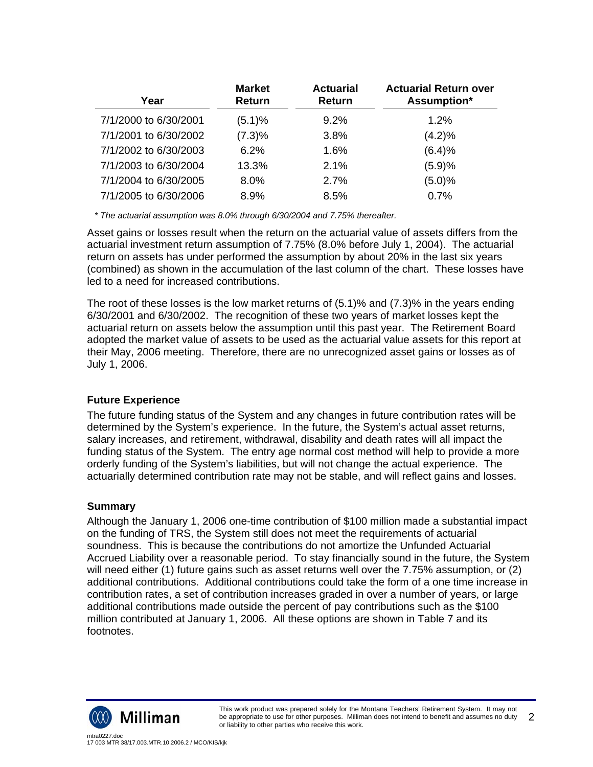| Year | Market Return | Actuarial Return | Actuarial Return over Assumption* |
|---|---|---|---|
| 7/1/2000 to 6/30/2001 | (5.1)% | 9.2% | 1.2% |
| 7/1/2001 to 6/30/2002 | (7.3)% | 3.8% | (4.2)% |
| 7/1/2002 to 6/30/2003 | 6.2% | 1.6% | (6.4)% |
| 7/1/2003 to 6/30/2004 | 13.3% | 2.1% | (5.9)% |
| 7/1/2004 to 6/30/2005 | 8.0% | 2.7% | (5.0)% |
| 7/1/2005 to 6/30/2006 | 8.9% | 8.5% | 0.7% |

*\* The actuarial assumption was 8.0% through 6/30/2004 and 7.75% thereafter.*

Asset gains or losses result when the return on the actuarial value of assets differs from the actuarial investment return assumption of 7.75% (8.0% before July 1, 2004). The actuarial return on assets has under performed the assumption by about 20% in the last six years (combined) as shown in the accumulation of the last column of the chart. These losses have led to a need for increased contributions.

The root of these losses is the low market returns of (5.1)% and (7.3)% in the years ending 6/30/2001 and 6/30/2002. The recognition of these two years of market losses kept the actuarial return on assets below the assumption until this past year. The Retirement Board adopted the market value of assets to be used as the actuarial value assets for this report at their May, 2006 meeting. Therefore, there are no unrecognized asset gains or losses as of July 1, 2006.

### Future Experience

The future funding status of the System and any changes in future contribution rates will be determined by the System's experience. In the future, the System's actual asset returns, salary increases, and retirement, withdrawal, disability and death rates will all impact the funding status of the System. The entry age normal cost method will help to provide a more orderly funding of the System's liabilities, but will not change the actual experience. The actuarially determined contribution rate may not be stable, and will reflect gains and losses.

### Summary

Although the January 1, 2006 one-time contribution of $100 million made a substantial impact on the funding of TRS, the System still does not meet the requirements of actuarial soundness. This is because the contributions do not amortize the Unfunded Actuarial Accrued Liability over a reasonable period. To stay financially sound in the future, the System will need either (1) future gains such as asset returns well over the 7.75% assumption, or (2) additional contributions. Additional contributions could take the form of a one time increase in contribution rates, a set of contribution increases graded in over a number of years, or large additional contributions made outside the percent of pay contributions such as the $100 million contributed at January 1, 2006. All these options are shown in Table 7 and its footnotes.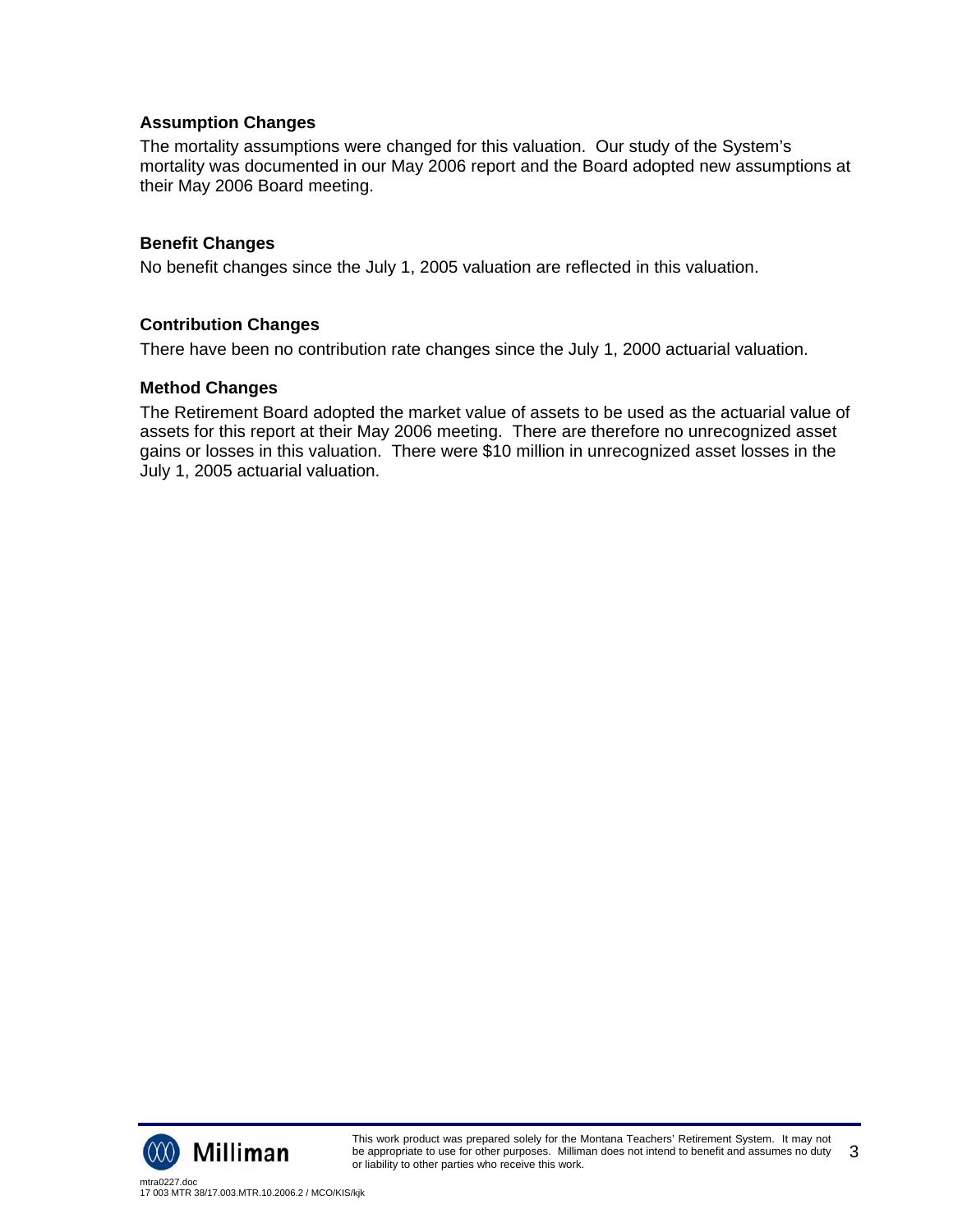### Assumption Changes

The mortality assumptions were changed for this valuation. Our study of the System's mortality was documented in our May 2006 report and the Board adopted new assumptions at their May 2006 Board meeting.

### Benefit Changes

No benefit changes since the July 1, 2005 valuation are reflected in this valuation.

### Contribution Changes

There have been no contribution rate changes since the July 1, 2000 actuarial valuation.

### Method Changes

The Retirement Board adopted the market value of assets to be used as the actuarial value of assets for this report at their May 2006 meeting. There are therefore no unrecognized asset gains or losses in this valuation. There were $10 million in unrecognized asset losses in the July 1, 2005 actuarial valuation.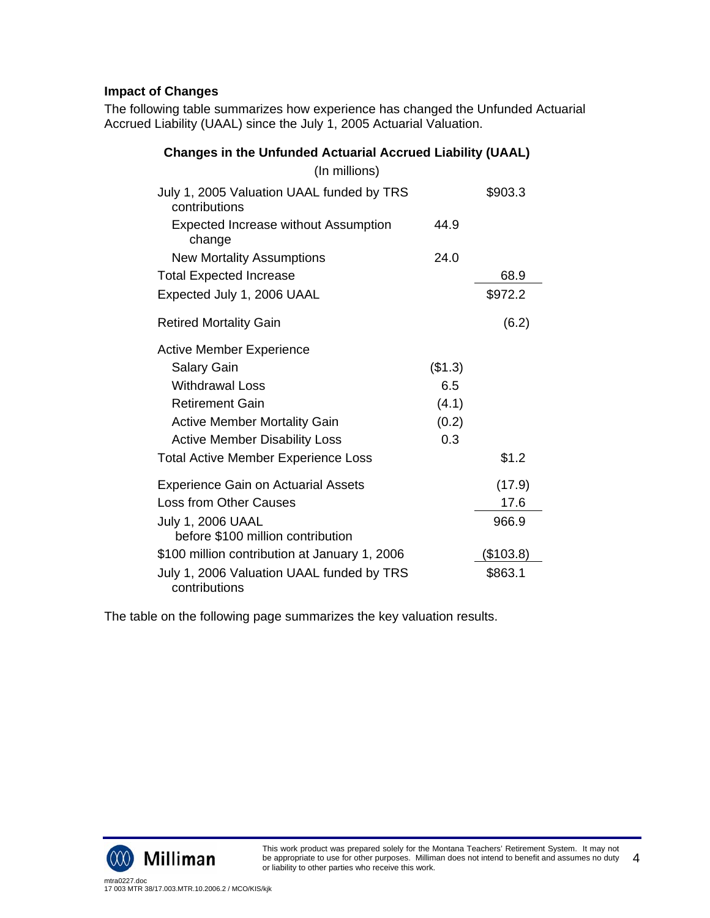### Impact of Changes

The following table summarizes how experience has changed the Unfunded Actuarial Accrued Liability (UAAL) since the July 1, 2005 Actuarial Valuation.

**Changes in the Unfunded Actuarial Accrued Liability (UAAL)**

(In millions)

| | | |
|---|---|---|
| July 1, 2005 Valuation UAAL funded by TRS contributions | | $903.3 |
| Expected Increase without Assumption change | 44.9 | |
| New Mortality Assumptions | 24.0 | |
| Total Expected Increase | | 68.9 |
| Expected July 1, 2006 UAAL | | $972.2 |
| Retired Mortality Gain | | (6.2) |
| Active Member Experience | | |
| Salary Gain | ($1.3) | |
| Withdrawal Loss | 6.5 | |
| Retirement Gain | (4.1) | |
| Active Member Mortality Gain | (0.2) | |
| Active Member Disability Loss | 0.3 | |
| Total Active Member Experience Loss | | $1.2 |
| Experience Gain on Actuarial Assets | | (17.9) |
| Loss from Other Causes | | 17.6 |
| July 1, 2006 UAAL before $100 million contribution | | 966.9 |
| $100 million contribution at January 1, 2006 | | ($103.8) |
| July 1, 2006 Valuation UAAL funded by TRS contributions | | $863.1 |

The table on the following page summarizes the key valuation results.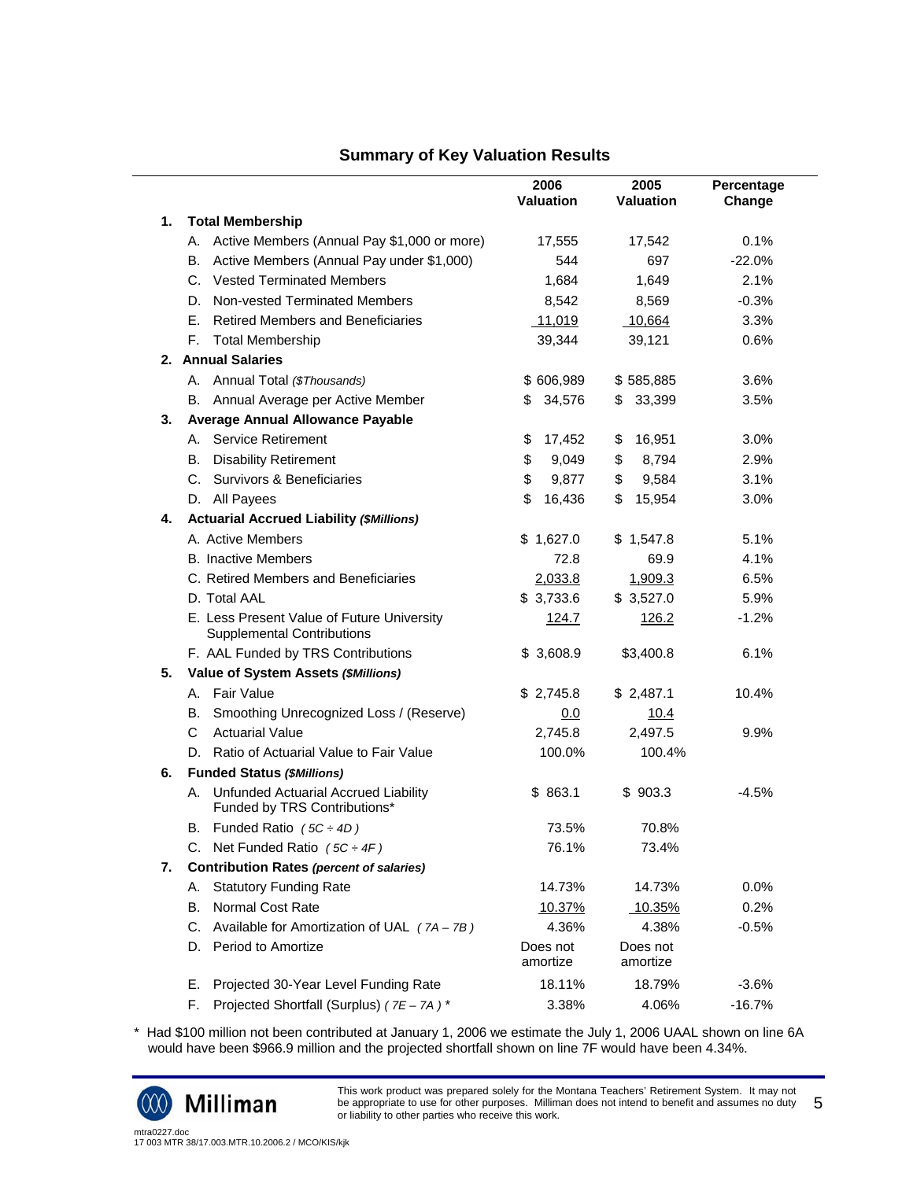## Summary of Key Valuation Results

| | 2006 Valuation | 2005 Valuation | Percentage Change |
|---|---|---|---|
| **1. Total Membership** | | | |
| A. Active Members (Annual Pay $1,000 or more) | 17,555 | 17,542 | 0.1% |
| B. Active Members (Annual Pay under $1,000) | 544 | 697 | -22.0% |
| C. Vested Terminated Members | 1,684 | 1,649 | 2.1% |
| D. Non-vested Terminated Members | 8,542 | 8,569 | -0.3% |
| E. Retired Members and Beneficiaries | 11,019 | 10,664 | 3.3% |
| F. Total Membership | 39,344 | 39,121 | 0.6% |
| **2. Annual Salaries** | | | |
| A. Annual Total *($Thousands)* | $ 606,989 | $ 585,885 | 3.6% |
| B. Annual Average per Active Member | $ 34,576 | $ 33,399 | 3.5% |
| **3. Average Annual Allowance Payable** | | | |
| A. Service Retirement | $ 17,452 | $ 16,951 | 3.0% |
| B. Disability Retirement | $ 9,049 | $ 8,794 | 2.9% |
| C. Survivors & Beneficiaries | $ 9,877 | $ 9,584 | 3.1% |
| D. All Payees | $ 16,436 | $ 15,954 | 3.0% |
| **4. Actuarial Accrued Liability *($Millions)*** | | | |
| A. Active Members | $ 1,627.0 | $ 1,547.8 | 5.1% |
| B. Inactive Members | 72.8 | 69.9 | 4.1% |
| C. Retired Members and Beneficiaries | 2,033.8 | 1,909.3 | 6.5% |
| D. Total AAL | $ 3,733.6 | $ 3,527.0 | 5.9% |
| E. Less Present Value of Future University Supplemental Contributions | 124.7 | 126.2 | -1.2% |
| F. AAL Funded by TRS Contributions | $ 3,608.9 | $3,400.8 | 6.1% |
| **5. Value of System Assets *($Millions)*** | | | |
| A. Fair Value | $ 2,745.8 | $ 2,487.1 | 10.4% |
| B. Smoothing Unrecognized Loss / (Reserve) | 0.0 | 10.4 | |
| C Actuarial Value | 2,745.8 | 2,497.5 | 9.9% |
| D. Ratio of Actuarial Value to Fair Value | 100.0% | 100.4% | |
| **6. Funded Status *($Millions)*** | | | |
| A. Unfunded Actuarial Accrued Liability Funded by TRS Contributions* | $ 863.1 | $ 903.3 | -4.5% |
| B. Funded Ratio *( 5C ÷ 4D )* | 73.5% | 70.8% | |
| C. Net Funded Ratio *( 5C ÷ 4F )* | 76.1% | 73.4% | |
| **7. Contribution Rates *(percent of salaries)*** | | | |
| A. Statutory Funding Rate | 14.73% | 14.73% | 0.0% |
| B. Normal Cost Rate | 10.37% | 10.35% | 0.2% |
| C. Available for Amortization of UAL *( 7A – 7B )* | 4.36% | 4.38% | -0.5% |
| D. Period to Amortize | Does not amortize | Does not amortize | |
| E. Projected 30-Year Level Funding Rate | 18.11% | 18.79% | -3.6% |
| F. Projected Shortfall (Surplus) *( 7E – 7A )* * | 3.38% | 4.06% | -16.7% |

\* Had $100 million not been contributed at January 1, 2006 we estimate the July 1, 2006 UAAL shown on line 6A would have been $966.9 million and the projected shortfall shown on line 7F would have been 4.34%.

This work product was prepared solely for the Montana Teachers' Retirement System. It may not be appropriate to use for other purposes. Milliman does not intend to benefit and assumes no duty or liability to other parties who receive this work.

mtra0227.doc
17 003 MTR 38/17.003.MTR.10.2006.2 / MCO/KIS/kjk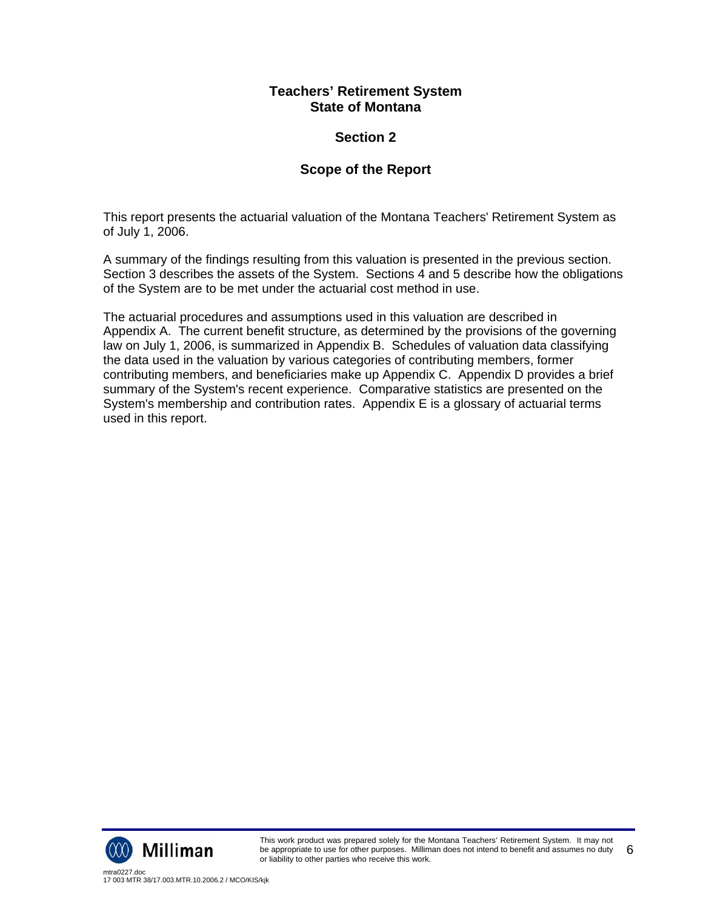# Teachers' Retirement System
# State of Montana

## Section 2

## Scope of the Report

This report presents the actuarial valuation of the Montana Teachers' Retirement System as of July 1, 2006.

A summary of the findings resulting from this valuation is presented in the previous section. Section 3 describes the assets of the System. Sections 4 and 5 describe how the obligations of the System are to be met under the actuarial cost method in use.

The actuarial procedures and assumptions used in this valuation are described in Appendix A. The current benefit structure, as determined by the provisions of the governing law on July 1, 2006, is summarized in Appendix B. Schedules of valuation data classifying the data used in the valuation by various categories of contributing members, former contributing members, and beneficiaries make up Appendix C. Appendix D provides a brief summary of the System's recent experience. Comparative statistics are presented on the System's membership and contribution rates. Appendix E is a glossary of actuarial terms used in this report.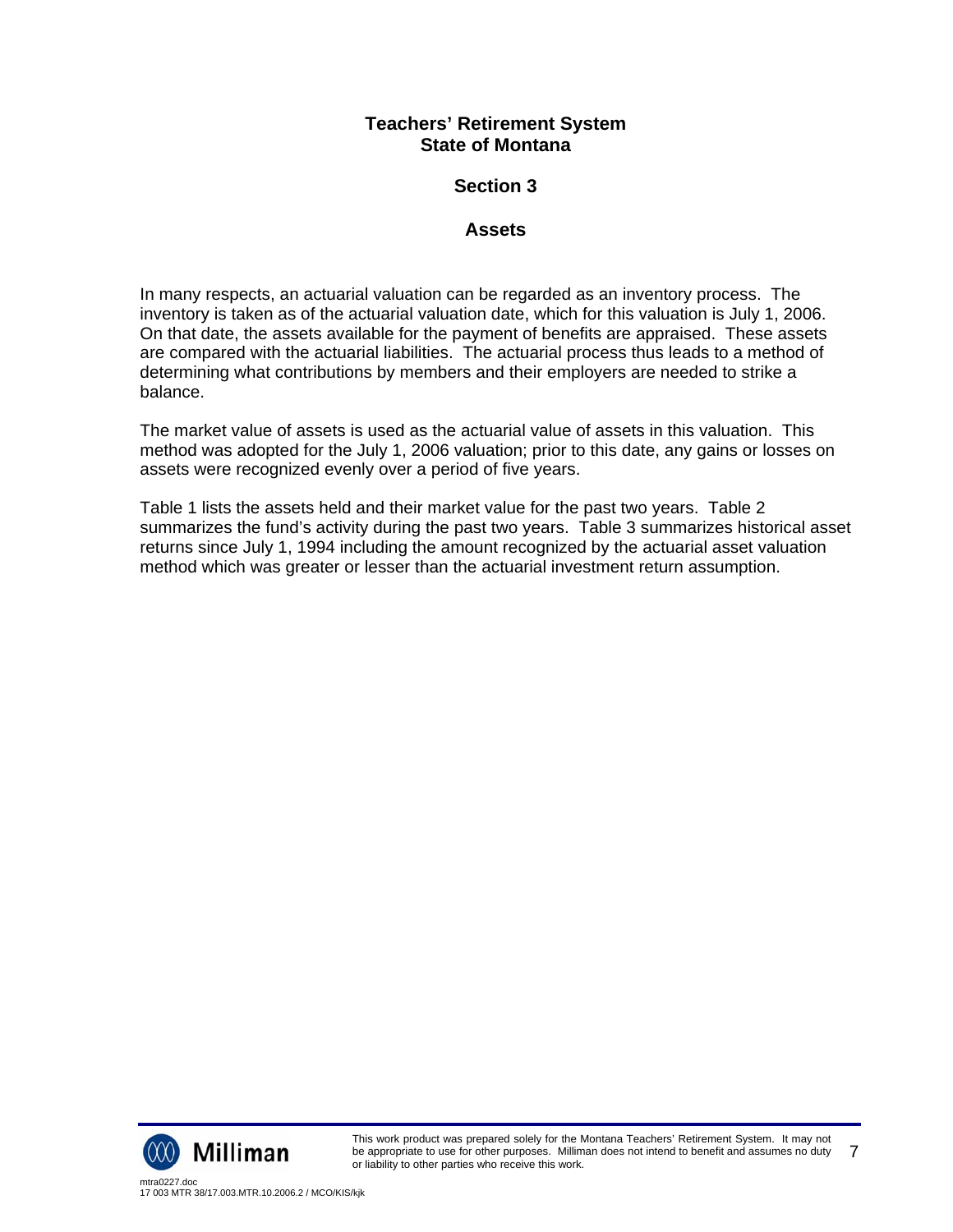**Teachers' Retirement System**
**State of Montana**

# Section 3

## Assets

In many respects, an actuarial valuation can be regarded as an inventory process. The inventory is taken as of the actuarial valuation date, which for this valuation is July 1, 2006. On that date, the assets available for the payment of benefits are appraised. These assets are compared with the actuarial liabilities. The actuarial process thus leads to a method of determining what contributions by members and their employers are needed to strike a balance.

The market value of assets is used as the actuarial value of assets in this valuation. This method was adopted for the July 1, 2006 valuation; prior to this date, any gains or losses on assets were recognized evenly over a period of five years.

Table 1 lists the assets held and their market value for the past two years. Table 2 summarizes the fund's activity during the past two years. Table 3 summarizes historical asset returns since July 1, 1994 including the amount recognized by the actuarial asset valuation method which was greater or lesser than the actuarial investment return assumption.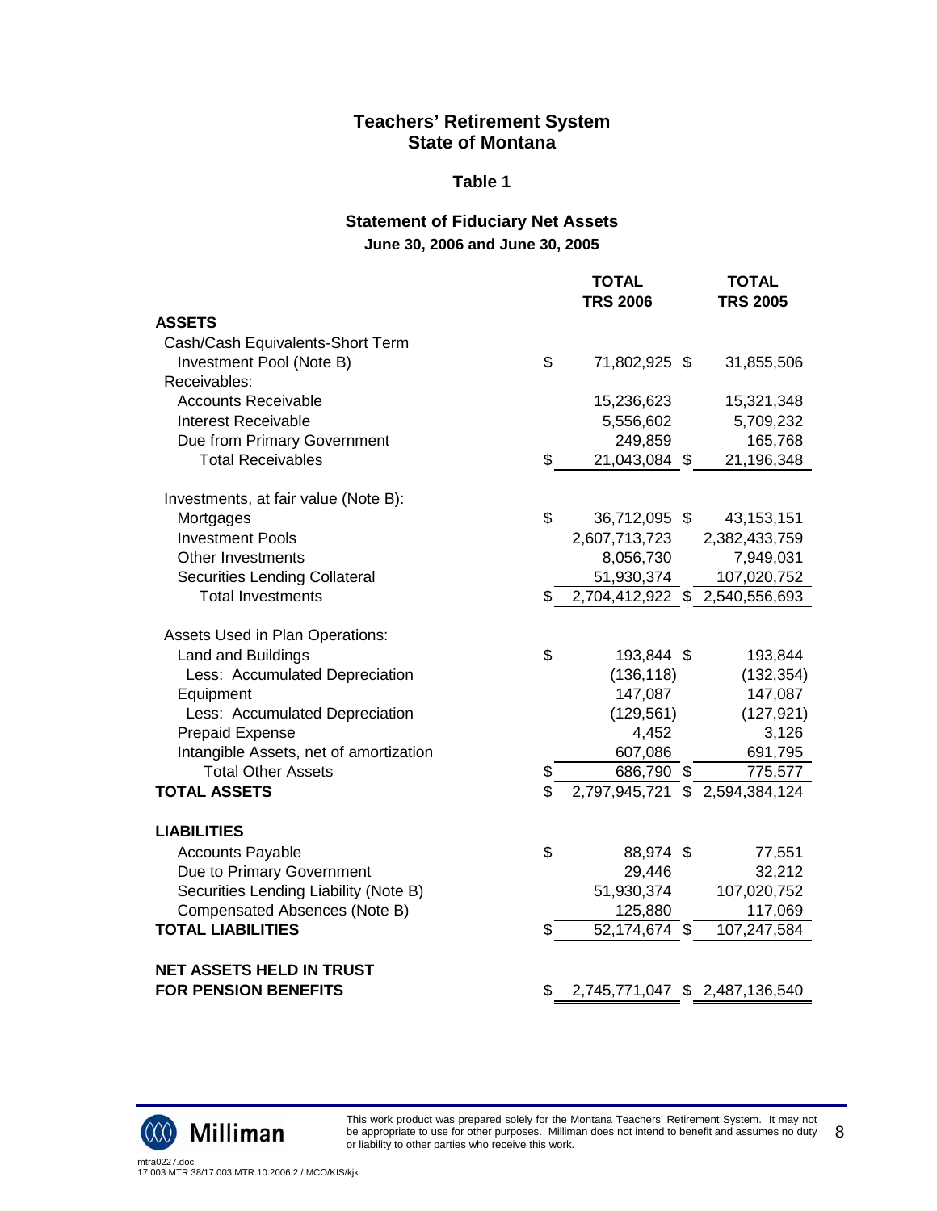# Teachers' Retirement System
# State of Montana

## Table 1

### Statement of Fiduciary Net Assets
**June 30, 2006 and June 30, 2005**

| | TOTAL TRS 2006 | TOTAL TRS 2005 |
|---|---|---|
| **ASSETS** | | |
| Cash/Cash Equivalents-Short Term Investment Pool (Note B) | $ 71,802,925 | $ 31,855,506 |
| Receivables: | | |
| Accounts Receivable | 15,236,623 | 15,321,348 |
| Interest Receivable | 5,556,602 | 5,709,232 |
| Due from Primary Government | 249,859 | 165,768 |
| Total Receivables | $ 21,043,084 | $ 21,196,348 |
| | | |
| Investments, at fair value (Note B): | | |
| Mortgages | $ 36,712,095 | $ 43,153,151 |
| Investment Pools | 2,607,713,723 | 2,382,433,759 |
| Other Investments | 8,056,730 | 7,949,031 |
| Securities Lending Collateral | 51,930,374 | 107,020,752 |
| Total Investments | $ 2,704,412,922 | $ 2,540,556,693 |
| | | |
| Assets Used in Plan Operations: | | |
| Land and Buildings | $ 193,844 | $ 193,844 |
| Less: Accumulated Depreciation | (136,118) | (132,354) |
| Equipment | 147,087 | 147,087 |
| Less: Accumulated Depreciation | (129,561) | (127,921) |
| Prepaid Expense | 4,452 | 3,126 |
| Intangible Assets, net of amortization | 607,086 | 691,795 |
| Total Other Assets | $ 686,790 | $ 775,577 |
| **TOTAL ASSETS** | $ 2,797,945,721 | $ 2,594,384,124 |
| | | |
| **LIABILITIES** | | |
| Accounts Payable | $ 88,974 | $ 77,551 |
| Due to Primary Government | 29,446 | 32,212 |
| Securities Lending Liability (Note B) | 51,930,374 | 107,020,752 |
| Compensated Absences (Note B) | 125,880 | 117,069 |
| **TOTAL LIABILITIES** | $ 52,174,674 | $ 107,247,584 |
| | | |
| **NET ASSETS HELD IN TRUST FOR PENSION BENEFITS** | $ 2,745,771,047 | $ 2,487,136,540 |

This work product was prepared solely for the Montana Teachers' Retirement System. It may not be appropriate to use for other purposes. Milliman does not intend to benefit and assumes no duty or liability to other parties who receive this work.

mtra0227.doc
17 003 MTR 38/17.003.MTR.10.2006.2 / MCO/KIS/kjk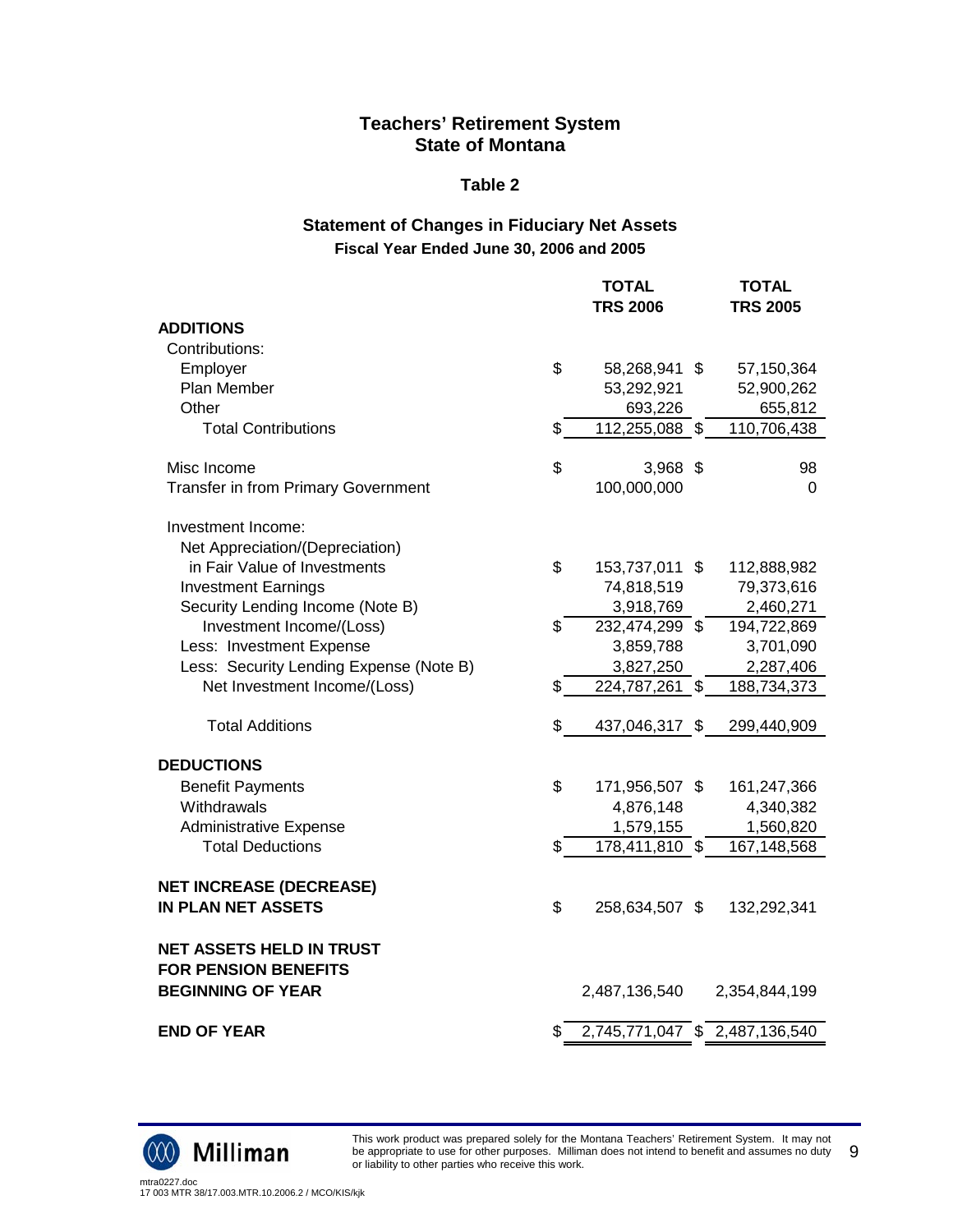# Teachers' Retirement System
# State of Montana

## Table 2

### Statement of Changes in Fiduciary Net Assets
**Fiscal Year Ended June 30, 2006 and 2005**

| | TOTAL TRS 2006 | TOTAL TRS 2005 |
|---|---|---|
| **ADDITIONS** | | |
| Contributions: | | |
| Employer | $ 58,268,941 | $ 57,150,364 |
| Plan Member | 53,292,921 | 52,900,262 |
| Other | 693,226 | 655,812 |
| Total Contributions | $ 112,255,088 | $ 110,706,438 |
| | | |
| Misc Income | $ 3,968 | $ 98 |
| Transfer in from Primary Government | 100,000,000 | 0 |
| | | |
| Investment Income: | | |
| Net Appreciation/(Depreciation) in Fair Value of Investments | $ 153,737,011 | $ 112,888,982 |
| Investment Earnings | 74,818,519 | 79,373,616 |
| Security Lending Income (Note B) | 3,918,769 | 2,460,271 |
| Investment Income/(Loss) | $ 232,474,299 | $ 194,722,869 |
| Less: Investment Expense | 3,859,788 | 3,701,090 |
| Less: Security Lending Expense (Note B) | 3,827,250 | 2,287,406 |
| Net Investment Income/(Loss) | $ 224,787,261 | $ 188,734,373 |
| | | |
| Total Additions | $ 437,046,317 | $ 299,440,909 |
| | | |
| **DEDUCTIONS** | | |
| Benefit Payments | $ 171,956,507 | $ 161,247,366 |
| Withdrawals | 4,876,148 | 4,340,382 |
| Administrative Expense | 1,579,155 | 1,560,820 |
| Total Deductions | $ 178,411,810 | $ 167,148,568 |
| | | |
| **NET INCREASE (DECREASE) IN PLAN NET ASSETS** | $ 258,634,507 | $ 132,292,341 |
| | | |
| **NET ASSETS HELD IN TRUST FOR PENSION BENEFITS BEGINNING OF YEAR** | 2,487,136,540 | 2,354,844,199 |
| | | |
| **END OF YEAR** | $ 2,745,771,047 | $ 2,487,136,540 |

This work product was prepared solely for the Montana Teachers' Retirement System. It may not be appropriate to use for other purposes. Milliman does not intend to benefit and assumes no duty or liability to other parties who receive this work.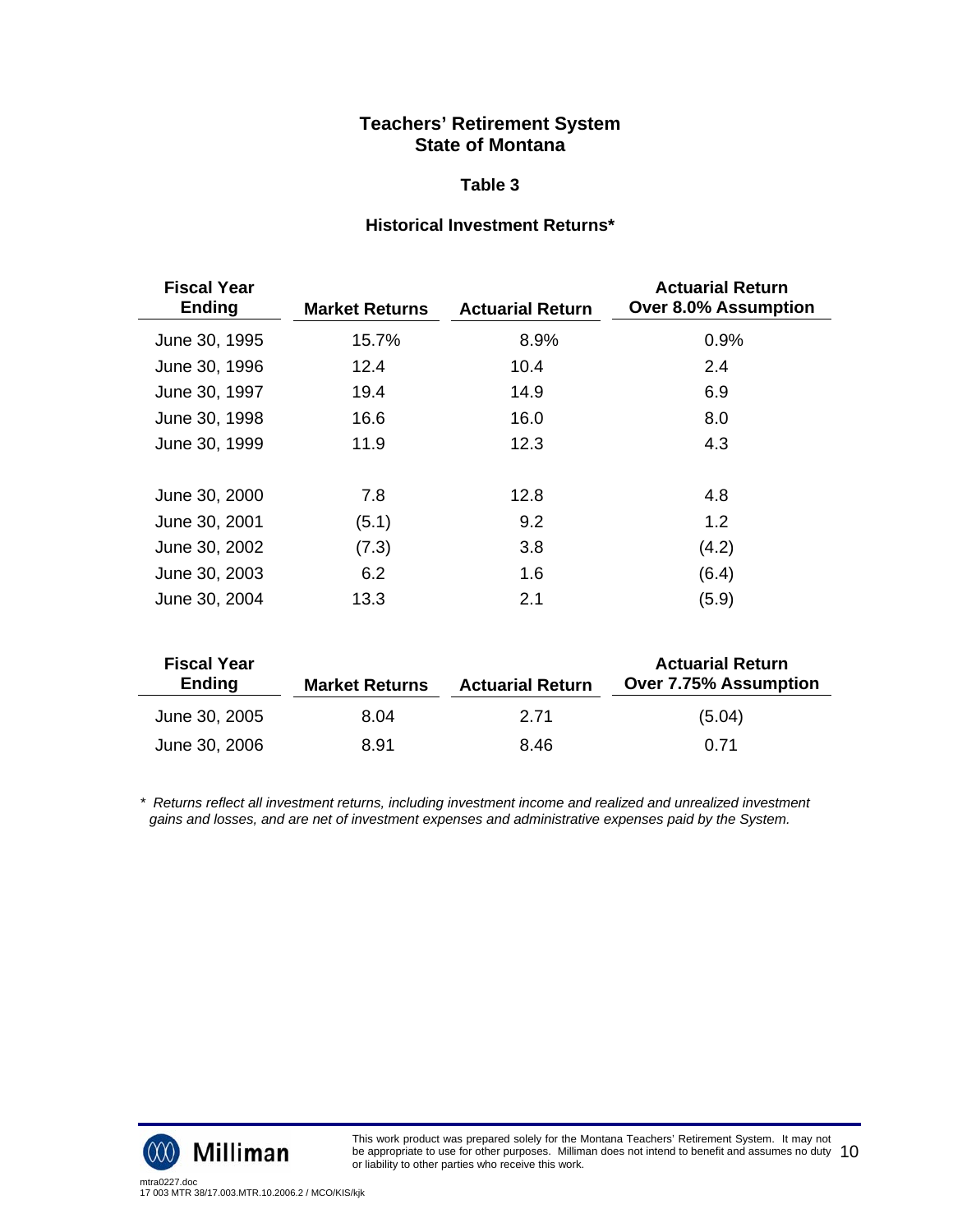## Teachers' Retirement System
## State of Montana

### Table 3

### Historical Investment Returns*

| Fiscal Year Ending | Market Returns | Actuarial Return | Actuarial Return Over 8.0% Assumption |
|---|---|---|---|
| June 30, 1995 | 15.7% | 8.9% | 0.9% |
| June 30, 1996 | 12.4 | 10.4 | 2.4 |
| June 30, 1997 | 19.4 | 14.9 | 6.9 |
| June 30, 1998 | 16.6 | 16.0 | 8.0 |
| June 30, 1999 | 11.9 | 12.3 | 4.3 |
| June 30, 2000 | 7.8 | 12.8 | 4.8 |
| June 30, 2001 | (5.1) | 9.2 | 1.2 |
| June 30, 2002 | (7.3) | 3.8 | (4.2) |
| June 30, 2003 | 6.2 | 1.6 | (6.4) |
| June 30, 2004 | 13.3 | 2.1 | (5.9) |

| Fiscal Year Ending | Market Returns | Actuarial Return | Actuarial Return Over 7.75% Assumption |
|---|---|---|---|
| June 30, 2005 | 8.04 | 2.71 | (5.04) |
| June 30, 2006 | 8.91 | 8.46 | 0.71 |

*\* Returns reflect all investment returns, including investment income and realized and unrealized investment gains and losses, and are net of investment expenses and administrative expenses paid by the System.*

This work product was prepared solely for the Montana Teachers' Retirement System. It may not be appropriate to use for other purposes. Milliman does not intend to benefit and assumes no duty or liability to other parties who receive this work.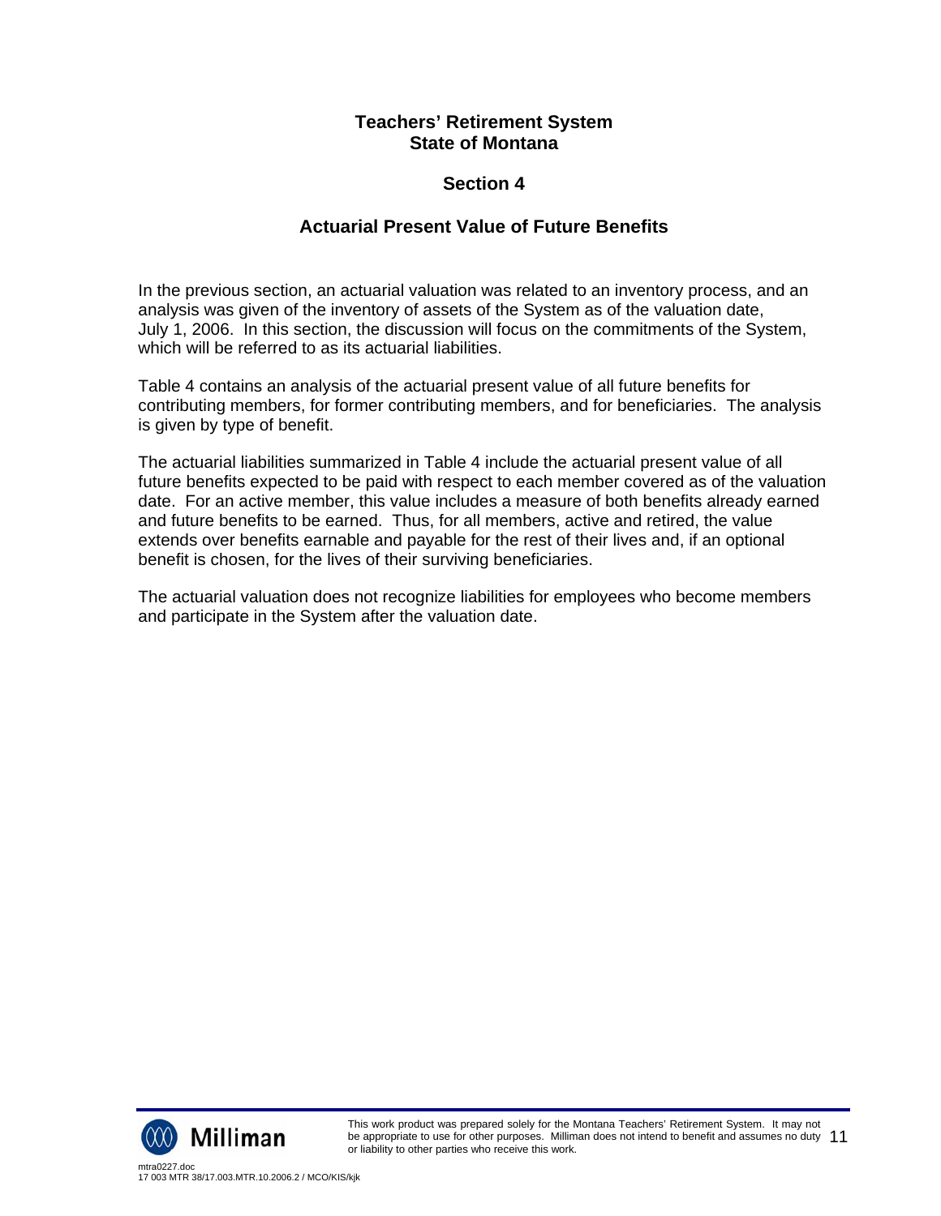## Teachers' Retirement System
## State of Montana

## Section 4

## Actuarial Present Value of Future Benefits

In the previous section, an actuarial valuation was related to an inventory process, and an analysis was given of the inventory of assets of the System as of the valuation date, July 1, 2006. In this section, the discussion will focus on the commitments of the System, which will be referred to as its actuarial liabilities.

Table 4 contains an analysis of the actuarial present value of all future benefits for contributing members, for former contributing members, and for beneficiaries. The analysis is given by type of benefit.

The actuarial liabilities summarized in Table 4 include the actuarial present value of all future benefits expected to be paid with respect to each member covered as of the valuation date. For an active member, this value includes a measure of both benefits already earned and future benefits to be earned. Thus, for all members, active and retired, the value extends over benefits earnable and payable for the rest of their lives and, if an optional benefit is chosen, for the lives of their surviving beneficiaries.

The actuarial valuation does not recognize liabilities for employees who become members and participate in the System after the valuation date.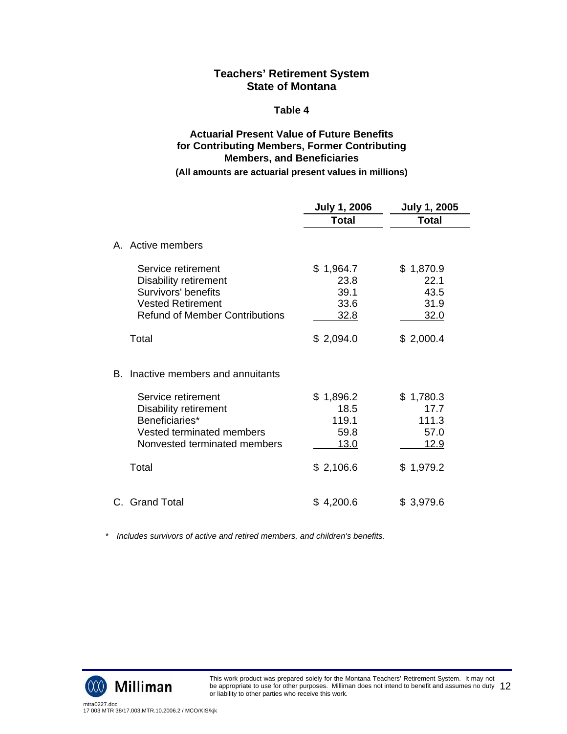## Teachers' Retirement System
## State of Montana

### Table 4

### Actuarial Present Value of Future Benefits for Contributing Members, Former Contributing Members, and Beneficiaries

**(All amounts are actuarial present values in millions)**

| | July 1, 2006 Total | July 1, 2005 Total |
|---|---|---|
| **A. Active members** | | |
| Service retirement | $ 1,964.7 | $ 1,870.9 |
| Disability retirement | 23.8 | 22.1 |
| Survivors' benefits | 39.1 | 43.5 |
| Vested Retirement | 33.6 | 31.9 |
| Refund of Member Contributions | 32.8 | 32.0 |
| Total | $ 2,094.0 | $ 2,000.4 |
| **B. Inactive members and annuitants** | | |
| Service retirement | $ 1,896.2 | $ 1,780.3 |
| Disability retirement | 18.5 | 17.7 |
| Beneficiaries* | 119.1 | 111.3 |
| Vested terminated members | 59.8 | 57.0 |
| Nonvested terminated members | 13.0 | 12.9 |
| Total | $ 2,106.6 | $ 1,979.2 |
| **C. Grand Total** | $ 4,200.6 | $ 3,979.6 |

\* *Includes survivors of active and retired members, and children's benefits.*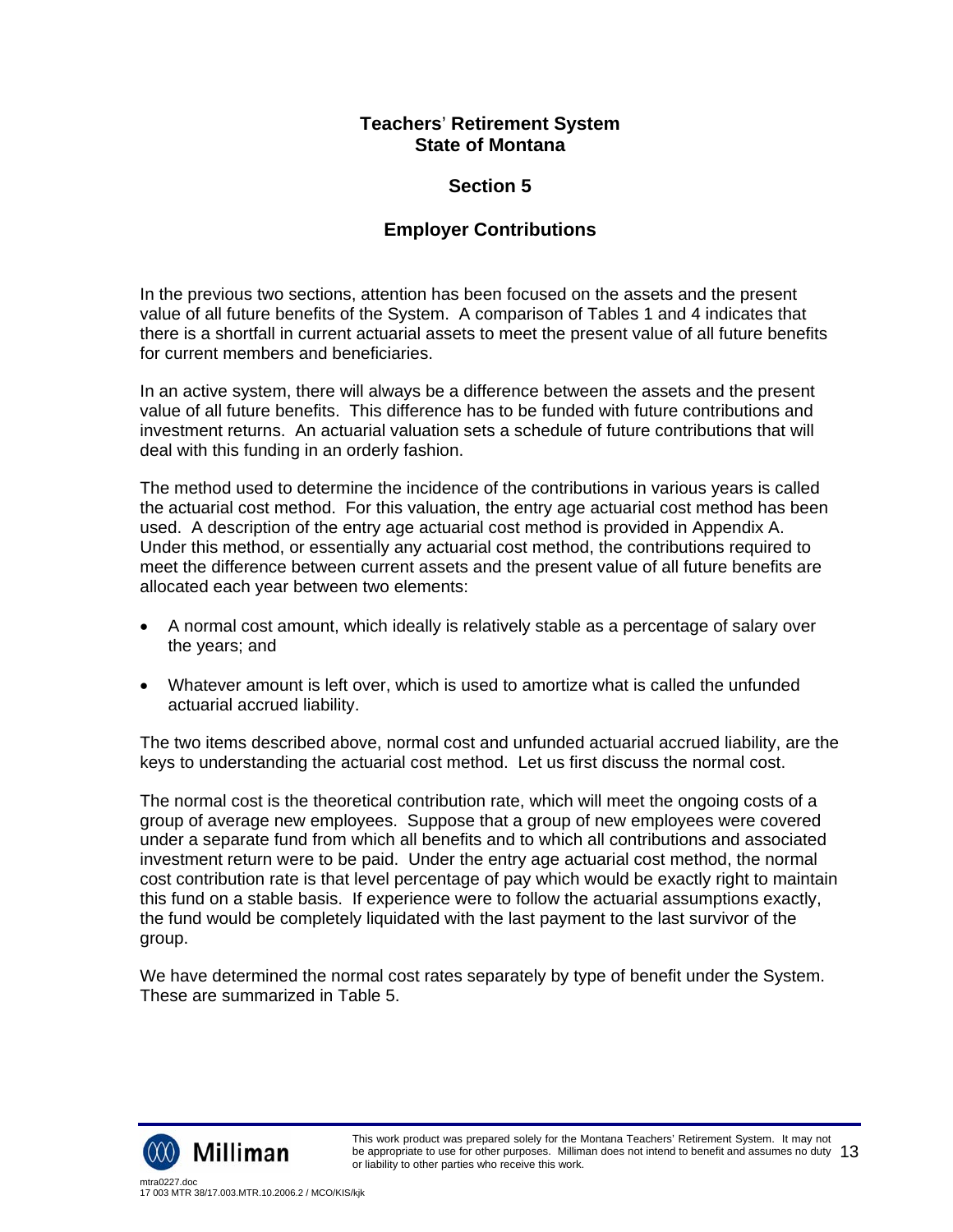# Teachers' Retirement System
# State of Montana

## Section 5

## Employer Contributions

In the previous two sections, attention has been focused on the assets and the present value of all future benefits of the System. A comparison of Tables 1 and 4 indicates that there is a shortfall in current actuarial assets to meet the present value of all future benefits for current members and beneficiaries.

In an active system, there will always be a difference between the assets and the present value of all future benefits. This difference has to be funded with future contributions and investment returns. An actuarial valuation sets a schedule of future contributions that will deal with this funding in an orderly fashion.

The method used to determine the incidence of the contributions in various years is called the actuarial cost method. For this valuation, the entry age actuarial cost method has been used. A description of the entry age actuarial cost method is provided in Appendix A. Under this method, or essentially any actuarial cost method, the contributions required to meet the difference between current assets and the present value of all future benefits are allocated each year between two elements:

- A normal cost amount, which ideally is relatively stable as a percentage of salary over the years; and
- Whatever amount is left over, which is used to amortize what is called the unfunded actuarial accrued liability.

The two items described above, normal cost and unfunded actuarial accrued liability, are the keys to understanding the actuarial cost method. Let us first discuss the normal cost.

The normal cost is the theoretical contribution rate, which will meet the ongoing costs of a group of average new employees. Suppose that a group of new employees were covered under a separate fund from which all benefits and to which all contributions and associated investment return were to be paid. Under the entry age actuarial cost method, the normal cost contribution rate is that level percentage of pay which would be exactly right to maintain this fund on a stable basis. If experience were to follow the actuarial assumptions exactly, the fund would be completely liquidated with the last payment to the last survivor of the group.

We have determined the normal cost rates separately by type of benefit under the System. These are summarized in Table 5.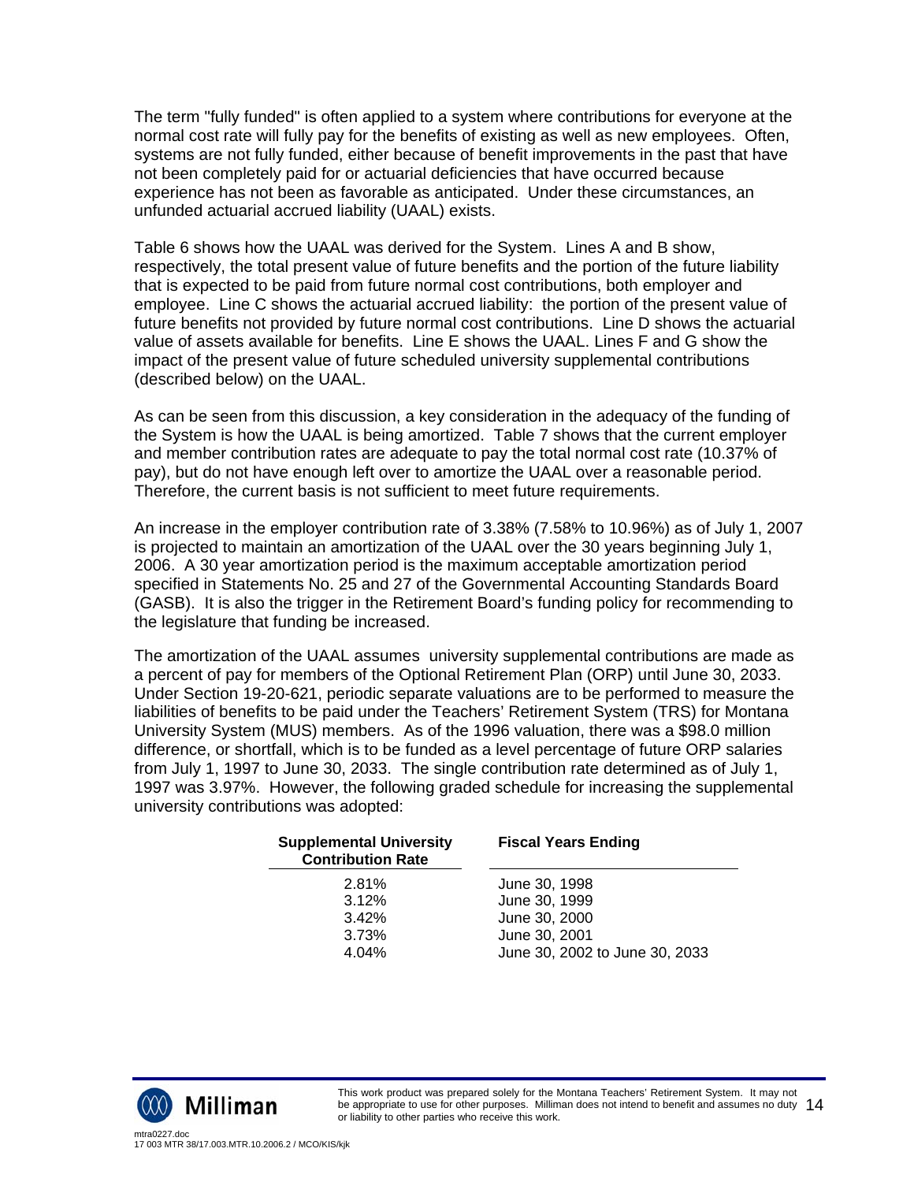The term "fully funded" is often applied to a system where contributions for everyone at the normal cost rate will fully pay for the benefits of existing as well as new employees. Often, systems are not fully funded, either because of benefit improvements in the past that have not been completely paid for or actuarial deficiencies that have occurred because experience has not been as favorable as anticipated. Under these circumstances, an unfunded actuarial accrued liability (UAAL) exists.

Table 6 shows how the UAAL was derived for the System. Lines A and B show, respectively, the total present value of future benefits and the portion of the future liability that is expected to be paid from future normal cost contributions, both employer and employee. Line C shows the actuarial accrued liability: the portion of the present value of future benefits not provided by future normal cost contributions. Line D shows the actuarial value of assets available for benefits. Line E shows the UAAL. Lines F and G show the impact of the present value of future scheduled university supplemental contributions (described below) on the UAAL.

As can be seen from this discussion, a key consideration in the adequacy of the funding of the System is how the UAAL is being amortized. Table 7 shows that the current employer and member contribution rates are adequate to pay the total normal cost rate (10.37% of pay), but do not have enough left over to amortize the UAAL over a reasonable period. Therefore, the current basis is not sufficient to meet future requirements.

An increase in the employer contribution rate of 3.38% (7.58% to 10.96%) as of July 1, 2007 is projected to maintain an amortization of the UAAL over the 30 years beginning July 1, 2006. A 30 year amortization period is the maximum acceptable amortization period specified in Statements No. 25 and 27 of the Governmental Accounting Standards Board (GASB). It is also the trigger in the Retirement Board's funding policy for recommending to the legislature that funding be increased.

The amortization of the UAAL assumes university supplemental contributions are made as a percent of pay for members of the Optional Retirement Plan (ORP) until June 30, 2033. Under Section 19-20-621, periodic separate valuations are to be performed to measure the liabilities of benefits to be paid under the Teachers' Retirement System (TRS) for Montana University System (MUS) members. As of the 1996 valuation, there was a $98.0 million difference, or shortfall, which is to be funded as a level percentage of future ORP salaries from July 1, 1997 to June 30, 2033. The single contribution rate determined as of July 1, 1997 was 3.97%. However, the following graded schedule for increasing the supplemental university contributions was adopted:

| Supplemental University Contribution Rate | Fiscal Years Ending |
|---|---|
| 2.81% | June 30, 1998 |
| 3.12% | June 30, 1999 |
| 3.42% | June 30, 2000 |
| 3.73% | June 30, 2001 |
| 4.04% | June 30, 2002 to June 30, 2033 |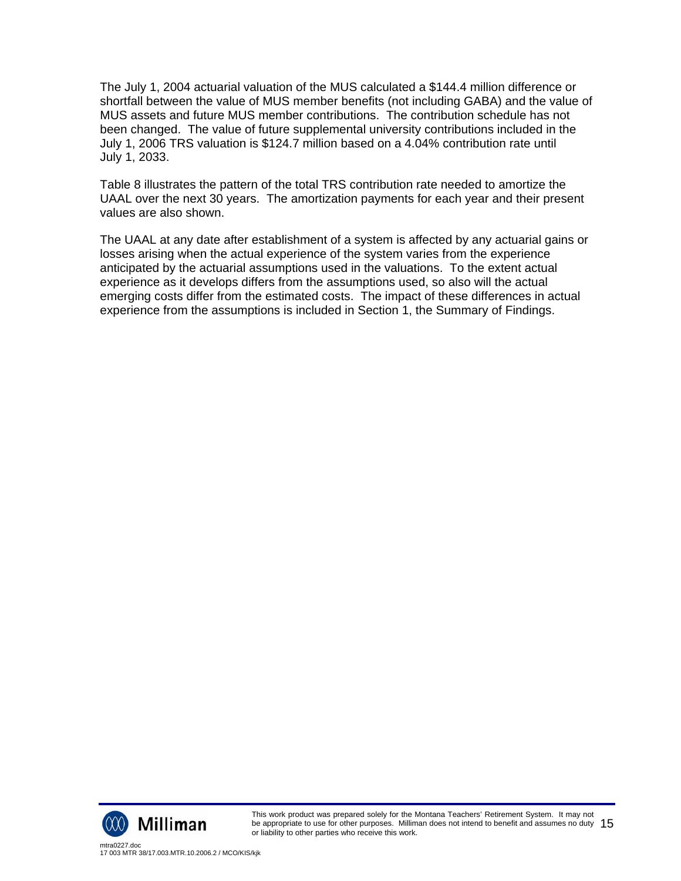The July 1, 2004 actuarial valuation of the MUS calculated a $144.4 million difference or shortfall between the value of MUS member benefits (not including GABA) and the value of MUS assets and future MUS member contributions. The contribution schedule has not been changed. The value of future supplemental university contributions included in the July 1, 2006 TRS valuation is $124.7 million based on a 4.04% contribution rate until July 1, 2033.

Table 8 illustrates the pattern of the total TRS contribution rate needed to amortize the UAAL over the next 30 years. The amortization payments for each year and their present values are also shown.

The UAAL at any date after establishment of a system is affected by any actuarial gains or losses arising when the actual experience of the system varies from the experience anticipated by the actuarial assumptions used in the valuations. To the extent actual experience as it develops differs from the assumptions used, so also will the actual emerging costs differ from the estimated costs. The impact of these differences in actual experience from the assumptions is included in Section 1, the Summary of Findings.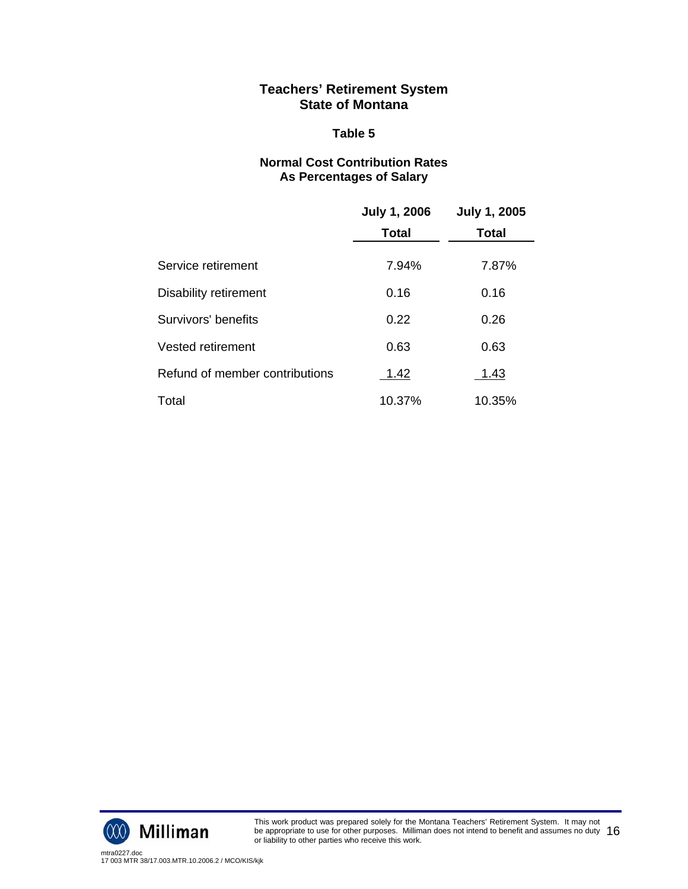# Teachers' Retirement System
# State of Montana

## Table 5

### Normal Cost Contribution Rates
### As Percentages of Salary

| | July 1, 2006 | July 1, 2005 |
|---|---|---|
| | **Total** | **Total** |
| Service retirement | 7.94% | 7.87% |
| Disability retirement | 0.16 | 0.16 |
| Survivors' benefits | 0.22 | 0.26 |
| Vested retirement | 0.63 | 0.63 |
| Refund of member contributions | 1.42 | 1.43 |
| Total | 10.37% | 10.35% |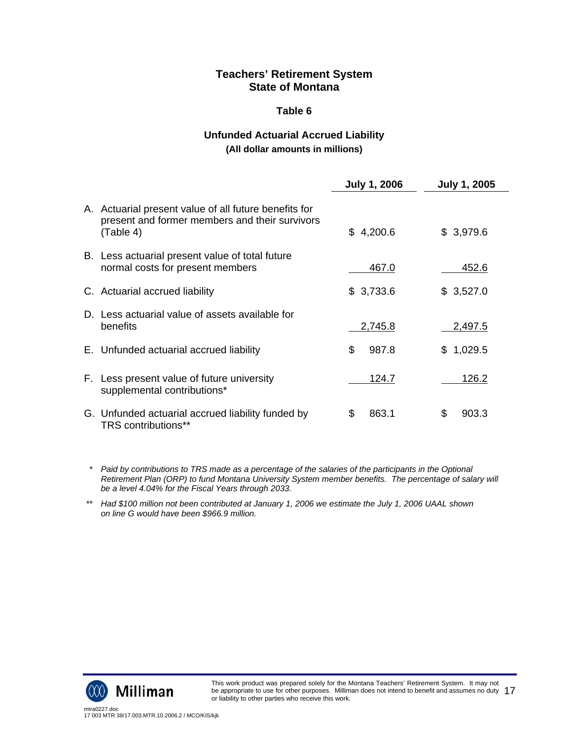# Teachers' Retirement System
# State of Montana

## Table 6

### Unfunded Actuarial Accrued Liability
**(All dollar amounts in millions)**

| | July 1, 2006 | July 1, 2005 |
|---|---|---|
| A. Actuarial present value of all future benefits for present and former members and their survivors (Table 4) | $ 4,200.6 | $ 3,979.6 |
| B. Less actuarial present value of total future normal costs for present members | 467.0 | 452.6 |
| C. Actuarial accrued liability | $ 3,733.6 | $ 3,527.0 |
| D. Less actuarial value of assets available for benefits | 2,745.8 | 2,497.5 |
| E. Unfunded actuarial accrued liability | $ 987.8 | $ 1,029.5 |
| F. Less present value of future university supplemental contributions* | 124.7 | 126.2 |
| G. Unfunded actuarial accrued liability funded by TRS contributions** | $ 863.1 | $ 903.3 |

\* *Paid by contributions to TRS made as a percentage of the salaries of the participants in the Optional Retirement Plan (ORP) to fund Montana University System member benefits. The percentage of salary will be a level 4.04% for the Fiscal Years through 2033.*

\*\* *Had $100 million not been contributed at January 1, 2006 we estimate the July 1, 2006 UAAL shown on line G would have been $966.9 million.*

This work product was prepared solely for the Montana Teachers' Retirement System. It may not be appropriate to use for other purposes. Milliman does not intend to benefit and assumes no duty or liability to other parties who receive this work.

mtra0227.doc
17 003 MTR 38/17.003.MTR.10.2006.2 / MCO/KIS/kjk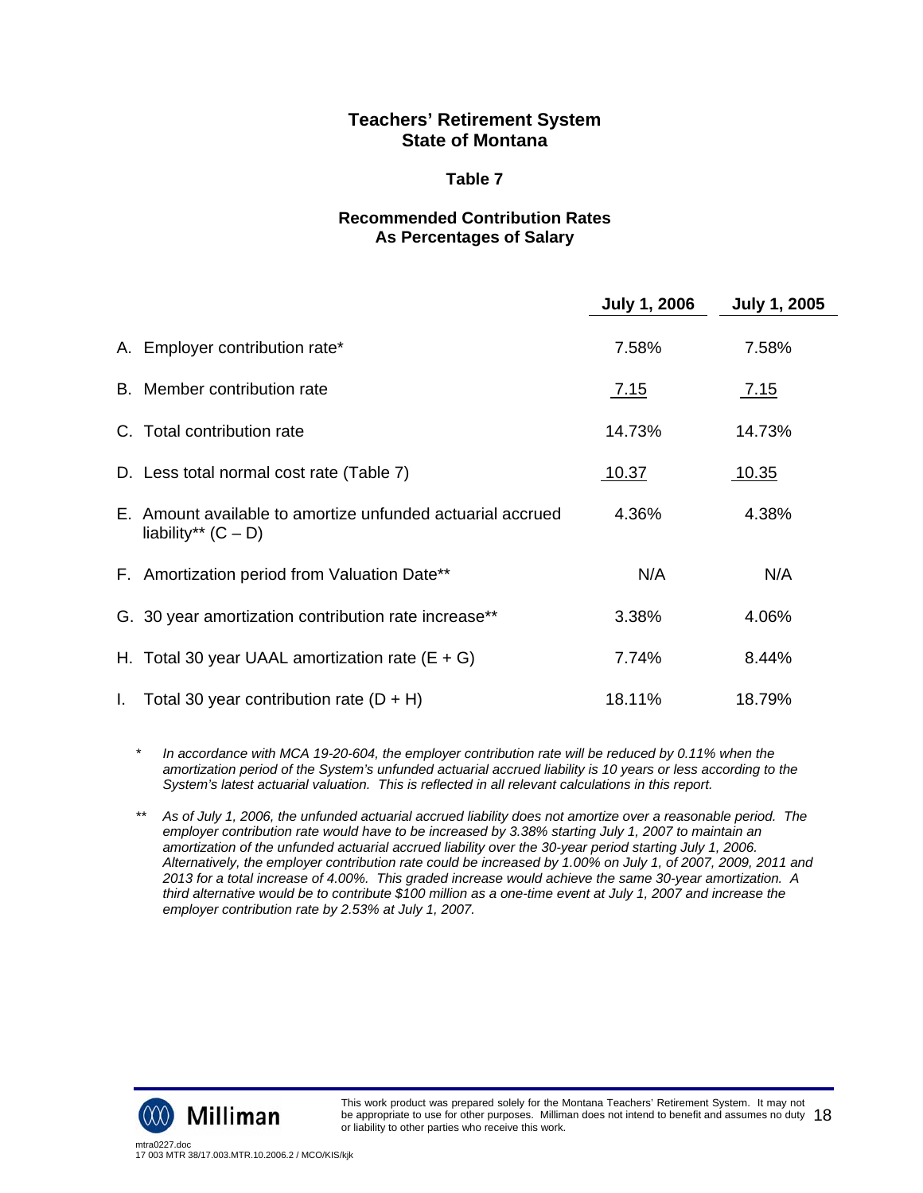# Teachers' Retirement System
# State of Montana

## Table 7

### Recommended Contribution Rates
### As Percentages of Salary

| | July 1, 2006 | July 1, 2005 |
|---|---|---|
| A. Employer contribution rate* | 7.58% | 7.58% |
| B. Member contribution rate | 7.15 | 7.15 |
| C. Total contribution rate | 14.73% | 14.73% |
| D. Less total normal cost rate (Table 7) | 10.37 | 10.35 |
| E. Amount available to amortize unfunded actuarial accrued liability** (C – D) | 4.36% | 4.38% |
| F. Amortization period from Valuation Date** | N/A | N/A |
| G. 30 year amortization contribution rate increase** | 3.38% | 4.06% |
| H. Total 30 year UAAL amortization rate (E + G) | 7.74% | 8.44% |
| I. Total 30 year contribution rate (D + H) | 18.11% | 18.79% |

\* *In accordance with MCA 19-20-604, the employer contribution rate will be reduced by 0.11% when the amortization period of the System's unfunded actuarial accrued liability is 10 years or less according to the System's latest actuarial valuation. This is reflected in all relevant calculations in this report.*

\*\* *As of July 1, 2006, the unfunded actuarial accrued liability does not amortize over a reasonable period. The employer contribution rate would have to be increased by 3.38% starting July 1, 2007 to maintain an amortization of the unfunded actuarial accrued liability over the 30-year period starting July 1, 2006. Alternatively, the employer contribution rate could be increased by 1.00% on July 1, of 2007, 2009, 2011 and 2013 for a total increase of 4.00%. This graded increase would achieve the same 30-year amortization. A third alternative would be to contribute $100 million as a one-time event at July 1, 2007 and increase the employer contribution rate by 2.53% at July 1, 2007.*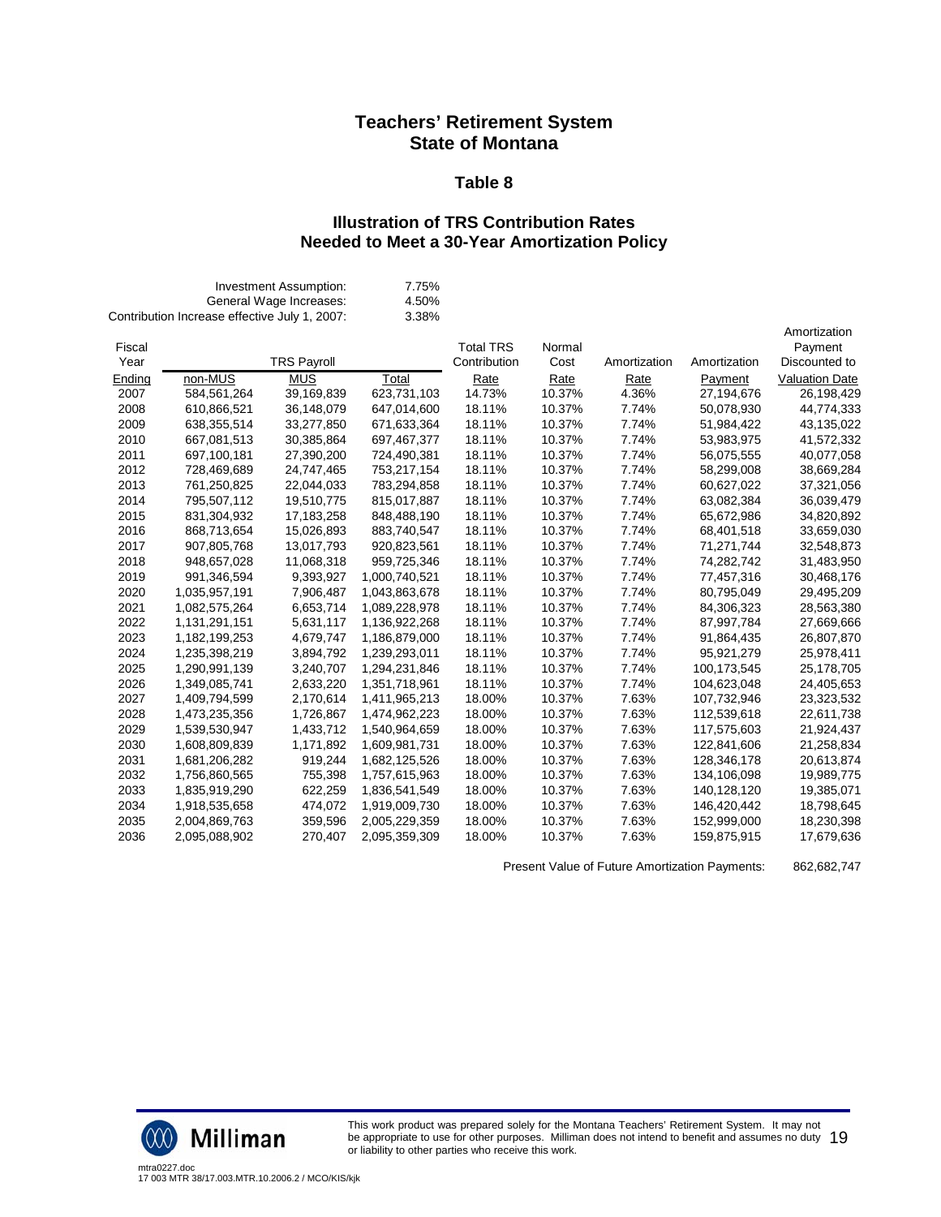# Teachers' Retirement System
# State of Montana

## Table 8

### Illustration of TRS Contribution Rates Needed to Meet a 30-Year Amortization Policy

| | |
|---|---|
| Investment Assumption: | 7.75% |
| General Wage Increases: | 4.50% |
| Contribution Increase effective July 1, 2007: | 3.38% |

| Fiscal Year Ending | TRS Payroll non-MUS | TRS Payroll MUS | TRS Payroll Total | Total TRS Contribution Rate | Normal Cost Rate | Amortization Rate | Amortization Payment | Amortization Payment Discounted to Valuation Date |
|---|---|---|---|---|---|---|---|---|
| 2007 | 584,561,264 | 39,169,839 | 623,731,103 | 14.73% | 10.37% | 4.36% | 27,194,676 | 26,198,429 |
| 2008 | 610,866,521 | 36,148,079 | 647,014,600 | 18.11% | 10.37% | 7.74% | 50,078,930 | 44,774,333 |
| 2009 | 638,355,514 | 33,277,850 | 671,633,364 | 18.11% | 10.37% | 7.74% | 51,984,422 | 43,135,022 |
| 2010 | 667,081,513 | 30,385,864 | 697,467,377 | 18.11% | 10.37% | 7.74% | 53,983,975 | 41,572,332 |
| 2011 | 697,100,181 | 27,390,200 | 724,490,381 | 18.11% | 10.37% | 7.74% | 56,075,555 | 40,077,058 |
| 2012 | 728,469,689 | 24,747,465 | 753,217,154 | 18.11% | 10.37% | 7.74% | 58,299,008 | 38,669,284 |
| 2013 | 761,250,825 | 22,044,033 | 783,294,858 | 18.11% | 10.37% | 7.74% | 60,627,022 | 37,321,056 |
| 2014 | 795,507,112 | 19,510,775 | 815,017,887 | 18.11% | 10.37% | 7.74% | 63,082,384 | 36,039,479 |
| 2015 | 831,304,932 | 17,183,258 | 848,488,190 | 18.11% | 10.37% | 7.74% | 65,672,986 | 34,820,892 |
| 2016 | 868,713,654 | 15,026,893 | 883,740,547 | 18.11% | 10.37% | 7.74% | 68,401,518 | 33,659,030 |
| 2017 | 907,805,768 | 13,017,793 | 920,823,561 | 18.11% | 10.37% | 7.74% | 71,271,744 | 32,548,873 |
| 2018 | 948,657,028 | 11,068,318 | 959,725,346 | 18.11% | 10.37% | 7.74% | 74,282,742 | 31,483,950 |
| 2019 | 991,346,594 | 9,393,927 | 1,000,740,521 | 18.11% | 10.37% | 7.74% | 77,457,316 | 30,468,176 |
| 2020 | 1,035,957,191 | 7,906,487 | 1,043,863,678 | 18.11% | 10.37% | 7.74% | 80,795,049 | 29,495,209 |
| 2021 | 1,082,575,264 | 6,653,714 | 1,089,228,978 | 18.11% | 10.37% | 7.74% | 84,306,323 | 28,563,380 |
| 2022 | 1,131,291,151 | 5,631,117 | 1,136,922,268 | 18.11% | 10.37% | 7.74% | 87,997,784 | 27,669,666 |
| 2023 | 1,182,199,253 | 4,679,747 | 1,186,879,000 | 18.11% | 10.37% | 7.74% | 91,864,435 | 26,807,870 |
| 2024 | 1,235,398,219 | 3,894,792 | 1,239,293,011 | 18.11% | 10.37% | 7.74% | 95,921,279 | 25,978,411 |
| 2025 | 1,290,991,139 | 3,240,707 | 1,294,231,846 | 18.11% | 10.37% | 7.74% | 100,173,545 | 25,178,705 |
| 2026 | 1,349,085,741 | 2,633,220 | 1,351,718,961 | 18.11% | 10.37% | 7.74% | 104,623,048 | 24,405,653 |
| 2027 | 1,409,794,599 | 2,170,614 | 1,411,965,213 | 18.00% | 10.37% | 7.63% | 107,732,946 | 23,323,532 |
| 2028 | 1,473,235,356 | 1,726,867 | 1,474,962,223 | 18.00% | 10.37% | 7.63% | 112,539,618 | 22,611,738 |
| 2029 | 1,539,530,947 | 1,433,712 | 1,540,964,659 | 18.00% | 10.37% | 7.63% | 117,575,603 | 21,924,437 |
| 2030 | 1,608,809,839 | 1,171,892 | 1,609,981,731 | 18.00% | 10.37% | 7.63% | 122,841,606 | 21,258,834 |
| 2031 | 1,681,206,282 | 919,244 | 1,682,125,526 | 18.00% | 10.37% | 7.63% | 128,346,178 | 20,613,874 |
| 2032 | 1,756,860,565 | 755,398 | 1,757,615,963 | 18.00% | 10.37% | 7.63% | 134,106,098 | 19,989,775 |
| 2033 | 1,835,919,290 | 622,259 | 1,836,541,549 | 18.00% | 10.37% | 7.63% | 140,128,120 | 19,385,071 |
| 2034 | 1,918,535,658 | 474,072 | 1,919,009,730 | 18.00% | 10.37% | 7.63% | 146,420,442 | 18,798,645 |
| 2035 | 2,004,869,763 | 359,596 | 2,005,229,359 | 18.00% | 10.37% | 7.63% | 152,999,000 | 18,230,398 |
| 2036 | 2,095,088,902 | 270,407 | 2,095,359,309 | 18.00% | 10.37% | 7.63% | 159,875,915 | 17,679,636 |

Present Value of Future Amortization Payments: 862,682,747

This work product was prepared solely for the Montana Teachers' Retirement System. It may not be appropriate to use for other purposes. Milliman does not intend to benefit and assumes no duty or liability to other parties who receive this work.

mtra0227.doc
17 003 MTR 38/17.003.MTR.10.2006.2 / MCO/KIS/kjk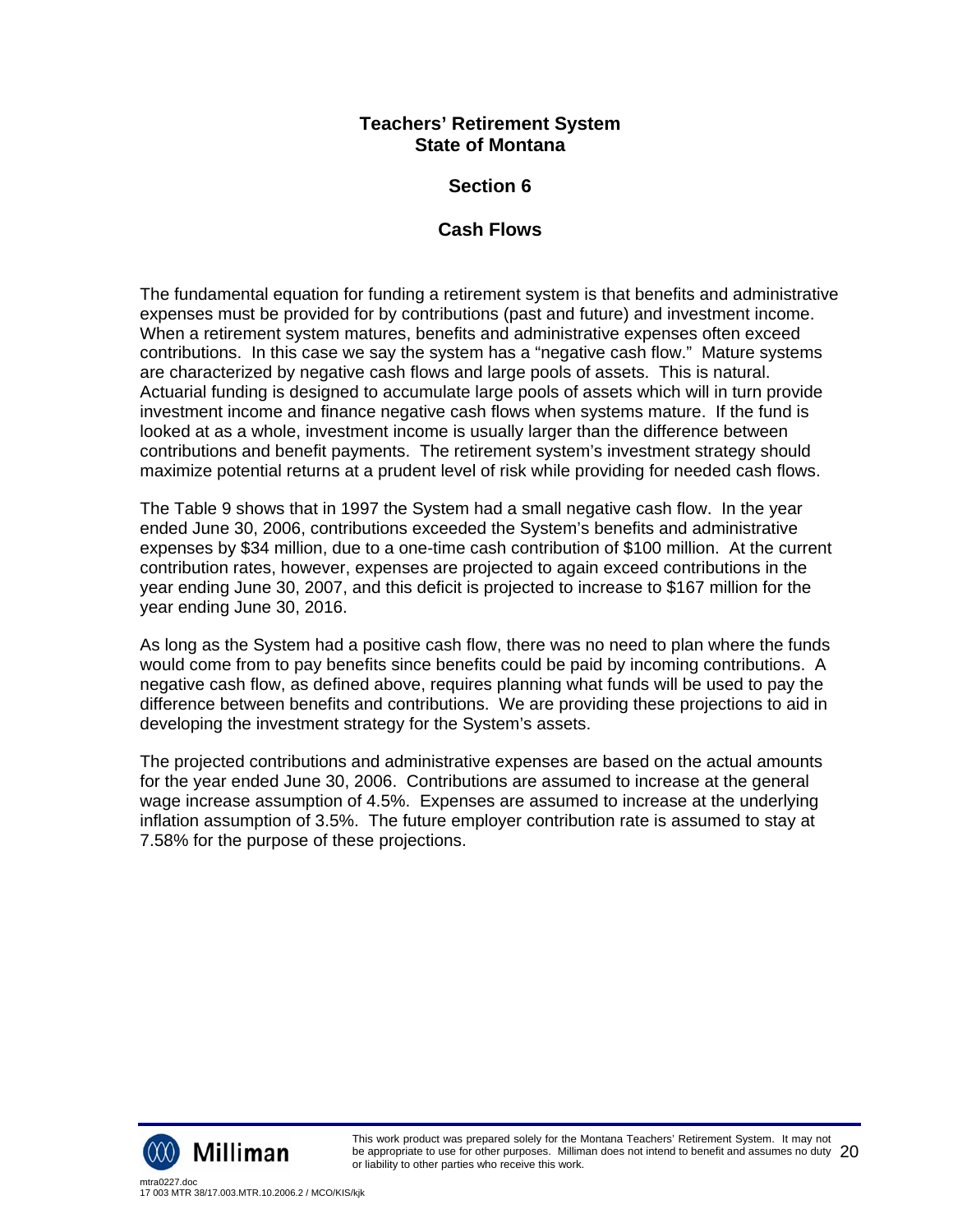# Teachers' Retirement System
# State of Montana

## Section 6

## Cash Flows

The fundamental equation for funding a retirement system is that benefits and administrative expenses must be provided for by contributions (past and future) and investment income. When a retirement system matures, benefits and administrative expenses often exceed contributions. In this case we say the system has a "negative cash flow." Mature systems are characterized by negative cash flows and large pools of assets. This is natural. Actuarial funding is designed to accumulate large pools of assets which will in turn provide investment income and finance negative cash flows when systems mature. If the fund is looked at as a whole, investment income is usually larger than the difference between contributions and benefit payments. The retirement system's investment strategy should maximize potential returns at a prudent level of risk while providing for needed cash flows.

The Table 9 shows that in 1997 the System had a small negative cash flow. In the year ended June 30, 2006, contributions exceeded the System's benefits and administrative expenses by $34 million, due to a one-time cash contribution of $100 million. At the current contribution rates, however, expenses are projected to again exceed contributions in the year ending June 30, 2007, and this deficit is projected to increase to $167 million for the year ending June 30, 2016.

As long as the System had a positive cash flow, there was no need to plan where the funds would come from to pay benefits since benefits could be paid by incoming contributions. A negative cash flow, as defined above, requires planning what funds will be used to pay the difference between benefits and contributions. We are providing these projections to aid in developing the investment strategy for the System's assets.

The projected contributions and administrative expenses are based on the actual amounts for the year ended June 30, 2006. Contributions are assumed to increase at the general wage increase assumption of 4.5%. Expenses are assumed to increase at the underlying inflation assumption of 3.5%. The future employer contribution rate is assumed to stay at 7.58% for the purpose of these projections.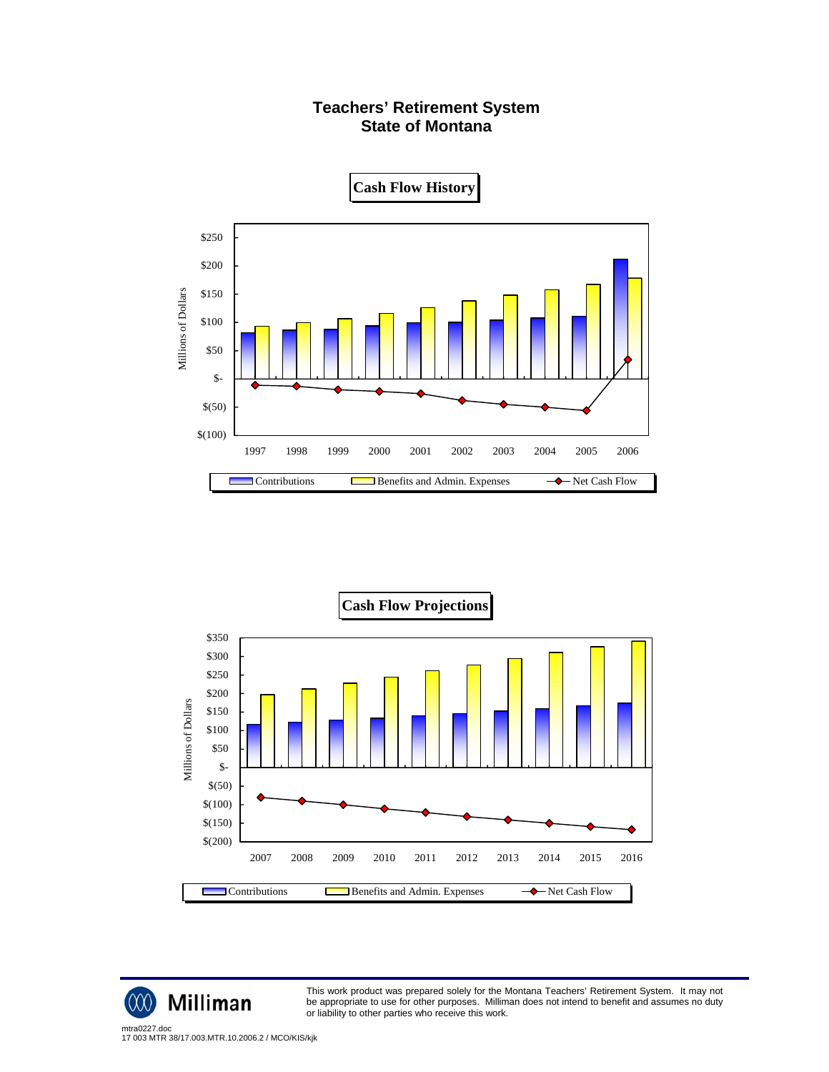# Teachers' Retirement System
# State of Montana

## Cash Flow History

Millions of Dollars

$250, $200, $150, $100, $50, $-, $(50), $(100)

1997 1998 1999 2000 2001 2002 2003 2004 2005 2006

Contributions | Benefits and Admin. Expenses | Net Cash Flow

## Cash Flow Projections

Millions of Dollars

$350, $300, $250, $200, $150, $100, $50, $-, $(50), $(100), $(150), $(200)

2007 2008 2009 2010 2011 2012 2013 2014 2015 2016

Contributions | Benefits and Admin. Expenses | Net Cash Flow

This work product was prepared solely for the Montana Teachers' Retirement System. It may not be appropriate to use for other purposes. Milliman does not intend to benefit and assumes no duty or liability to other parties who receive this work.

mtra0227.doc
17 003 MTR 38/17.003.MTR.10.2006.2 / MCO/KIS/kjk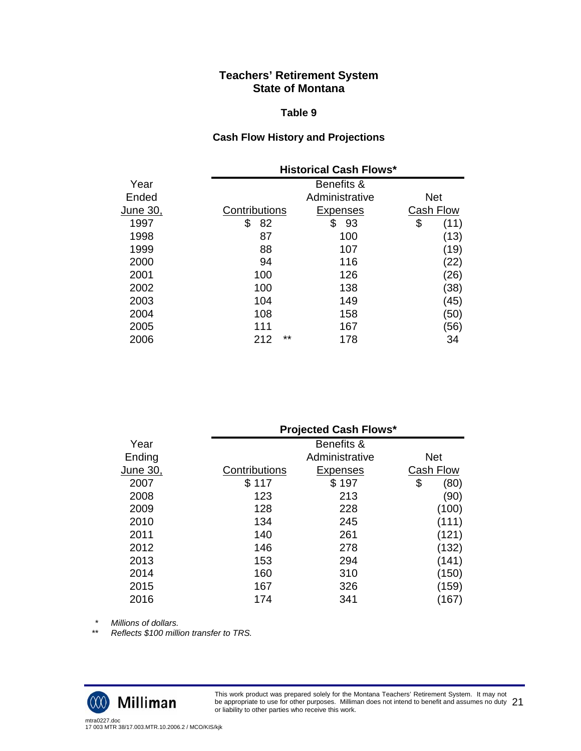**Teachers' Retirement System**
**State of Montana**

**Table 9**

**Cash Flow History and Projections**

| Year Ended June 30, | Historical Cash Flows* | | |
|---|---|---|---|
| | Contributions | Benefits & Administrative Expenses | Net Cash Flow |
| 1997 | $ 82 | $ 93 | $ (11) |
| 1998 | 87 | 100 | (13) |
| 1999 | 88 | 107 | (19) |
| 2000 | 94 | 116 | (22) |
| 2001 | 100 | 126 | (26) |
| 2002 | 100 | 138 | (38) |
| 2003 | 104 | 149 | (45) |
| 2004 | 108 | 158 | (50) |
| 2005 | 111 | 167 | (56) |
| 2006 | 212 ** | 178 | 34 |

| Year Ending June 30, | Projected Cash Flows* | | |
|---|---|---|---|
| | Contributions | Benefits & Administrative Expenses | Net Cash Flow |
| 2007 | $ 117 | $ 197 | $ (80) |
| 2008 | 123 | 213 | (90) |
| 2009 | 128 | 228 | (100) |
| 2010 | 134 | 245 | (111) |
| 2011 | 140 | 261 | (121) |
| 2012 | 146 | 278 | (132) |
| 2013 | 153 | 294 | (141) |
| 2014 | 160 | 310 | (150) |
| 2015 | 167 | 326 | (159) |
| 2016 | 174 | 341 | (167) |

\* *Millions of dollars.*

\*\* *Reflects $100 million transfer to TRS.*

This work product was prepared solely for the Montana Teachers' Retirement System. It may not be appropriate to use for other purposes. Milliman does not intend to benefit and assumes no duty or liability to other parties who receive this work.

mtra0227.doc
17 003 MTR 38/17.003.MTR.10.2006.2 / MCO/KIS/kjk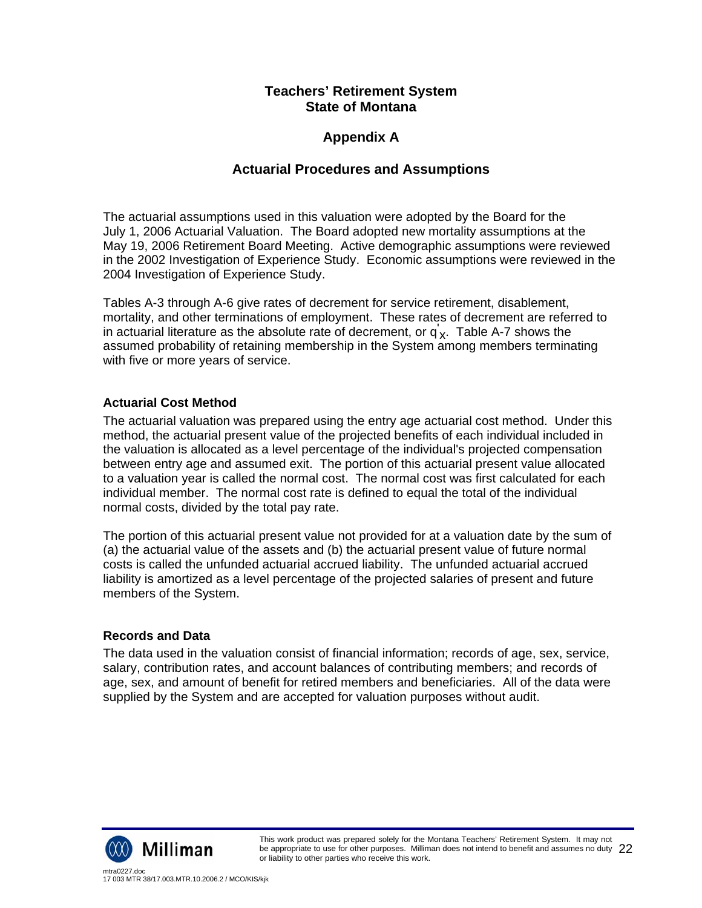# Teachers' Retirement System State of Montana

## Appendix A

## Actuarial Procedures and Assumptions

The actuarial assumptions used in this valuation were adopted by the Board for the July 1, 2006 Actuarial Valuation. The Board adopted new mortality assumptions at the May 19, 2006 Retirement Board Meeting. Active demographic assumptions were reviewed in the 2002 Investigation of Experience Study. Economic assumptions were reviewed in the 2004 Investigation of Experience Study.

Tables A-3 through A-6 give rates of decrement for service retirement, disablement, mortality, and other terminations of employment. These rates of decrement are referred to in actuarial literature as the absolute rate of decrement, or $q'_x$. Table A-7 shows the assumed probability of retaining membership in the System among members terminating with five or more years of service.

### Actuarial Cost Method

The actuarial valuation was prepared using the entry age actuarial cost method. Under this method, the actuarial present value of the projected benefits of each individual included in the valuation is allocated as a level percentage of the individual's projected compensation between entry age and assumed exit. The portion of this actuarial present value allocated to a valuation year is called the normal cost. The normal cost was first calculated for each individual member. The normal cost rate is defined to equal the total of the individual normal costs, divided by the total pay rate.

The portion of this actuarial present value not provided for at a valuation date by the sum of (a) the actuarial value of the assets and (b) the actuarial present value of future normal costs is called the unfunded actuarial accrued liability. The unfunded actuarial accrued liability is amortized as a level percentage of the projected salaries of present and future members of the System.

### Records and Data

The data used in the valuation consist of financial information; records of age, sex, service, salary, contribution rates, and account balances of contributing members; and records of age, sex, and amount of benefit for retired members and beneficiaries. All of the data were supplied by the System and are accepted for valuation purposes without audit.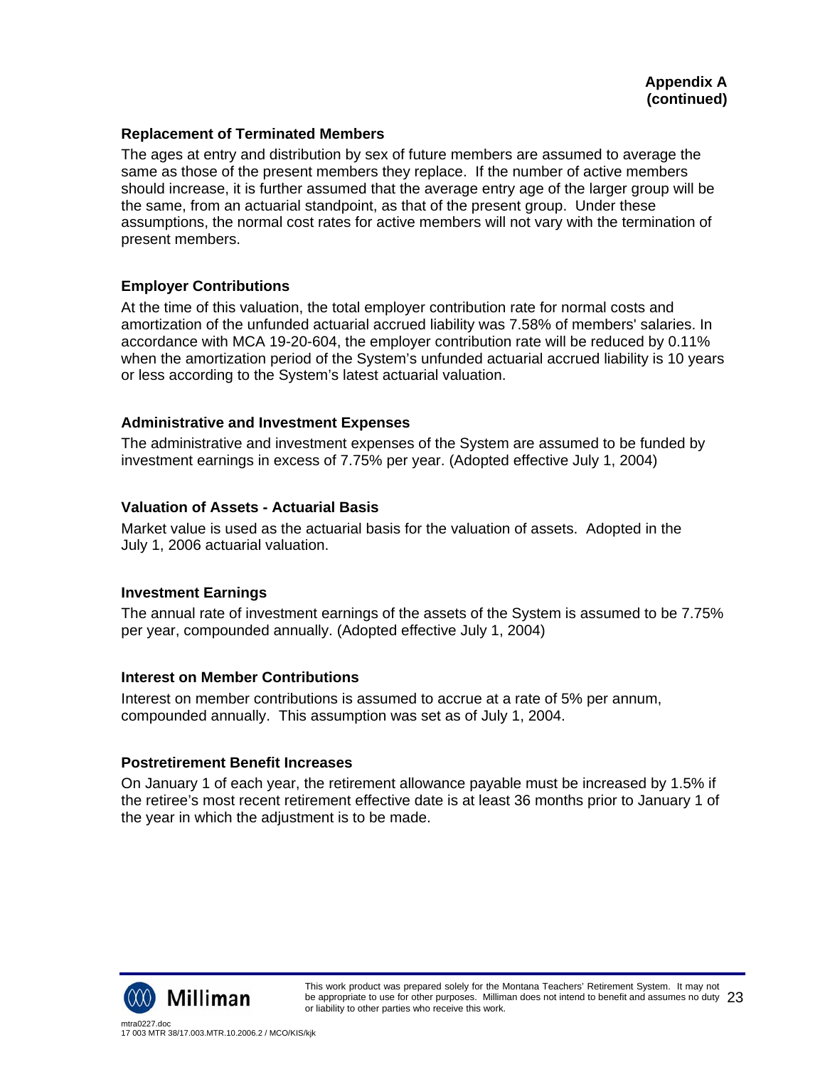**Appendix A (continued)**

### Replacement of Terminated Members

The ages at entry and distribution by sex of future members are assumed to average the same as those of the present members they replace. If the number of active members should increase, it is further assumed that the average entry age of the larger group will be the same, from an actuarial standpoint, as that of the present group. Under these assumptions, the normal cost rates for active members will not vary with the termination of present members.

### Employer Contributions

At the time of this valuation, the total employer contribution rate for normal costs and amortization of the unfunded actuarial accrued liability was 7.58% of members' salaries. In accordance with MCA 19-20-604, the employer contribution rate will be reduced by 0.11% when the amortization period of the System's unfunded actuarial accrued liability is 10 years or less according to the System's latest actuarial valuation.

### Administrative and Investment Expenses

The administrative and investment expenses of the System are assumed to be funded by investment earnings in excess of 7.75% per year. (Adopted effective July 1, 2004)

### Valuation of Assets - Actuarial Basis

Market value is used as the actuarial basis for the valuation of assets. Adopted in the July 1, 2006 actuarial valuation.

### Investment Earnings

The annual rate of investment earnings of the assets of the System is assumed to be 7.75% per year, compounded annually. (Adopted effective July 1, 2004)

### Interest on Member Contributions

Interest on member contributions is assumed to accrue at a rate of 5% per annum, compounded annually. This assumption was set as of July 1, 2004.

### Postretirement Benefit Increases

On January 1 of each year, the retirement allowance payable must be increased by 1.5% if the retiree's most recent retirement effective date is at least 36 months prior to January 1 of the year in which the adjustment is to be made.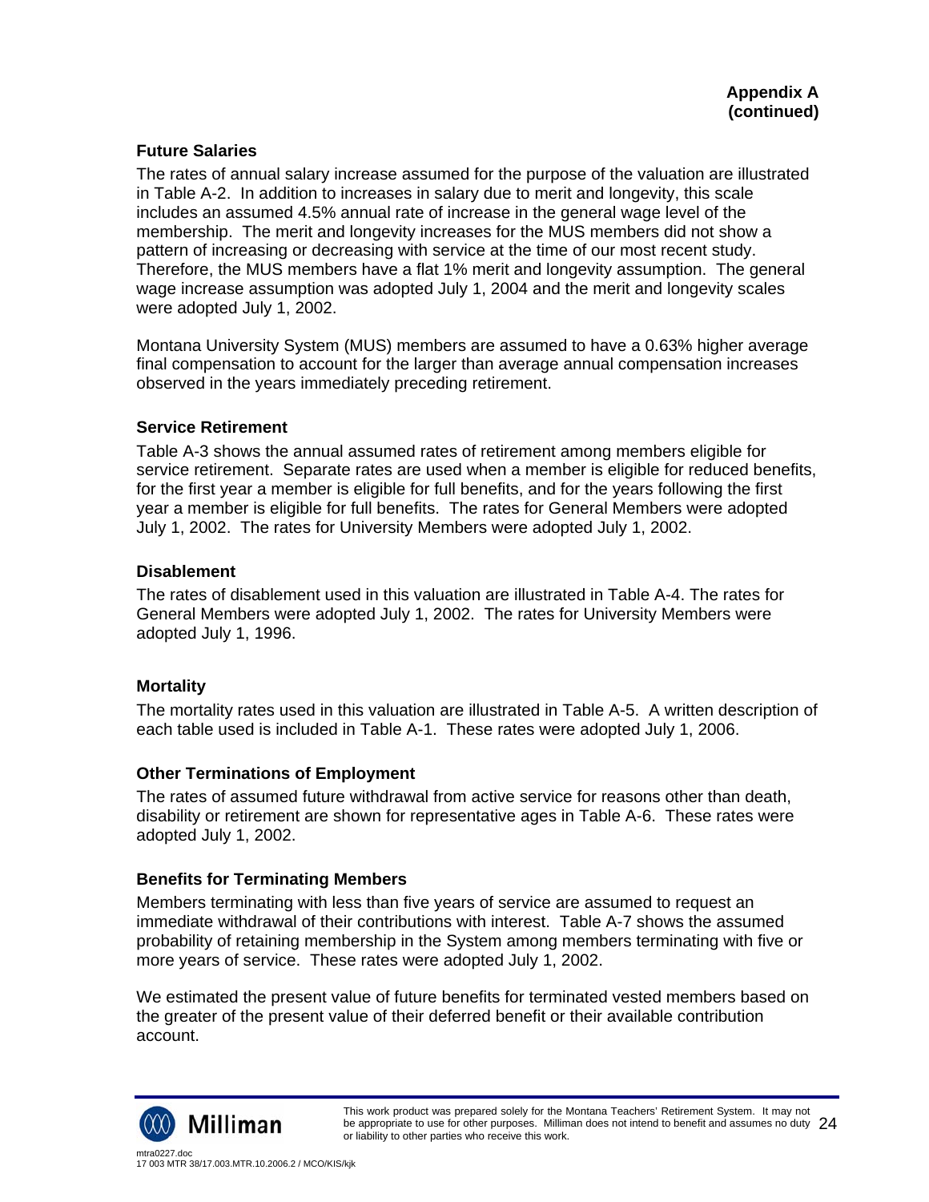**Appendix A (continued)**

### Future Salaries

The rates of annual salary increase assumed for the purpose of the valuation are illustrated in Table A-2. In addition to increases in salary due to merit and longevity, this scale includes an assumed 4.5% annual rate of increase in the general wage level of the membership. The merit and longevity increases for the MUS members did not show a pattern of increasing or decreasing with service at the time of our most recent study. Therefore, the MUS members have a flat 1% merit and longevity assumption. The general wage increase assumption was adopted July 1, 2004 and the merit and longevity scales were adopted July 1, 2002.

Montana University System (MUS) members are assumed to have a 0.63% higher average final compensation to account for the larger than average annual compensation increases observed in the years immediately preceding retirement.

### Service Retirement

Table A-3 shows the annual assumed rates of retirement among members eligible for service retirement. Separate rates are used when a member is eligible for reduced benefits, for the first year a member is eligible for full benefits, and for the years following the first year a member is eligible for full benefits. The rates for General Members were adopted July 1, 2002. The rates for University Members were adopted July 1, 2002.

### Disablement

The rates of disablement used in this valuation are illustrated in Table A-4. The rates for General Members were adopted July 1, 2002. The rates for University Members were adopted July 1, 1996.

### Mortality

The mortality rates used in this valuation are illustrated in Table A-5. A written description of each table used is included in Table A-1. These rates were adopted July 1, 2006.

### Other Terminations of Employment

The rates of assumed future withdrawal from active service for reasons other than death, disability or retirement are shown for representative ages in Table A-6. These rates were adopted July 1, 2002.

### Benefits for Terminating Members

Members terminating with less than five years of service are assumed to request an immediate withdrawal of their contributions with interest. Table A-7 shows the assumed probability of retaining membership in the System among members terminating with five or more years of service. These rates were adopted July 1, 2002.

We estimated the present value of future benefits for terminated vested members based on the greater of the present value of their deferred benefit or their available contribution account.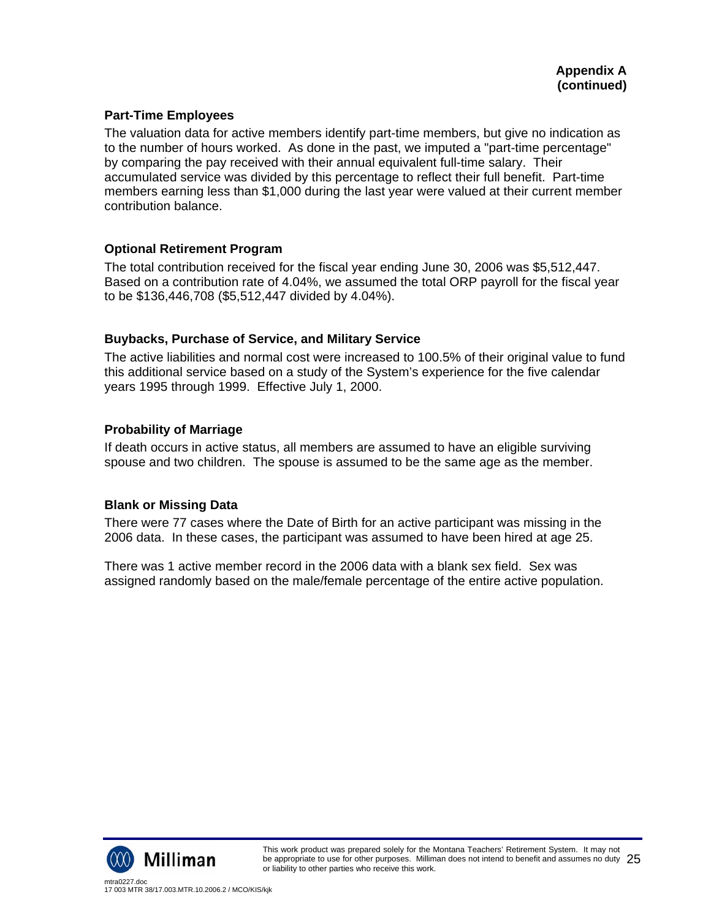**Appendix A (continued)**

### Part-Time Employees

The valuation data for active members identify part-time members, but give no indication as to the number of hours worked. As done in the past, we imputed a "part-time percentage" by comparing the pay received with their annual equivalent full-time salary. Their accumulated service was divided by this percentage to reflect their full benefit. Part-time members earning less than $1,000 during the last year were valued at their current member contribution balance.

### Optional Retirement Program

The total contribution received for the fiscal year ending June 30, 2006 was $5,512,447. Based on a contribution rate of 4.04%, we assumed the total ORP payroll for the fiscal year to be $136,446,708 ($5,512,447 divided by 4.04%).

### Buybacks, Purchase of Service, and Military Service

The active liabilities and normal cost were increased to 100.5% of their original value to fund this additional service based on a study of the System's experience for the five calendar years 1995 through 1999. Effective July 1, 2000.

### Probability of Marriage

If death occurs in active status, all members are assumed to have an eligible surviving spouse and two children. The spouse is assumed to be the same age as the member.

### Blank or Missing Data

There were 77 cases where the Date of Birth for an active participant was missing in the 2006 data. In these cases, the participant was assumed to have been hired at age 25.

There was 1 active member record in the 2006 data with a blank sex field. Sex was assigned randomly based on the male/female percentage of the entire active population.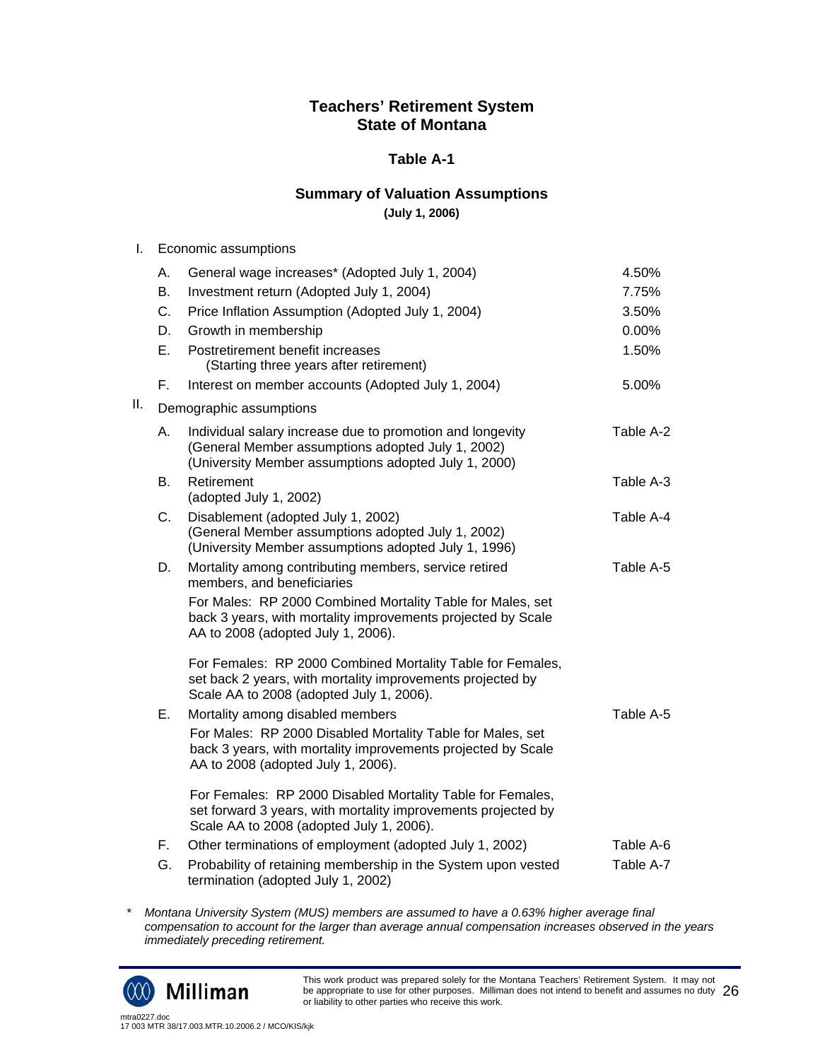# Teachers' Retirement System
# State of Montana

## Table A-1

## Summary of Valuation Assumptions
**(July 1, 2006)**

I. Economic assumptions

| | | |
|---|---|---|
| A. | General wage increases* (Adopted July 1, 2004) | 4.50% |
| B. | Investment return (Adopted July 1, 2004) | 7.75% |
| C. | Price Inflation Assumption (Adopted July 1, 2004) | 3.50% |
| D. | Growth in membership | 0.00% |
| E. | Postretirement benefit increases (Starting three years after retirement) | 1.50% |
| F. | Interest on member accounts (Adopted July 1, 2004) | 5.00% |

II. Demographic assumptions

| | | |
|---|---|---|
| A. | Individual salary increase due to promotion and longevity (General Member assumptions adopted July 1, 2002) (University Member assumptions adopted July 1, 2000) | Table A-2 |
| B. | Retirement (adopted July 1, 2002) | Table A-3 |
| C. | Disablement (adopted July 1, 2002) (General Member assumptions adopted July 1, 2002) (University Member assumptions adopted July 1, 1996) | Table A-4 |
| D. | Mortality among contributing members, service retired members, and beneficiaries<br><br>For Males: RP 2000 Combined Mortality Table for Males, set back 3 years, with mortality improvements projected by Scale AA to 2008 (adopted July 1, 2006).<br><br>For Females: RP 2000 Combined Mortality Table for Females, set back 2 years, with mortality improvements projected by Scale AA to 2008 (adopted July 1, 2006). | Table A-5 |
| E. | Mortality among disabled members<br><br>For Males: RP 2000 Disabled Mortality Table for Males, set back 3 years, with mortality improvements projected by Scale AA to 2008 (adopted July 1, 2006).<br><br>For Females: RP 2000 Disabled Mortality Table for Females, set forward 3 years, with mortality improvements projected by Scale AA to 2008 (adopted July 1, 2006). | Table A-5 |
| F. | Other terminations of employment (adopted July 1, 2002) | Table A-6 |
| G. | Probability of retaining membership in the System upon vested termination (adopted July 1, 2002) | Table A-7 |

\* *Montana University System (MUS) members are assumed to have a 0.63% higher average final compensation to account for the larger than average annual compensation increases observed in the years immediately preceding retirement.*

This work product was prepared solely for the Montana Teachers' Retirement System. It may not be appropriate to use for other purposes. Milliman does not intend to benefit and assumes no duty or liability to other parties who receive this work.

mtra0227.doc
17 003 MTR 38/17.003.MTR.10.2006.2 / MCO/KIS/kjk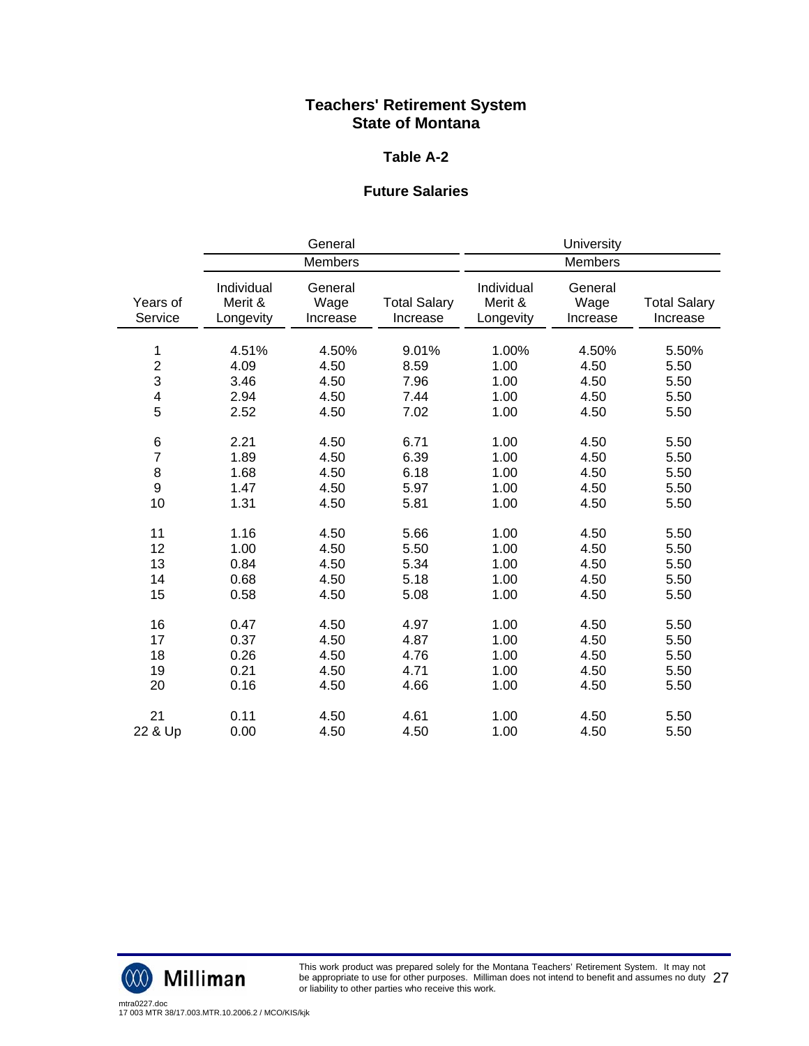**Teachers' Retirement System**
**State of Montana**

**Table A-2**

**Future Salaries**

| | General Members | | | University Members | | |
|---|---|---|---|---|---|---|
| Years of Service | Individual Merit & Longevity | General Wage Increase | Total Salary Increase | Individual Merit & Longevity | General Wage Increase | Total Salary Increase |
| 1 | 4.51% | 4.50% | 9.01% | 1.00% | 4.50% | 5.50% |
| 2 | 4.09 | 4.50 | 8.59 | 1.00 | 4.50 | 5.50 |
| 3 | 3.46 | 4.50 | 7.96 | 1.00 | 4.50 | 5.50 |
| 4 | 2.94 | 4.50 | 7.44 | 1.00 | 4.50 | 5.50 |
| 5 | 2.52 | 4.50 | 7.02 | 1.00 | 4.50 | 5.50 |
| 6 | 2.21 | 4.50 | 6.71 | 1.00 | 4.50 | 5.50 |
| 7 | 1.89 | 4.50 | 6.39 | 1.00 | 4.50 | 5.50 |
| 8 | 1.68 | 4.50 | 6.18 | 1.00 | 4.50 | 5.50 |
| 9 | 1.47 | 4.50 | 5.97 | 1.00 | 4.50 | 5.50 |
| 10 | 1.31 | 4.50 | 5.81 | 1.00 | 4.50 | 5.50 |
| 11 | 1.16 | 4.50 | 5.66 | 1.00 | 4.50 | 5.50 |
| 12 | 1.00 | 4.50 | 5.50 | 1.00 | 4.50 | 5.50 |
| 13 | 0.84 | 4.50 | 5.34 | 1.00 | 4.50 | 5.50 |
| 14 | 0.68 | 4.50 | 5.18 | 1.00 | 4.50 | 5.50 |
| 15 | 0.58 | 4.50 | 5.08 | 1.00 | 4.50 | 5.50 |
| 16 | 0.47 | 4.50 | 4.97 | 1.00 | 4.50 | 5.50 |
| 17 | 0.37 | 4.50 | 4.87 | 1.00 | 4.50 | 5.50 |
| 18 | 0.26 | 4.50 | 4.76 | 1.00 | 4.50 | 5.50 |
| 19 | 0.21 | 4.50 | 4.71 | 1.00 | 4.50 | 5.50 |
| 20 | 0.16 | 4.50 | 4.66 | 1.00 | 4.50 | 5.50 |
| 21 | 0.11 | 4.50 | 4.61 | 1.00 | 4.50 | 5.50 |
| 22 & Up | 0.00 | 4.50 | 4.50 | 1.00 | 4.50 | 5.50 |

This work product was prepared solely for the Montana Teachers' Retirement System. It may not be appropriate to use for other purposes. Milliman does not intend to benefit and assumes no duty or liability to other parties who receive this work.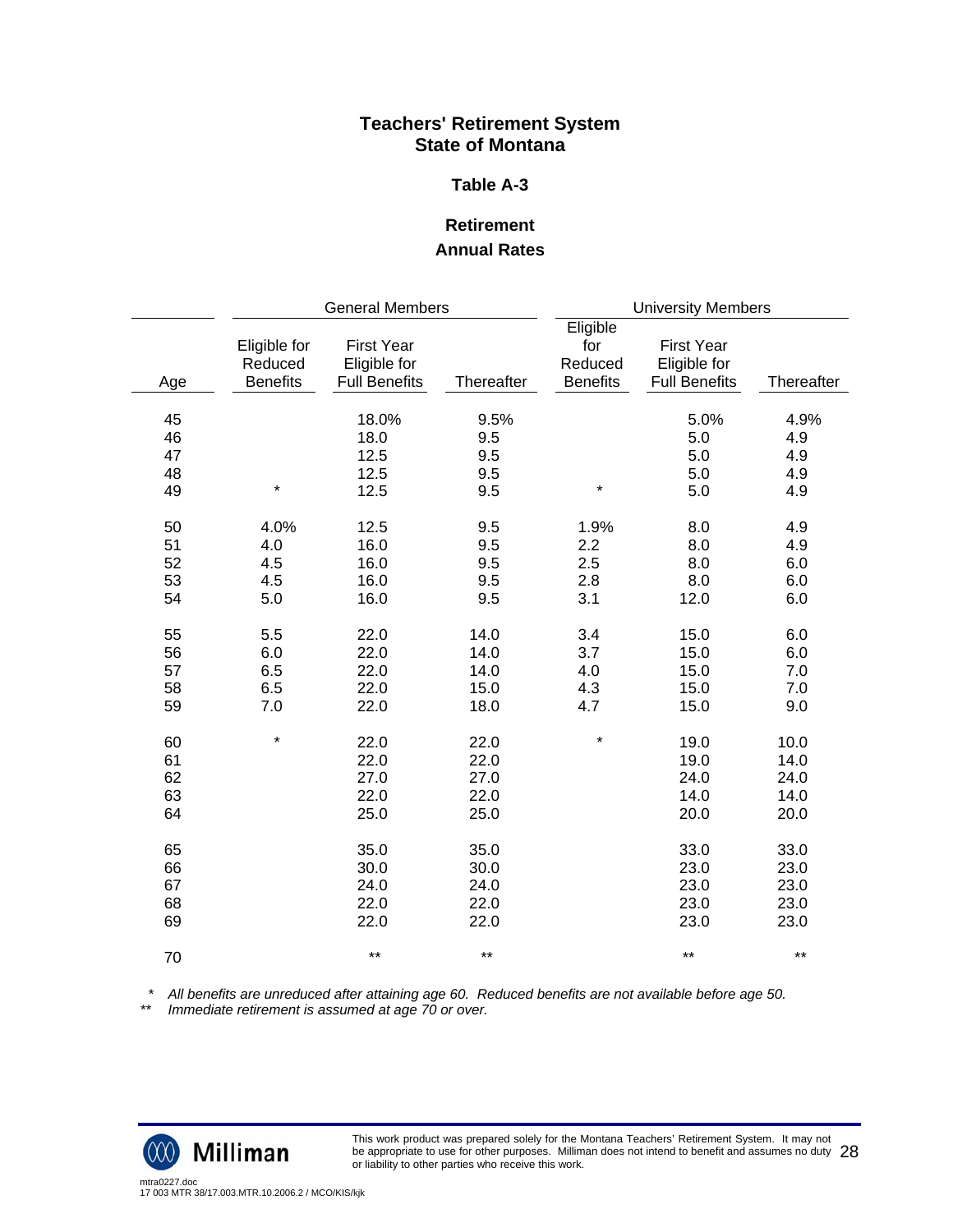# Teachers' Retirement System
# State of Montana

### Table A-3

### Retirement
### Annual Rates

| Age | General Members | | | University Members | | |
|---|---|---|---|---|---|---|
| | Eligible for Reduced Benefits | First Year Eligible for Full Benefits | Thereafter | Eligible for Reduced Benefits | First Year Eligible for Full Benefits | Thereafter |
| 45 | | 18.0% | 9.5% | | 5.0% | 4.9% |
| 46 | | 18.0 | 9.5 | | 5.0 | 4.9 |
| 47 | | 12.5 | 9.5 | | 5.0 | 4.9 |
| 48 | | 12.5 | 9.5 | | 5.0 | 4.9 |
| 49 | * | 12.5 | 9.5 | * | 5.0 | 4.9 |
| 50 | 4.0% | 12.5 | 9.5 | 1.9% | 8.0 | 4.9 |
| 51 | 4.0 | 16.0 | 9.5 | 2.2 | 8.0 | 4.9 |
| 52 | 4.5 | 16.0 | 9.5 | 2.5 | 8.0 | 6.0 |
| 53 | 4.5 | 16.0 | 9.5 | 2.8 | 8.0 | 6.0 |
| 54 | 5.0 | 16.0 | 9.5 | 3.1 | 12.0 | 6.0 |
| 55 | 5.5 | 22.0 | 14.0 | 3.4 | 15.0 | 6.0 |
| 56 | 6.0 | 22.0 | 14.0 | 3.7 | 15.0 | 6.0 |
| 57 | 6.5 | 22.0 | 14.0 | 4.0 | 15.0 | 7.0 |
| 58 | 6.5 | 22.0 | 15.0 | 4.3 | 15.0 | 7.0 |
| 59 | 7.0 | 22.0 | 18.0 | 4.7 | 15.0 | 9.0 |
| 60 | * | 22.0 | 22.0 | * | 19.0 | 10.0 |
| 61 | | 22.0 | 22.0 | | 19.0 | 14.0 |
| 62 | | 27.0 | 27.0 | | 24.0 | 24.0 |
| 63 | | 22.0 | 22.0 | | 14.0 | 14.0 |
| 64 | | 25.0 | 25.0 | | 20.0 | 20.0 |
| 65 | | 35.0 | 35.0 | | 33.0 | 33.0 |
| 66 | | 30.0 | 30.0 | | 23.0 | 23.0 |
| 67 | | 24.0 | 24.0 | | 23.0 | 23.0 |
| 68 | | 22.0 | 22.0 | | 23.0 | 23.0 |
| 69 | | 22.0 | 22.0 | | 23.0 | 23.0 |
| 70 | | ** | ** | | ** | ** |

\* *All benefits are unreduced after attaining age 60. Reduced benefits are not available before age 50.*
\*\* *Immediate retirement is assumed at age 70 or over.*

This work product was prepared solely for the Montana Teachers' Retirement System. It may not be appropriate to use for other purposes. Milliman does not intend to benefit and assumes no duty or liability to other parties who receive this work.

mtra0227.doc
17 003 MTR 38/17.003.MTR.10.2006.2 / MCO/KIS/kjk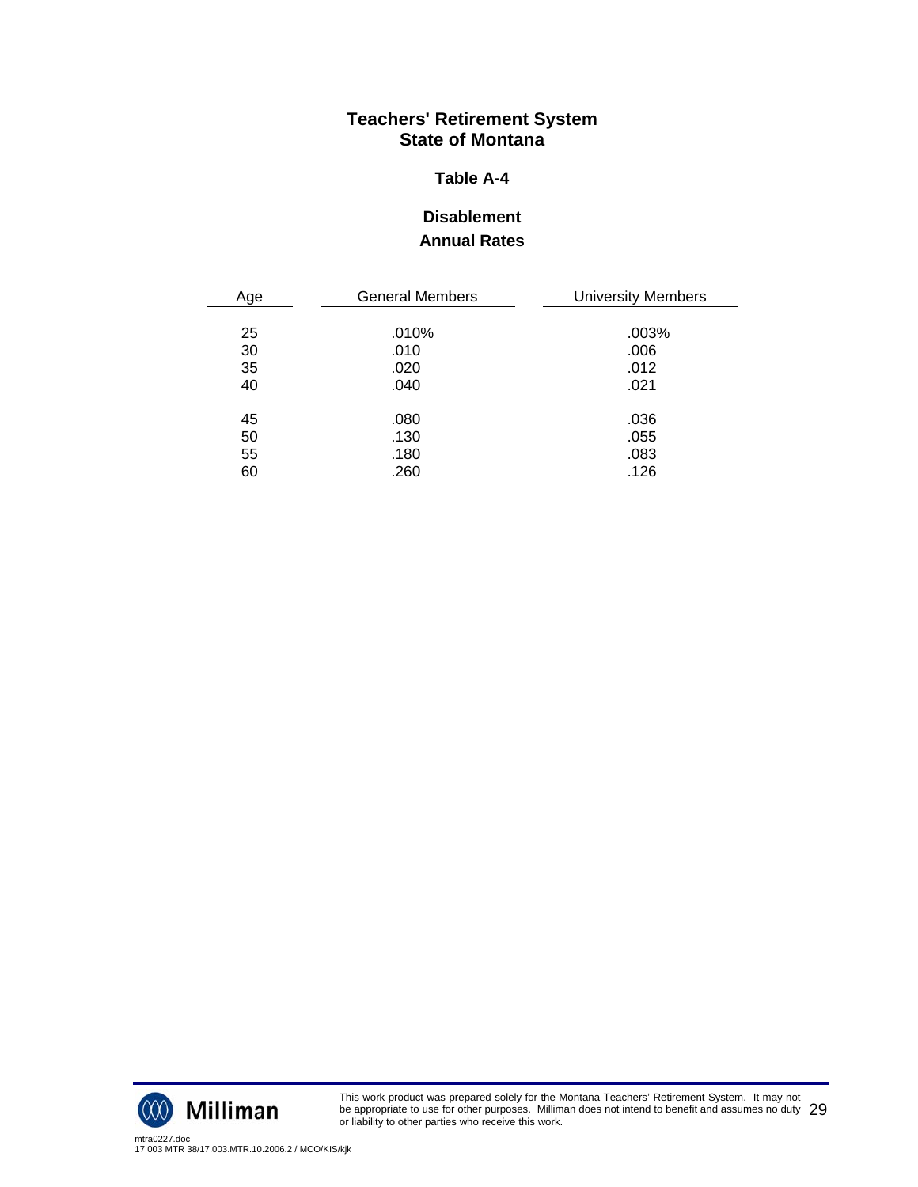# Teachers' Retirement System
# State of Montana

## Table A-4

## Disablement
## Annual Rates

| Age | General Members | University Members |
|---|---|---|
| 25 | .010% | .003% |
| 30 | .010 | .006 |
| 35 | .020 | .012 |
| 40 | .040 | .021 |
| 45 | .080 | .036 |
| 50 | .130 | .055 |
| 55 | .180 | .083 |
| 60 | .260 | .126 |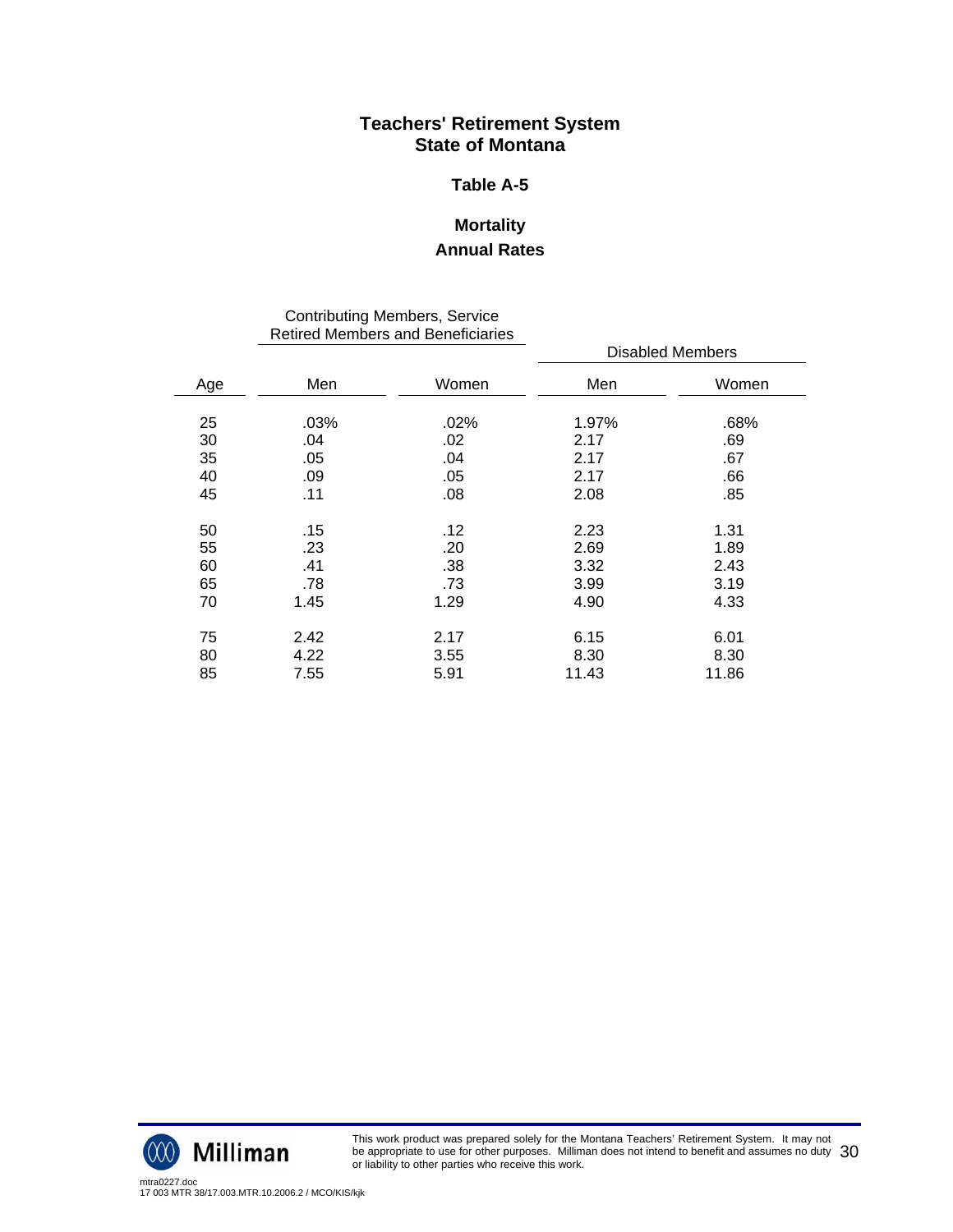# Teachers' Retirement System
# State of Montana

## Table A-5

## Mortality
## Annual Rates

| Age | Contributing Members, Service Retired Members and Beneficiaries | | Disabled Members | |
|---|---|---|---|---|
| | Men | Women | Men | Women |
| 25 | .03% | .02% | 1.97% | .68% |
| 30 | .04 | .02 | 2.17 | .69 |
| 35 | .05 | .04 | 2.17 | .67 |
| 40 | .09 | .05 | 2.17 | .66 |
| 45 | .11 | .08 | 2.08 | .85 |
| 50 | .15 | .12 | 2.23 | 1.31 |
| 55 | .23 | .20 | 2.69 | 1.89 |
| 60 | .41 | .38 | 3.32 | 2.43 |
| 65 | .78 | .73 | 3.99 | 3.19 |
| 70 | 1.45 | 1.29 | 4.90 | 4.33 |
| 75 | 2.42 | 2.17 | 6.15 | 6.01 |
| 80 | 4.22 | 3.55 | 8.30 | 8.30 |
| 85 | 7.55 | 5.91 | 11.43 | 11.86 |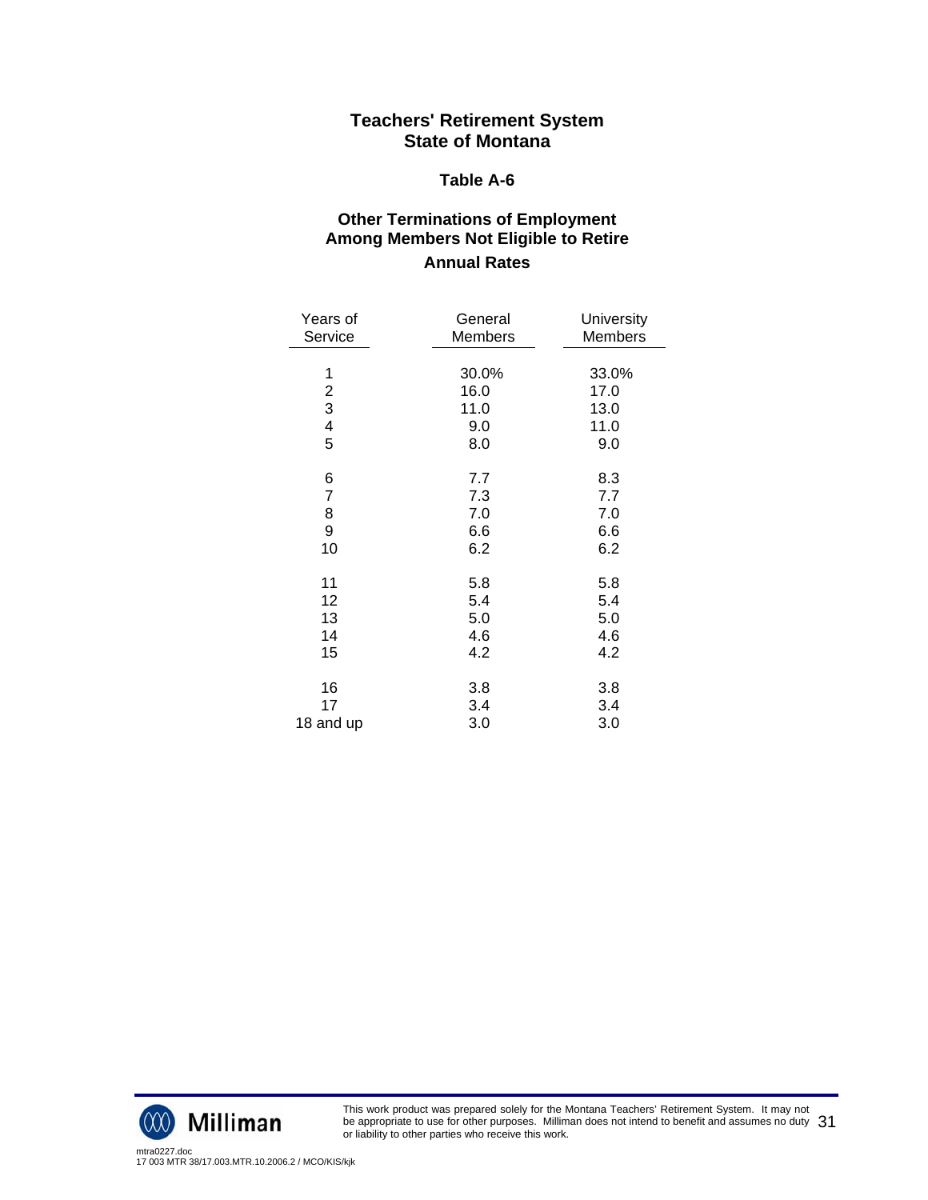## Teachers' Retirement System
## State of Montana

### Table A-6

### Other Terminations of Employment Among Members Not Eligible to Retire
### Annual Rates

| Years of Service | General Members | University Members |
|---|---|---|
| 1 | 30.0% | 33.0% |
| 2 | 16.0 | 17.0 |
| 3 | 11.0 | 13.0 |
| 4 | 9.0 | 11.0 |
| 5 | 8.0 | 9.0 |
| 6 | 7.7 | 8.3 |
| 7 | 7.3 | 7.7 |
| 8 | 7.0 | 7.0 |
| 9 | 6.6 | 6.6 |
| 10 | 6.2 | 6.2 |
| 11 | 5.8 | 5.8 |
| 12 | 5.4 | 5.4 |
| 13 | 5.0 | 5.0 |
| 14 | 4.6 | 4.6 |
| 15 | 4.2 | 4.2 |
| 16 | 3.8 | 3.8 |
| 17 | 3.4 | 3.4 |
| 18 and up | 3.0 | 3.0 |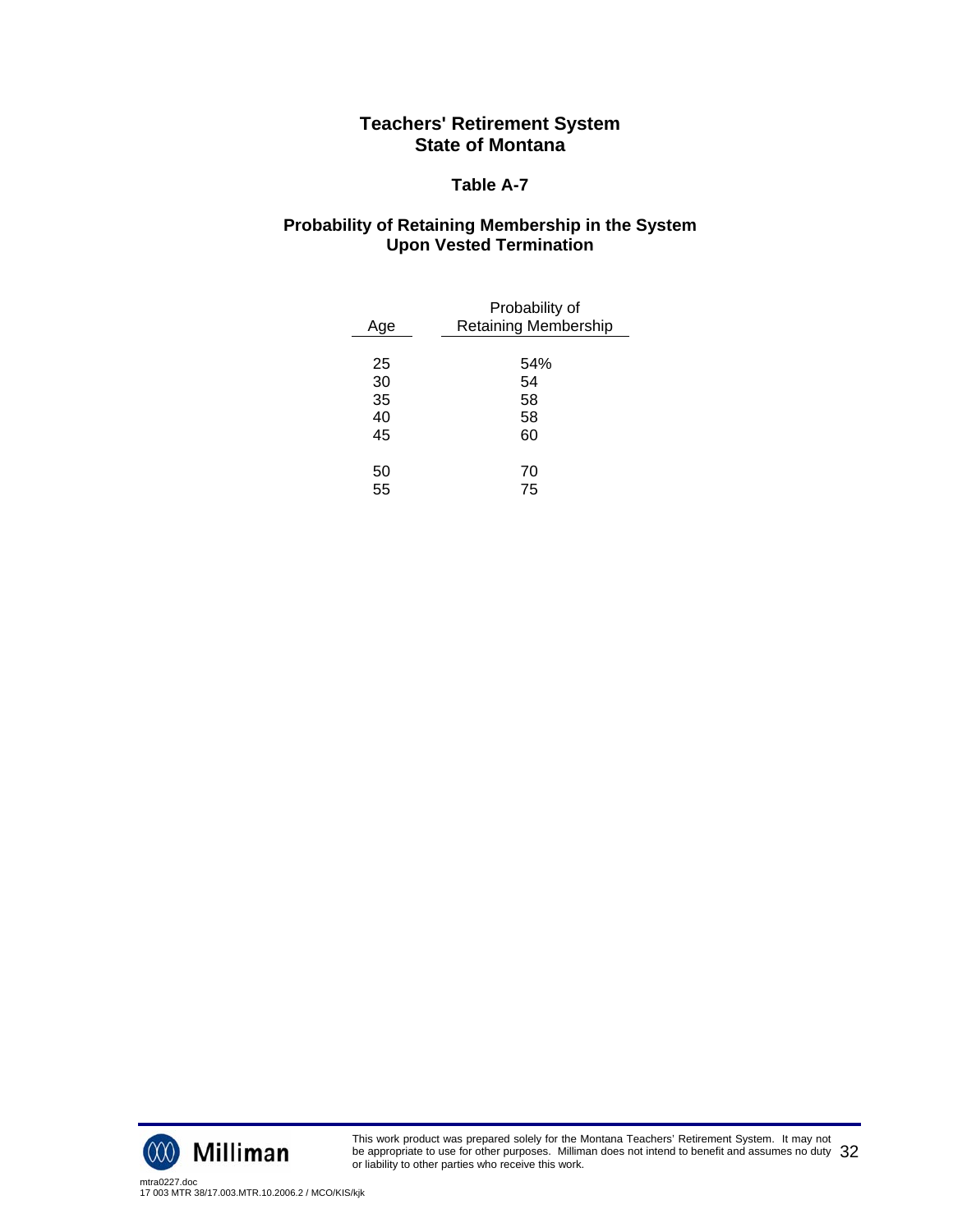# Teachers' Retirement System
# State of Montana

## Table A-7

### Probability of Retaining Membership in the System Upon Vested Termination

| Age | Probability of Retaining Membership |
|---|---|
| 25 | 54% |
| 30 | 54 |
| 35 | 58 |
| 40 | 58 |
| 45 | 60 |
| 50 | 70 |
| 55 | 75 |

This work product was prepared solely for the Montana Teachers' Retirement System. It may not be appropriate to use for other purposes. Milliman does not intend to benefit and assumes no duty or liability to other parties who receive this work.

mtra0227.doc
17 003 MTR 38/17.003.MTR.10.2006.2 / MCO/KIS/kjk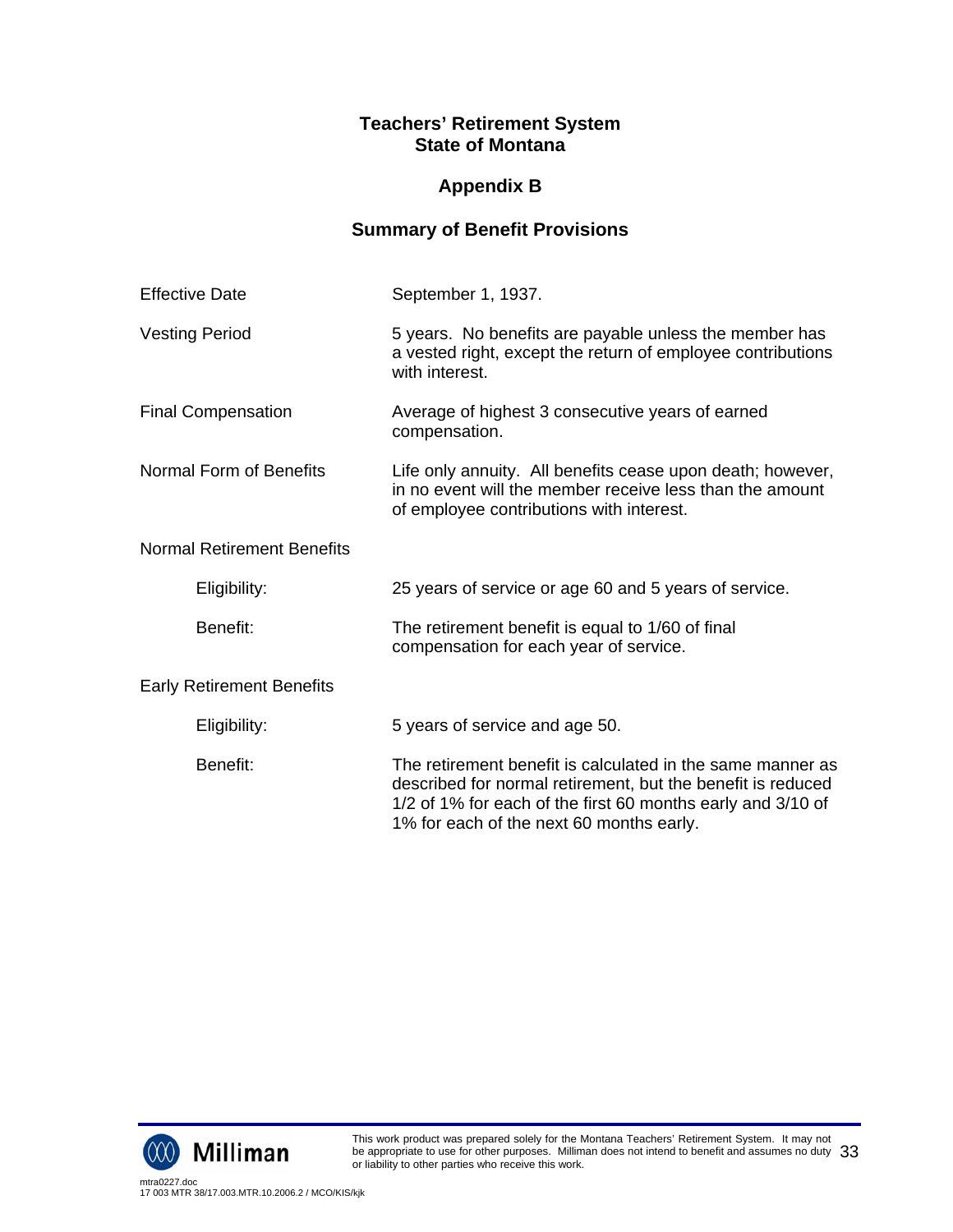# Teachers' Retirement System
# State of Montana

## Appendix B

### Summary of Benefit Provisions

| | |
|---|---|
| Effective Date | September 1, 1937. |
| Vesting Period | 5 years. No benefits are payable unless the member has a vested right, except the return of employee contributions with interest. |
| Final Compensation | Average of highest 3 consecutive years of earned compensation. |
| Normal Form of Benefits | Life only annuity. All benefits cease upon death; however, in no event will the member receive less than the amount of employee contributions with interest. |
| **Normal Retirement Benefits** | |
| Eligibility: | 25 years of service or age 60 and 5 years of service. |
| Benefit: | The retirement benefit is equal to 1/60 of final compensation for each year of service. |
| **Early Retirement Benefits** | |
| Eligibility: | 5 years of service and age 50. |
| Benefit: | The retirement benefit is calculated in the same manner as described for normal retirement, but the benefit is reduced 1/2 of 1% for each of the first 60 months early and 3/10 of 1% for each of the next 60 months early. |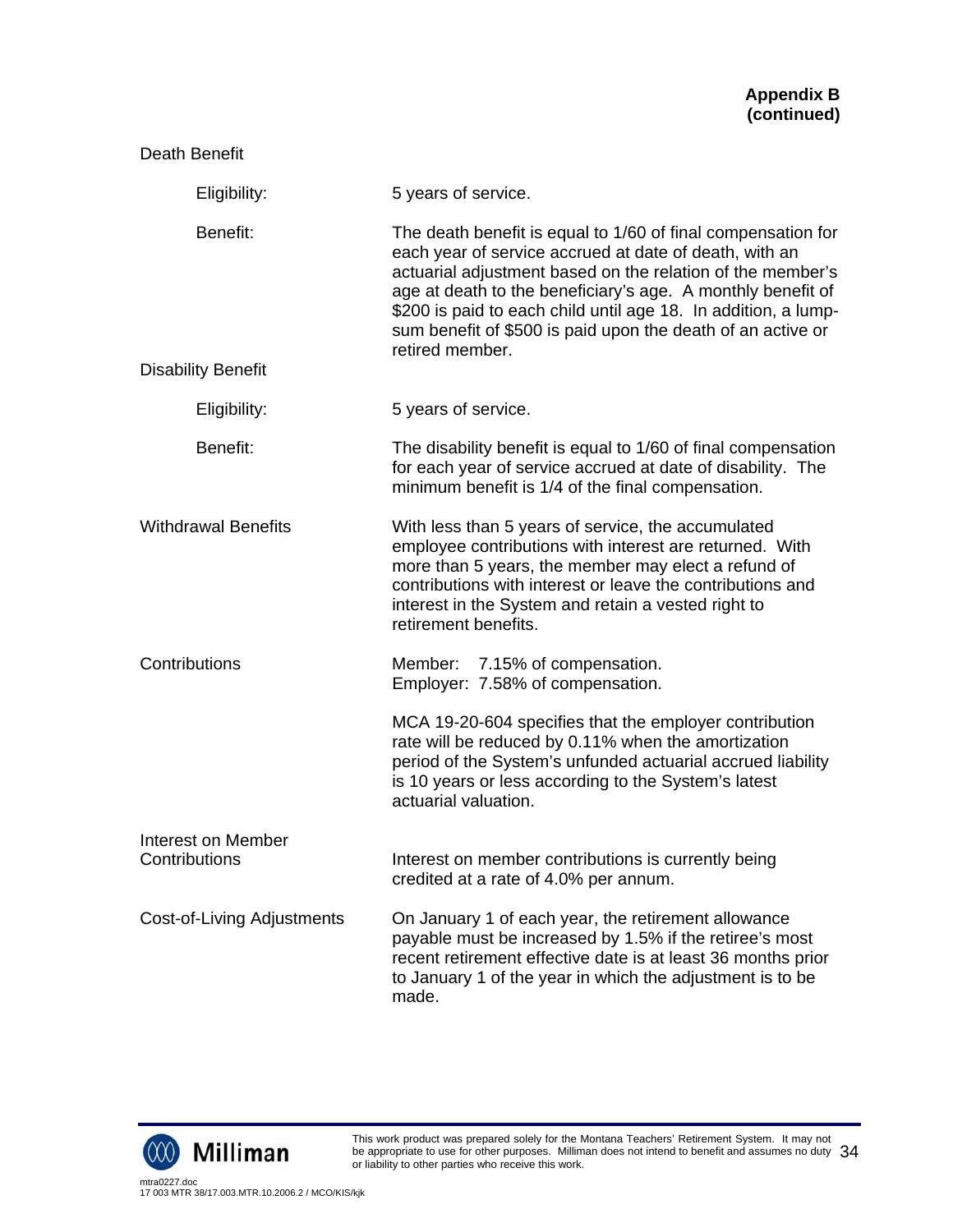**Appendix B (continued)**

Death Benefit

| | |
|---|---|
| Eligibility: | 5 years of service. |
| Benefit: | The death benefit is equal to 1/60 of final compensation for each year of service accrued at date of death, with an actuarial adjustment based on the relation of the member's age at death to the beneficiary's age. A monthly benefit of $200 is paid to each child until age 18. In addition, a lump-sum benefit of $500 is paid upon the death of an active or retired member. |

Disability Benefit

| | |
|---|---|
| Eligibility: | 5 years of service. |
| Benefit: | The disability benefit is equal to 1/60 of final compensation for each year of service accrued at date of disability. The minimum benefit is 1/4 of the final compensation. |

| | |
|---|---|
| Withdrawal Benefits | With less than 5 years of service, the accumulated employee contributions with interest are returned. With more than 5 years, the member may elect a refund of contributions with interest or leave the contributions and interest in the System and retain a vested right to retirement benefits. |
| Contributions | Member: 7.15% of compensation.<br>Employer: 7.58% of compensation.<br><br>MCA 19-20-604 specifies that the employer contribution rate will be reduced by 0.11% when the amortization period of the System's unfunded actuarial accrued liability is 10 years or less according to the System's latest actuarial valuation. |
| Interest on Member Contributions | Interest on member contributions is currently being credited at a rate of 4.0% per annum. |
| Cost-of-Living Adjustments | On January 1 of each year, the retirement allowance payable must be increased by 1.5% if the retiree's most recent retirement effective date is at least 36 months prior to January 1 of the year in which the adjustment is to be made. |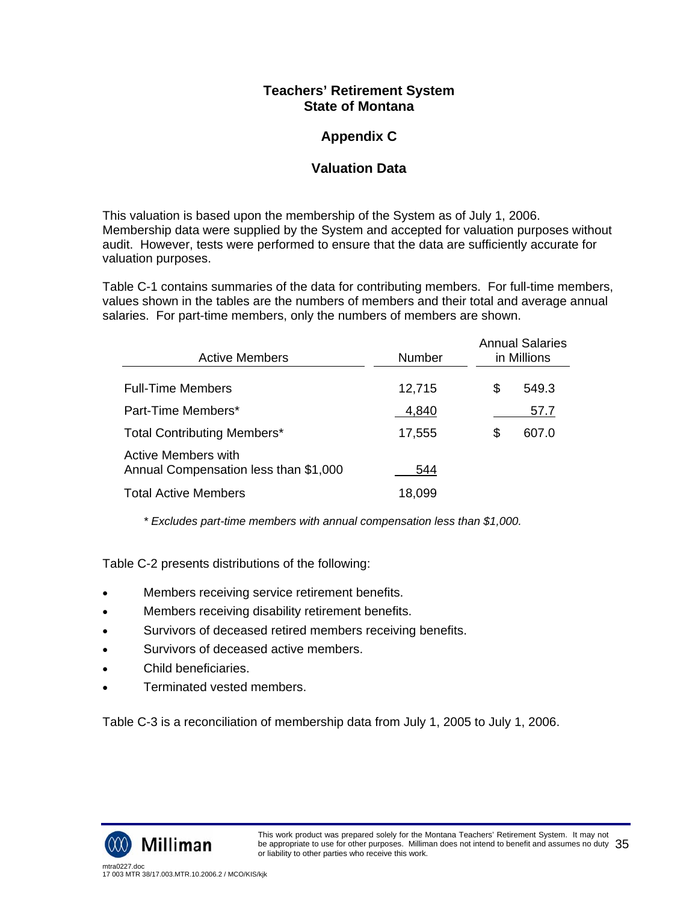# Teachers' Retirement System
# State of Montana

## Appendix C

## Valuation Data

This valuation is based upon the membership of the System as of July 1, 2006. Membership data were supplied by the System and accepted for valuation purposes without audit. However, tests were performed to ensure that the data are sufficiently accurate for valuation purposes.

Table C-1 contains summaries of the data for contributing members. For full-time members, values shown in the tables are the numbers of members and their total and average annual salaries. For part-time members, only the numbers of members are shown.

| Active Members | Number | Annual Salaries in Millions |
|---|---|---|
| Full-Time Members | 12,715 | $ 549.3 |
| Part-Time Members* | 4,840 | 57.7 |
| Total Contributing Members* | 17,555 | $ 607.0 |
| Active Members with Annual Compensation less than $1,000 | 544 | |
| Total Active Members | 18,099 | |

*\* Excludes part-time members with annual compensation less than $1,000.*

Table C-2 presents distributions of the following:

- Members receiving service retirement benefits.
- Members receiving disability retirement benefits.
- Survivors of deceased retired members receiving benefits.
- Survivors of deceased active members.
- Child beneficiaries.
- Terminated vested members.

Table C-3 is a reconciliation of membership data from July 1, 2005 to July 1, 2006.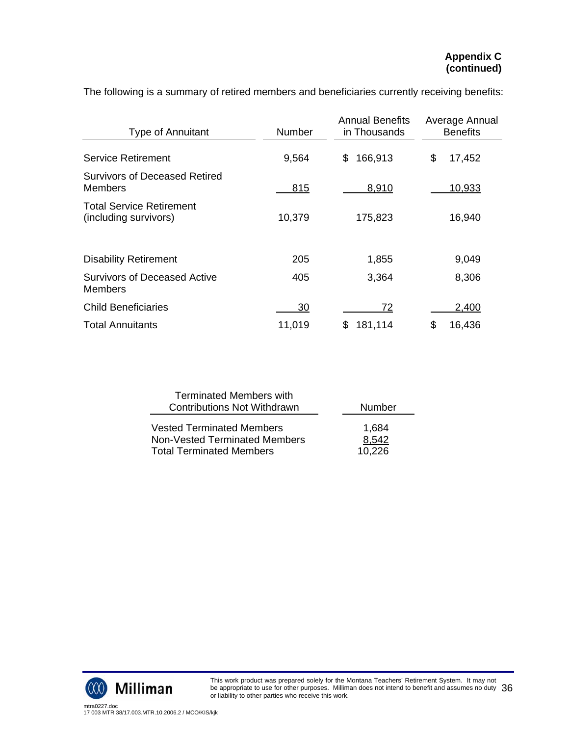**Appendix C (continued)**

The following is a summary of retired members and beneficiaries currently receiving benefits:

| Type of Annuitant | Number | Annual Benefits in Thousands | Average Annual Benefits |
|---|---|---|---|
| Service Retirement | 9,564 | $ 166,913 | $ 17,452 |
| Survivors of Deceased Retired Members | 815 | 8,910 | 10,933 |
| Total Service Retirement (including survivors) | 10,379 | 175,823 | 16,940 |
| Disability Retirement | 205 | 1,855 | 9,049 |
| Survivors of Deceased Active Members | 405 | 3,364 | 8,306 |
| Child Beneficiaries | 30 | 72 | 2,400 |
| Total Annuitants | 11,019 | $ 181,114 | $ 16,436 |

| Terminated Members with Contributions Not Withdrawn | Number |
|---|---|
| Vested Terminated Members | 1,684 |
| Non-Vested Terminated Members | 8,542 |
| Total Terminated Members | 10,226 |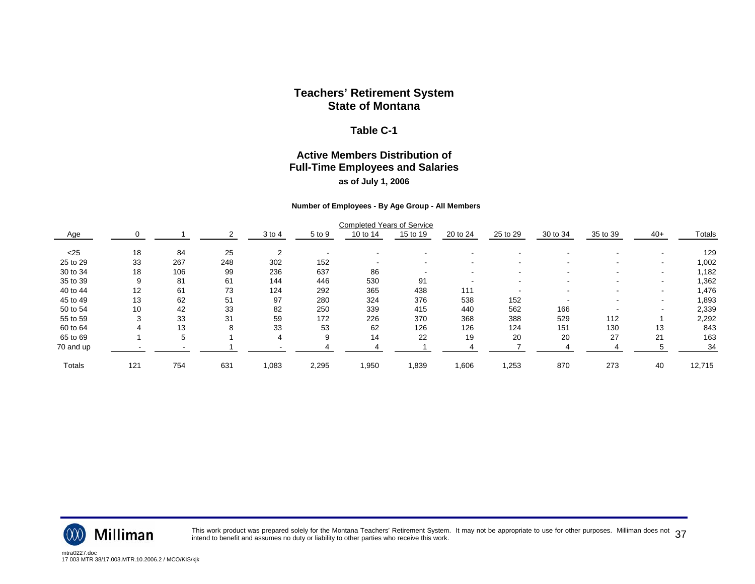# Teachers' Retirement System
# State of Montana

## Table C-1

## Active Members Distribution of Full-Time Employees and Salaries

**as of July 1, 2006**

**Number of Employees - By Age Group - All Members**

| Age | Completed Years of Service | | | | | | | | | | | | Totals |
|---|---|---|---|---|---|---|---|---|---|---|---|---|---|
| | 0 | 1 | 2 | 3 to 4 | 5 to 9 | 10 to 14 | 15 to 19 | 20 to 24 | 25 to 29 | 30 to 34 | 35 to 39 | 40+ | |
| <25 | 18 | 84 | 25 | 2 | - | - | - | - | - | - | - | - | 129 |
| 25 to 29 | 33 | 267 | 248 | 302 | 152 | - | - | - | - | - | - | - | 1,002 |
| 30 to 34 | 18 | 106 | 99 | 236 | 637 | 86 | - | - | - | - | - | - | 1,182 |
| 35 to 39 | 9 | 81 | 61 | 144 | 446 | 530 | 91 | - | - | - | - | - | 1,362 |
| 40 to 44 | 12 | 61 | 73 | 124 | 292 | 365 | 438 | 111 | - | - | - | - | 1,476 |
| 45 to 49 | 13 | 62 | 51 | 97 | 280 | 324 | 376 | 538 | 152 | - | - | - | 1,893 |
| 50 to 54 | 10 | 42 | 33 | 82 | 250 | 339 | 415 | 440 | 562 | 166 | - | - | 2,339 |
| 55 to 59 | 3 | 33 | 31 | 59 | 172 | 226 | 370 | 368 | 388 | 529 | 112 | 1 | 2,292 |
| 60 to 64 | 4 | 13 | 8 | 33 | 53 | 62 | 126 | 126 | 124 | 151 | 130 | 13 | 843 |
| 65 to 69 | 1 | 5 | 1 | 4 | 9 | 14 | 22 | 19 | 20 | 20 | 27 | 21 | 163 |
| 70 and up | - | - | 1 | - | 4 | 4 | 1 | 4 | 7 | 4 | 4 | 5 | 34 |
| Totals | 121 | 754 | 631 | 1,083 | 2,295 | 1,950 | 1,839 | 1,606 | 1,253 | 870 | 273 | 40 | 12,715 |

This work product was prepared solely for the Montana Teachers' Retirement System. It may not be appropriate to use for other purposes. Milliman does not intend to benefit and assumes no duty or liability to other parties who receive this work.

mtra0227.doc
17 003 MTR 38/17.003.MTR.10.2006.2 / MCO/KIS/kjk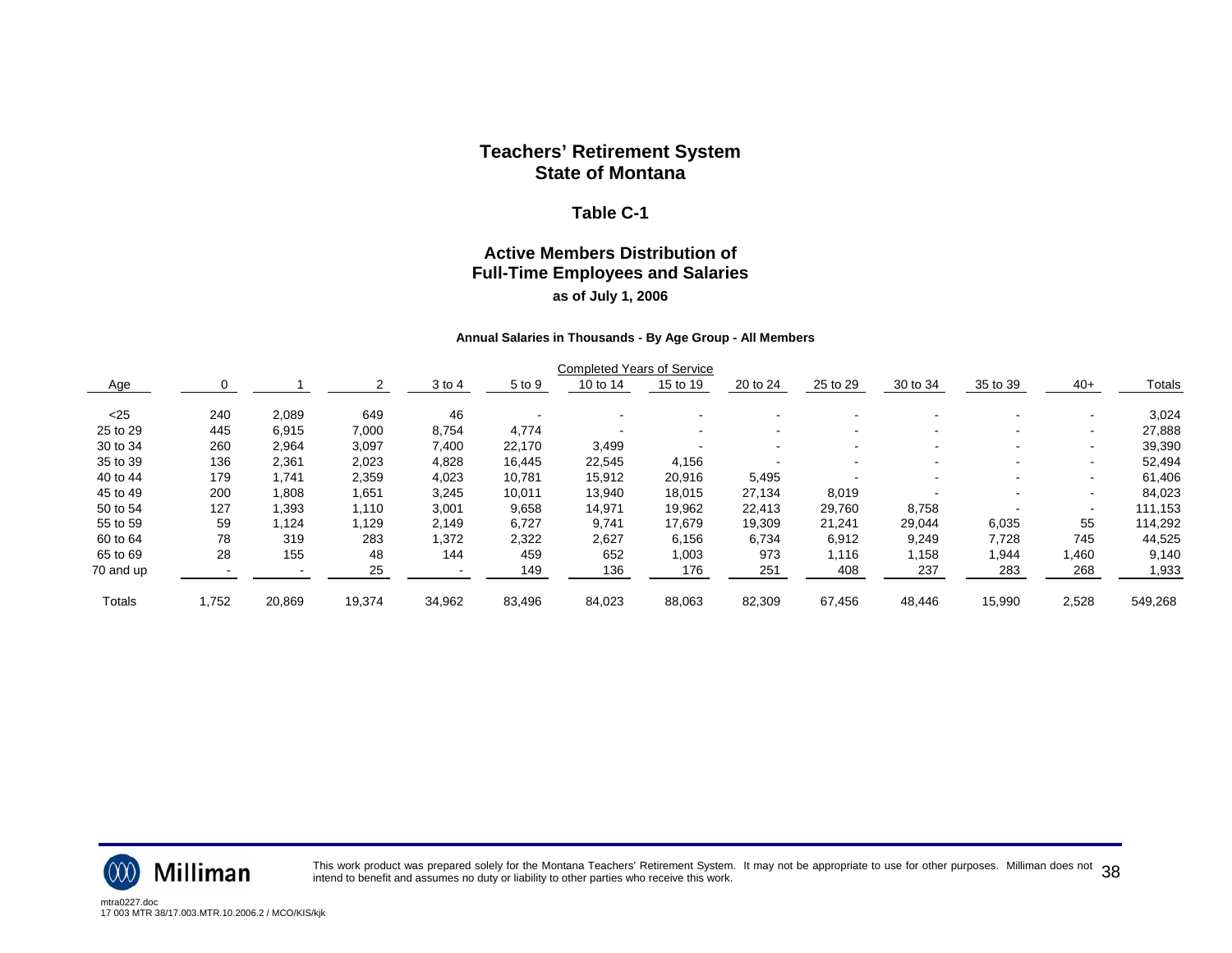# Teachers' Retirement System
# State of Montana

## Table C-1

### Active Members Distribution of Full-Time Employees and Salaries

**as of July 1, 2006**

**Annual Salaries in Thousands - By Age Group - All Members**

| | Completed Years of Service | | | | | | | | | | | | |
|---|---|---|---|---|---|---|---|---|---|---|---|---|---|
| Age | 0 | 1 | 2 | 3 to 4 | 5 to 9 | 10 to 14 | 15 to 19 | 20 to 24 | 25 to 29 | 30 to 34 | 35 to 39 | 40+ | Totals |
| <25 | 240 | 2,089 | 649 | 46 | - | - | - | - | - | - | - | - | 3,024 |
| 25 to 29 | 445 | 6,915 | 7,000 | 8,754 | 4,774 | - | - | - | - | - | - | - | 27,888 |
| 30 to 34 | 260 | 2,964 | 3,097 | 7,400 | 22,170 | 3,499 | - | - | - | - | - | - | 39,390 |
| 35 to 39 | 136 | 2,361 | 2,023 | 4,828 | 16,445 | 22,545 | 4,156 | - | - | - | - | - | 52,494 |
| 40 to 44 | 179 | 1,741 | 2,359 | 4,023 | 10,781 | 15,912 | 20,916 | 5,495 | - | - | - | - | 61,406 |
| 45 to 49 | 200 | 1,808 | 1,651 | 3,245 | 10,011 | 13,940 | 18,015 | 27,134 | 8,019 | - | - | - | 84,023 |
| 50 to 54 | 127 | 1,393 | 1,110 | 3,001 | 9,658 | 14,971 | 19,962 | 22,413 | 29,760 | 8,758 | - | - | 111,153 |
| 55 to 59 | 59 | 1,124 | 1,129 | 2,149 | 6,727 | 9,741 | 17,679 | 19,309 | 21,241 | 29,044 | 6,035 | 55 | 114,292 |
| 60 to 64 | 78 | 319 | 283 | 1,372 | 2,322 | 2,627 | 6,156 | 6,734 | 6,912 | 9,249 | 7,728 | 745 | 44,525 |
| 65 to 69 | 28 | 155 | 48 | 144 | 459 | 652 | 1,003 | 973 | 1,116 | 1,158 | 1,944 | 1,460 | 9,140 |
| 70 and up | - | - | 25 | - | 149 | 136 | 176 | 251 | 408 | 237 | 283 | 268 | 1,933 |
| Totals | 1,752 | 20,869 | 19,374 | 34,962 | 83,496 | 84,023 | 88,063 | 82,309 | 67,456 | 48,446 | 15,990 | 2,528 | 549,268 |

This work product was prepared solely for the Montana Teachers' Retirement System. It may not be appropriate to use for other purposes. Milliman does not intend to benefit and assumes no duty or liability to other parties who receive this work.

mtra0227.doc
17 003 MTR 38/17.003.MTR.10.2006.2 / MCO/KIS/kjk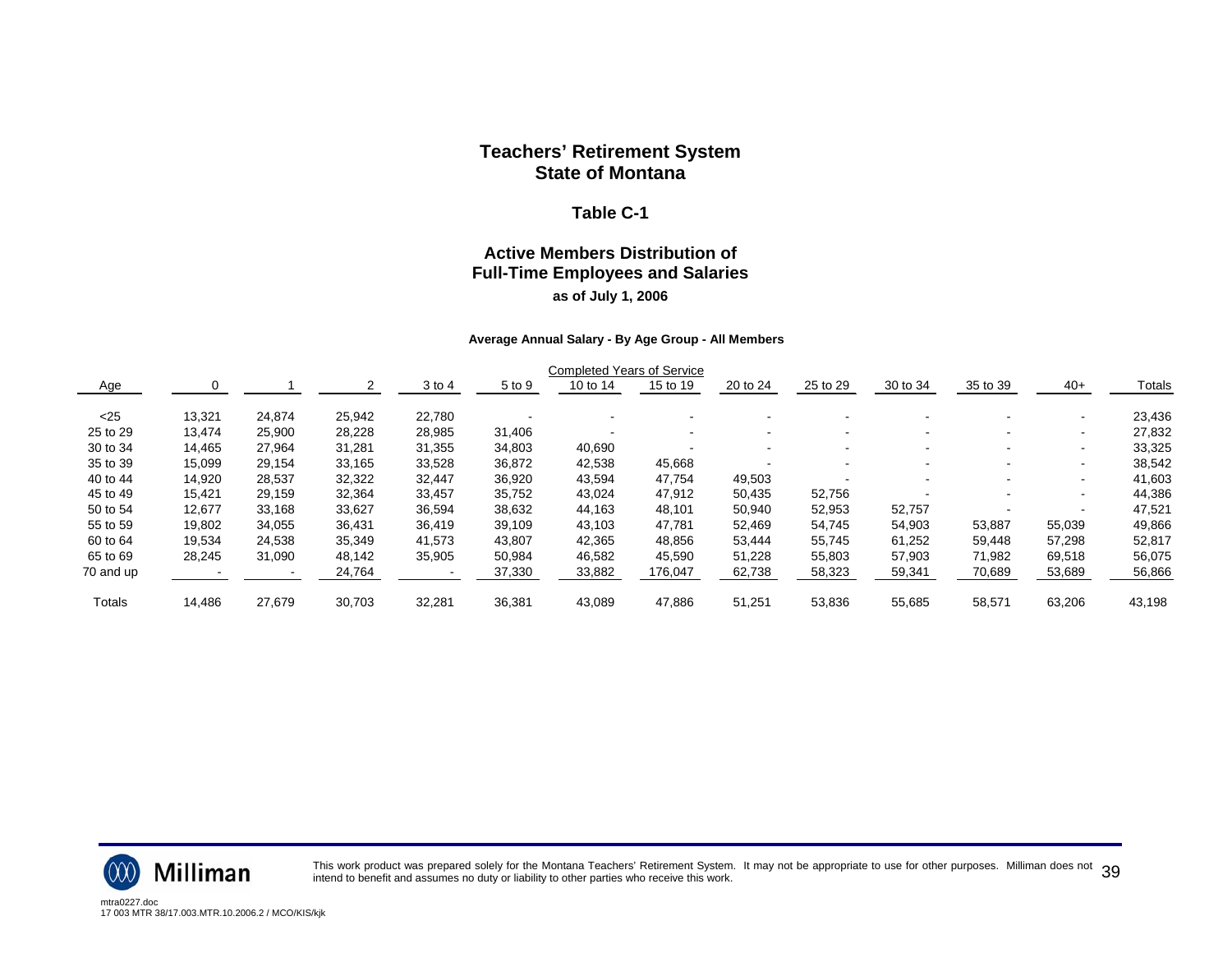# Teachers' Retirement System
# State of Montana

## Table C-1

### Active Members Distribution of Full-Time Employees and Salaries
**as of July 1, 2006**

**Average Annual Salary - By Age Group - All Members**

| Age | Completed Years of Service | | | | | | | | | | | | Totals |
|---|---|---|---|---|---|---|---|---|---|---|---|---|---|
| | 0 | 1 | 2 | 3 to 4 | 5 to 9 | 10 to 14 | 15 to 19 | 20 to 24 | 25 to 29 | 30 to 34 | 35 to 39 | 40+ | |
| <25 | 13,321 | 24,874 | 25,942 | 22,780 | - | - | - | - | - | - | - | - | 23,436 |
| 25 to 29 | 13,474 | 25,900 | 28,228 | 28,985 | 31,406 | - | - | - | - | - | - | - | 27,832 |
| 30 to 34 | 14,465 | 27,964 | 31,281 | 31,355 | 34,803 | 40,690 | - | - | - | - | - | - | 33,325 |
| 35 to 39 | 15,099 | 29,154 | 33,165 | 33,528 | 36,872 | 42,538 | 45,668 | - | - | - | - | - | 38,542 |
| 40 to 44 | 14,920 | 28,537 | 32,322 | 32,447 | 36,920 | 43,594 | 47,754 | 49,503 | - | - | - | - | 41,603 |
| 45 to 49 | 15,421 | 29,159 | 32,364 | 33,457 | 35,752 | 43,024 | 47,912 | 50,435 | 52,756 | - | - | - | 44,386 |
| 50 to 54 | 12,677 | 33,168 | 33,627 | 36,594 | 38,632 | 44,163 | 48,101 | 50,940 | 52,953 | 52,757 | - | - | 47,521 |
| 55 to 59 | 19,802 | 34,055 | 36,431 | 36,419 | 39,109 | 43,103 | 47,781 | 52,469 | 54,745 | 54,903 | 53,887 | 55,039 | 49,866 |
| 60 to 64 | 19,534 | 24,538 | 35,349 | 41,573 | 43,807 | 42,365 | 48,856 | 53,444 | 55,745 | 61,252 | 59,448 | 57,298 | 52,817 |
| 65 to 69 | 28,245 | 31,090 | 48,142 | 35,905 | 50,984 | 46,582 | 45,590 | 51,228 | 55,803 | 57,903 | 71,982 | 69,518 | 56,075 |
| 70 and up | - | - | 24,764 | - | 37,330 | 33,882 | 176,047 | 62,738 | 58,323 | 59,341 | 70,689 | 53,689 | 56,866 |
| Totals | 14,486 | 27,679 | 30,703 | 32,281 | 36,381 | 43,089 | 47,886 | 51,251 | 53,836 | 55,685 | 58,571 | 63,206 | 43,198 |

This work product was prepared solely for the Montana Teachers' Retirement System. It may not be appropriate to use for other purposes. Milliman does not intend to benefit and assumes no duty or liability to other parties who receive this work.

mtra0227.doc
17 003 MTR 38/17.003.MTR.10.2006.2 / MCO/KIS/kjk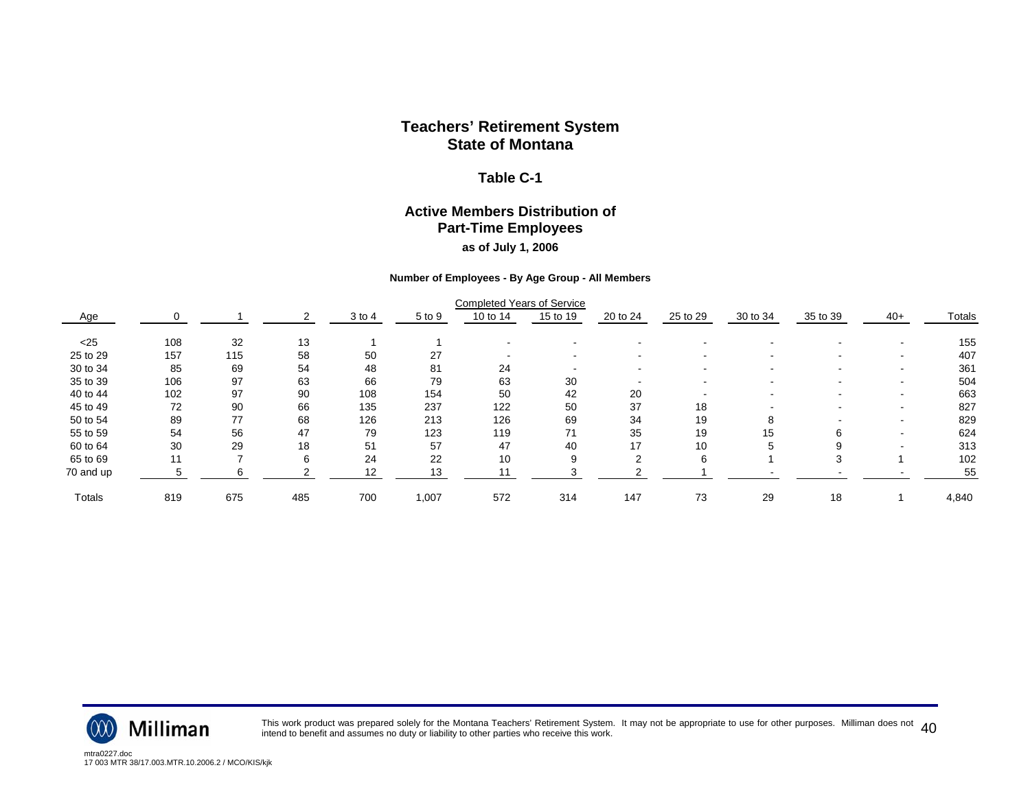# Teachers' Retirement System
# State of Montana

## Table C-1

## Active Members Distribution of Part-Time Employees

**as of July 1, 2006**

**Number of Employees - By Age Group - All Members**

| Age | Completed Years of Service | | | | | | | | | | | | Totals |
|---|---|---|---|---|---|---|---|---|---|---|---|---|---|
| | 0 | 1 | 2 | 3 to 4 | 5 to 9 | 10 to 14 | 15 to 19 | 20 to 24 | 25 to 29 | 30 to 34 | 35 to 39 | 40+ | |
| <25 | 108 | 32 | 13 | 1 | 1 | - | - | - | - | - | - | - | 155 |
| 25 to 29 | 157 | 115 | 58 | 50 | 27 | - | - | - | - | - | - | - | 407 |
| 30 to 34 | 85 | 69 | 54 | 48 | 81 | 24 | - | - | - | - | - | - | 361 |
| 35 to 39 | 106 | 97 | 63 | 66 | 79 | 63 | 30 | - | - | - | - | - | 504 |
| 40 to 44 | 102 | 97 | 90 | 108 | 154 | 50 | 42 | 20 | - | - | - | - | 663 |
| 45 to 49 | 72 | 90 | 66 | 135 | 237 | 122 | 50 | 37 | 18 | - | - | - | 827 |
| 50 to 54 | 89 | 77 | 68 | 126 | 213 | 126 | 69 | 34 | 19 | 8 | - | - | 829 |
| 55 to 59 | 54 | 56 | 47 | 79 | 123 | 119 | 71 | 35 | 19 | 15 | 6 | - | 624 |
| 60 to 64 | 30 | 29 | 18 | 51 | 57 | 47 | 40 | 17 | 10 | 5 | 9 | - | 313 |
| 65 to 69 | 11 | 7 | 6 | 24 | 22 | 10 | 9 | 2 | 6 | 1 | 3 | 1 | 102 |
| 70 and up | 5 | 6 | 2 | 12 | 13 | 11 | 3 | 2 | 1 | - | - | - | 55 |
| Totals | 819 | 675 | 485 | 700 | 1,007 | 572 | 314 | 147 | 73 | 29 | 18 | 1 | 4,840 |

This work product was prepared solely for the Montana Teachers' Retirement System. It may not be appropriate to use for other purposes. Milliman does not intend to benefit and assumes no duty or liability to other parties who receive this work.

mtra0227.doc
17 003 MTR 38/17.003.MTR.10.2006.2 / MCO/KIS/kjk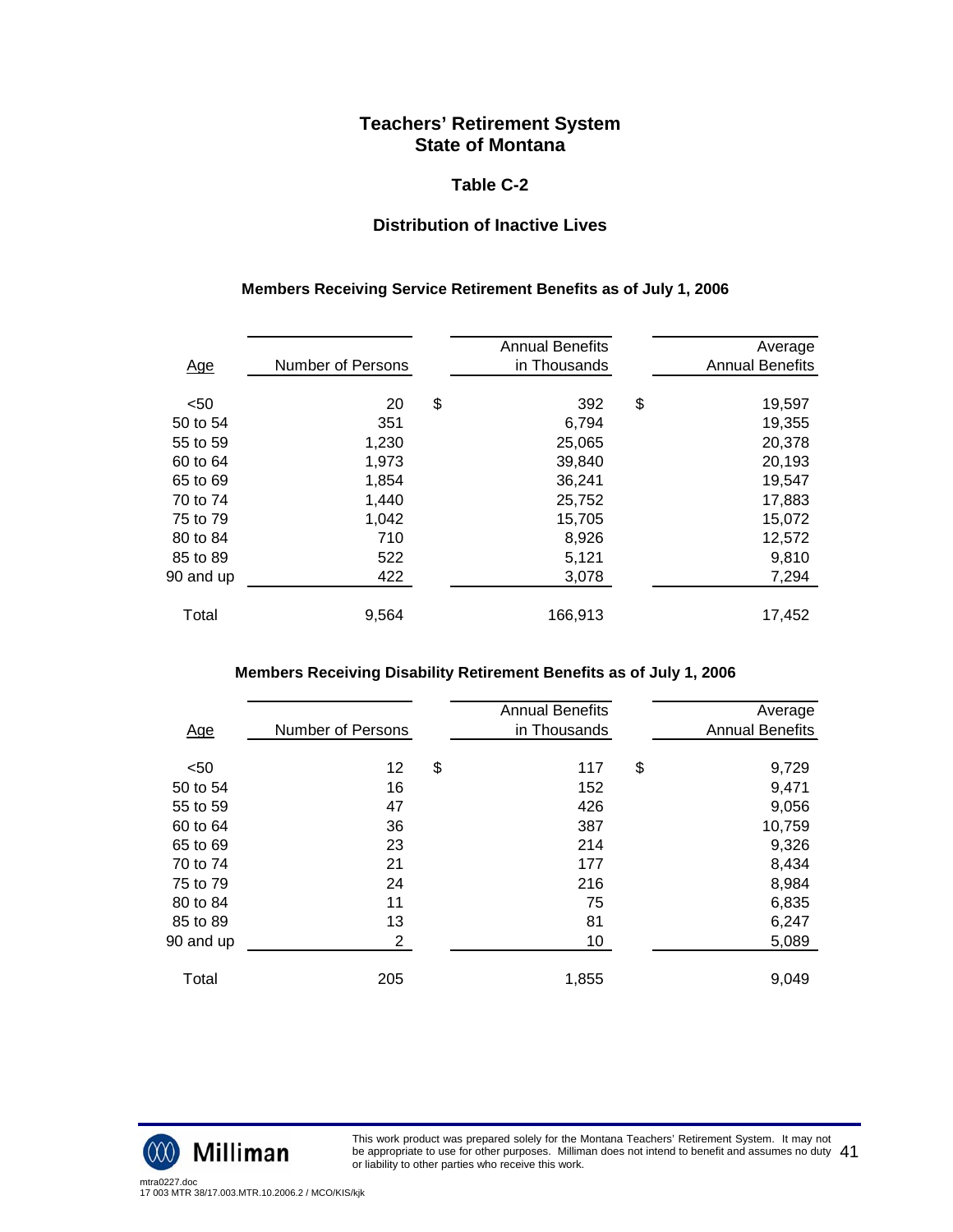# Teachers' Retirement System
# State of Montana

## Table C-2

## Distribution of Inactive Lives

### Members Receiving Service Retirement Benefits as of July 1, 2006

| Age | Number of Persons | Annual Benefits in Thousands | Average Annual Benefits |
|---|---|---|---|
| <50 | 20 | $ 392 | $ 19,597 |
| 50 to 54 | 351 | 6,794 | 19,355 |
| 55 to 59 | 1,230 | 25,065 | 20,378 |
| 60 to 64 | 1,973 | 39,840 | 20,193 |
| 65 to 69 | 1,854 | 36,241 | 19,547 |
| 70 to 74 | 1,440 | 25,752 | 17,883 |
| 75 to 79 | 1,042 | 15,705 | 15,072 |
| 80 to 84 | 710 | 8,926 | 12,572 |
| 85 to 89 | 522 | 5,121 | 9,810 |
| 90 and up | 422 | 3,078 | 7,294 |
| Total | 9,564 | 166,913 | 17,452 |

### Members Receiving Disability Retirement Benefits as of July 1, 2006

| Age | Number of Persons | Annual Benefits in Thousands | Average Annual Benefits |
|---|---|---|---|
| <50 | 12 | $ 117 | $ 9,729 |
| 50 to 54 | 16 | 152 | 9,471 |
| 55 to 59 | 47 | 426 | 9,056 |
| 60 to 64 | 36 | 387 | 10,759 |
| 65 to 69 | 23 | 214 | 9,326 |
| 70 to 74 | 21 | 177 | 8,434 |
| 75 to 79 | 24 | 216 | 8,984 |
| 80 to 84 | 11 | 75 | 6,835 |
| 85 to 89 | 13 | 81 | 6,247 |
| 90 and up | 2 | 10 | 5,089 |
| Total | 205 | 1,855 | 9,049 |

This work product was prepared solely for the Montana Teachers' Retirement System. It may not be appropriate to use for other purposes. Milliman does not intend to benefit and assumes no duty or liability to other parties who receive this work.

mtra0227.doc
17 003 MTR 38/17.003.MTR.10.2006.2 / MCO/KIS/kjk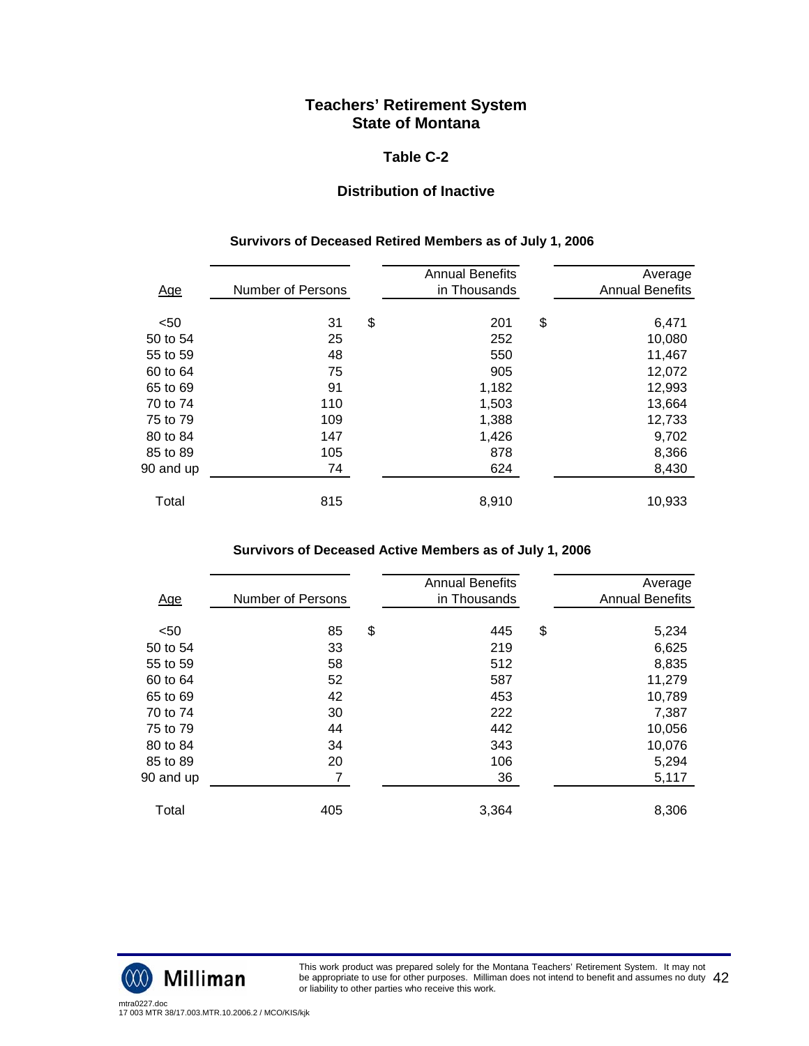# Teachers' Retirement System
# State of Montana

## Table C-2

### Distribution of Inactive

#### Survivors of Deceased Retired Members as of July 1, 2006

| Age | Number of Persons | Annual Benefits in Thousands | Average Annual Benefits |
|---|---|---|---|
| <50 | 31 | $ 201 | $ 6,471 |
| 50 to 54 | 25 | 252 | 10,080 |
| 55 to 59 | 48 | 550 | 11,467 |
| 60 to 64 | 75 | 905 | 12,072 |
| 65 to 69 | 91 | 1,182 | 12,993 |
| 70 to 74 | 110 | 1,503 | 13,664 |
| 75 to 79 | 109 | 1,388 | 12,733 |
| 80 to 84 | 147 | 1,426 | 9,702 |
| 85 to 89 | 105 | 878 | 8,366 |
| 90 and up | 74 | 624 | 8,430 |
| Total | 815 | 8,910 | 10,933 |

#### Survivors of Deceased Active Members as of July 1, 2006

| Age | Number of Persons | Annual Benefits in Thousands | Average Annual Benefits |
|---|---|---|---|
| <50 | 85 | $ 445 | $ 5,234 |
| 50 to 54 | 33 | 219 | 6,625 |
| 55 to 59 | 58 | 512 | 8,835 |
| 60 to 64 | 52 | 587 | 11,279 |
| 65 to 69 | 42 | 453 | 10,789 |
| 70 to 74 | 30 | 222 | 7,387 |
| 75 to 79 | 44 | 442 | 10,056 |
| 80 to 84 | 34 | 343 | 10,076 |
| 85 to 89 | 20 | 106 | 5,294 |
| 90 and up | 7 | 36 | 5,117 |
| Total | 405 | 3,364 | 8,306 |

This work product was prepared solely for the Montana Teachers' Retirement System. It may not be appropriate to use for other purposes. Milliman does not intend to benefit and assumes no duty or liability to other parties who receive this work.

mtra0227.doc
17 003 MTR 38/17.003.MTR.10.2006.2 / MCO/KIS/kjk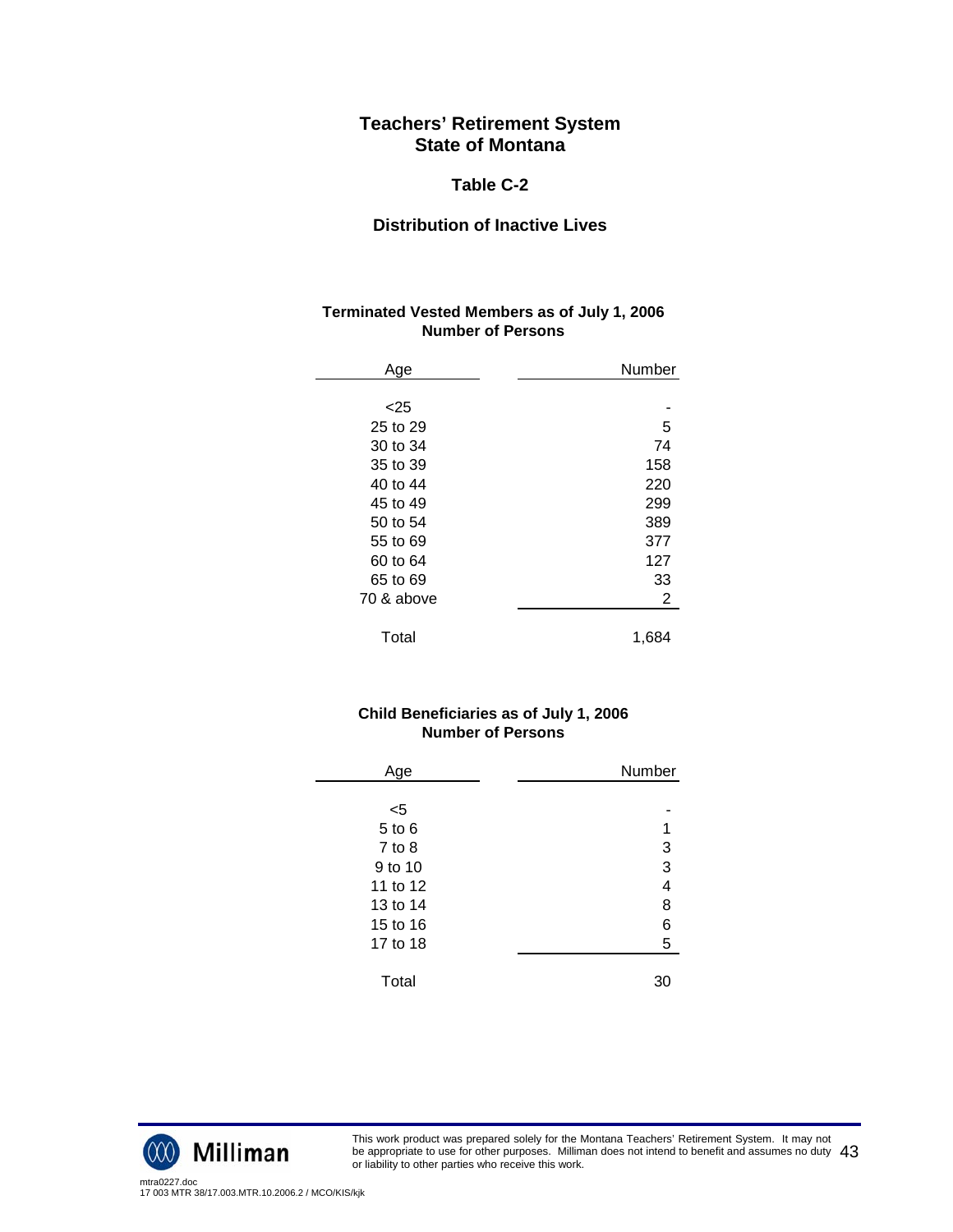# Teachers' Retirement System
# State of Montana

## Table C-2

## Distribution of Inactive Lives

### Terminated Vested Members as of July 1, 2006
### Number of Persons

| Age | Number |
|---|---|
| <25 | - |
| 25 to 29 | 5 |
| 30 to 34 | 74 |
| 35 to 39 | 158 |
| 40 to 44 | 220 |
| 45 to 49 | 299 |
| 50 to 54 | 389 |
| 55 to 69 | 377 |
| 60 to 64 | 127 |
| 65 to 69 | 33 |
| 70 & above | 2 |
| Total | 1,684 |

### Child Beneficiaries as of July 1, 2006
### Number of Persons

| Age | Number |
|---|---|
| <5 | - |
| 5 to 6 | 1 |
| 7 to 8 | 3 |
| 9 to 10 | 3 |
| 11 to 12 | 4 |
| 13 to 14 | 8 |
| 15 to 16 | 6 |
| 17 to 18 | 5 |
| Total | 30 |

This work product was prepared solely for the Montana Teachers' Retirement System. It may not be appropriate to use for other purposes. Milliman does not intend to benefit and assumes no duty or liability to other parties who receive this work.

mtra0227.doc
17 003 MTR 38/17.003.MTR.10.2006.2 / MCO/KIS/kjk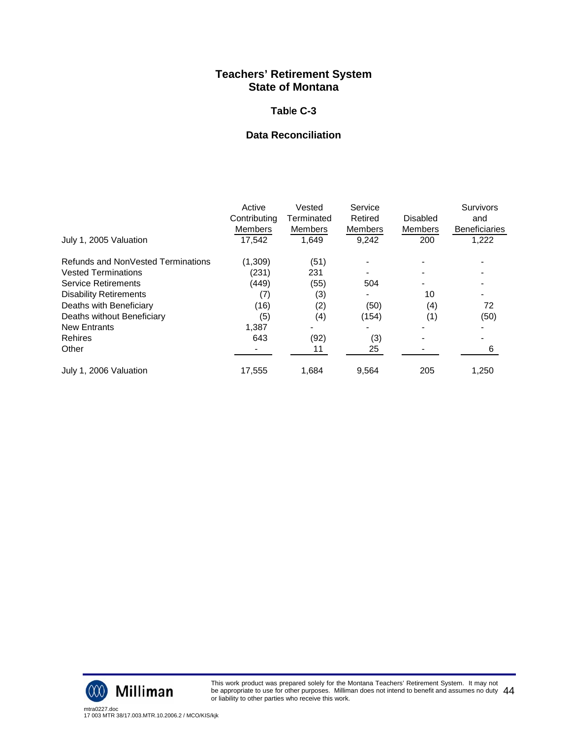# Teachers' Retirement System
# State of Montana

## Table C-3

## Data Reconciliation

| | Active Contributing Members | Vested Terminated Members | Service Retired Members | Disabled Members | Survivors and Beneficiaries |
|---|---|---|---|---|---|
| July 1, 2005 Valuation | 17,542 | 1,649 | 9,242 | 200 | 1,222 |
| Refunds and NonVested Terminations | (1,309) | (51) | - | - | - |
| Vested Terminations | (231) | 231 | - | - | - |
| Service Retirements | (449) | (55) | 504 | - | - |
| Disability Retirements | (7) | (3) | - | 10 | - |
| Deaths with Beneficiary | (16) | (2) | (50) | (4) | 72 |
| Deaths without Beneficiary | (5) | (4) | (154) | (1) | (50) |
| New Entrants | 1,387 | - | - | - | - |
| Rehires | 643 | (92) | (3) | - | - |
| Other | - | 11 | 25 | - | 6 |
| July 1, 2006 Valuation | 17,555 | 1,684 | 9,564 | 205 | 1,250 |

This work product was prepared solely for the Montana Teachers' Retirement System. It may not be appropriate to use for other purposes. Milliman does not intend to benefit and assumes no duty or liability to other parties who receive this work.

mtra0227.doc
17 003 MTR 38/17.003.MTR.10.2006.2 / MCO/KIS/kjk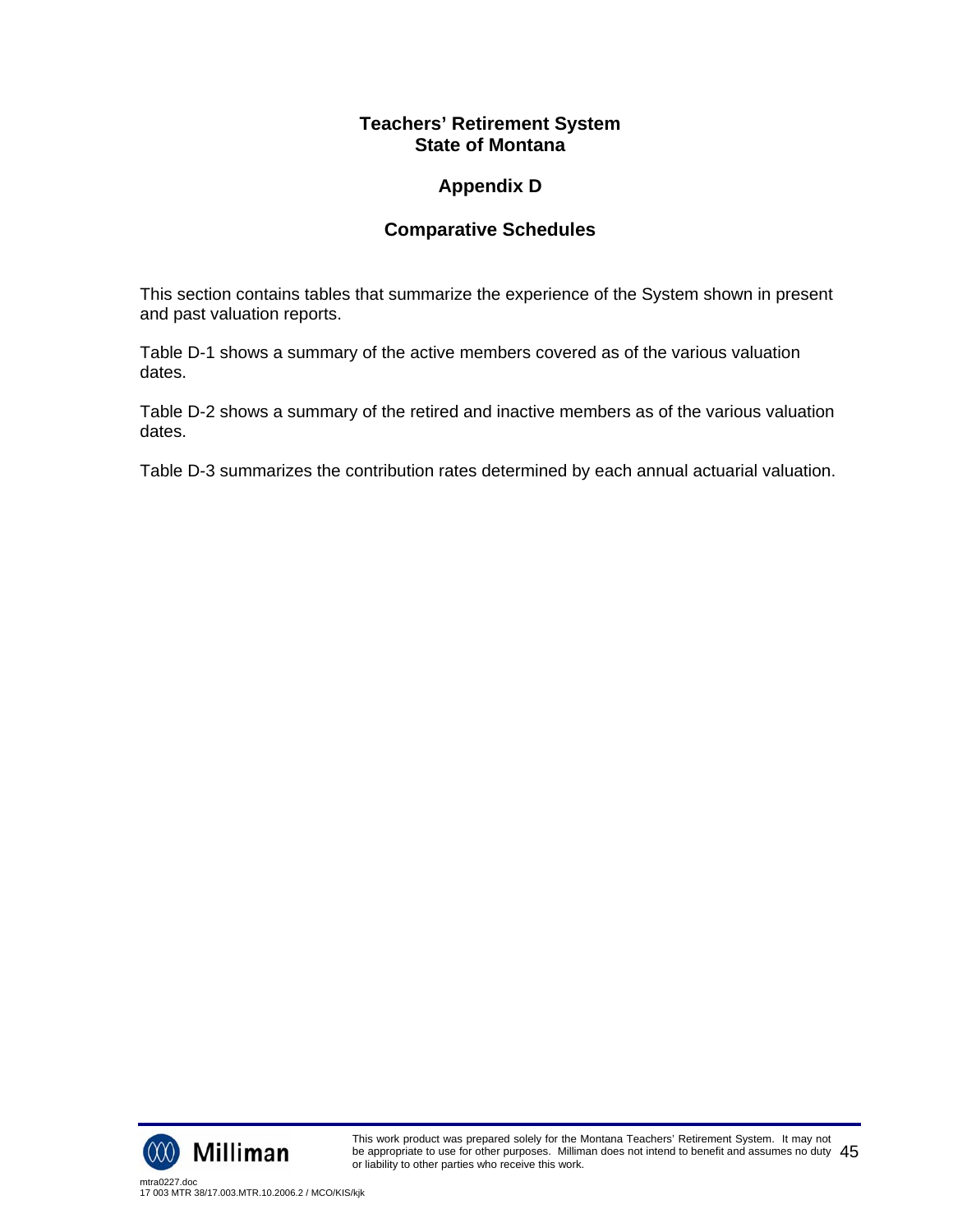# Teachers' Retirement System
# State of Montana

## Appendix D

## Comparative Schedules

This section contains tables that summarize the experience of the System shown in present and past valuation reports.

Table D-1 shows a summary of the active members covered as of the various valuation dates.

Table D-2 shows a summary of the retired and inactive members as of the various valuation dates.

Table D-3 summarizes the contribution rates determined by each annual actuarial valuation.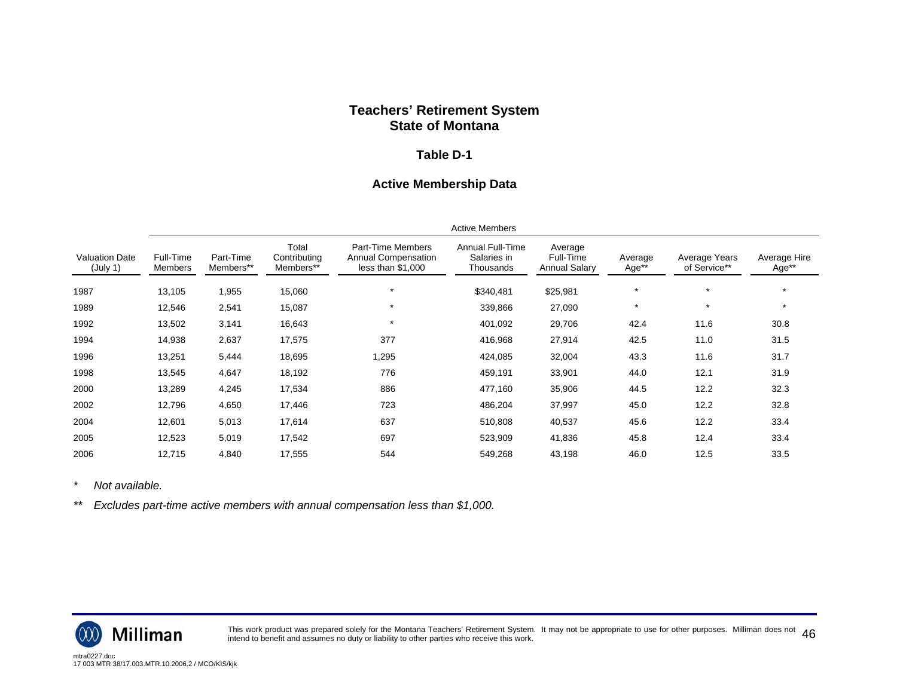# Teachers' Retirement System
# State of Montana

## Table D-1

## Active Membership Data

| | Active Members | | | | | | | | |
|---|---|---|---|---|---|---|---|---|---|
| Valuation Date (July 1) | Full-Time Members | Part-Time Members** | Total Contributing Members** | Part-Time Members Annual Compensation less than $1,000 | Annual Full-Time Salaries in Thousands | Average Full-Time Annual Salary | Average Age** | Average Years of Service** | Average Hire Age** |
| 1987 | 13,105 | 1,955 | 15,060 | * | $340,481 | $25,981 | * | * | * |
| 1989 | 12,546 | 2,541 | 15,087 | * | 339,866 | 27,090 | * | * | * |
| 1992 | 13,502 | 3,141 | 16,643 | * | 401,092 | 29,706 | 42.4 | 11.6 | 30.8 |
| 1994 | 14,938 | 2,637 | 17,575 | 377 | 416,968 | 27,914 | 42.5 | 11.0 | 31.5 |
| 1996 | 13,251 | 5,444 | 18,695 | 1,295 | 424,085 | 32,004 | 43.3 | 11.6 | 31.7 |
| 1998 | 13,545 | 4,647 | 18,192 | 776 | 459,191 | 33,901 | 44.0 | 12.1 | 31.9 |
| 2000 | 13,289 | 4,245 | 17,534 | 886 | 477,160 | 35,906 | 44.5 | 12.2 | 32.3 |
| 2002 | 12,796 | 4,650 | 17,446 | 723 | 486,204 | 37,997 | 45.0 | 12.2 | 32.8 |
| 2004 | 12,601 | 5,013 | 17,614 | 637 | 510,808 | 40,537 | 45.6 | 12.2 | 33.4 |
| 2005 | 12,523 | 5,019 | 17,542 | 697 | 523,909 | 41,836 | 45.8 | 12.4 | 33.4 |
| 2006 | 12,715 | 4,840 | 17,555 | 544 | 549,268 | 43,198 | 46.0 | 12.5 | 33.5 |

\* *Not available.*

\** *Excludes part-time active members with annual compensation less than $1,000.*

This work product was prepared solely for the Montana Teachers' Retirement System. It may not be appropriate to use for other purposes. Milliman does not intend to benefit and assumes no duty or liability to other parties who receive this work.

mtra0227.doc
17 003 MTR 38/17.003.MTR.10.2006.2 / MCO/KIS/kjk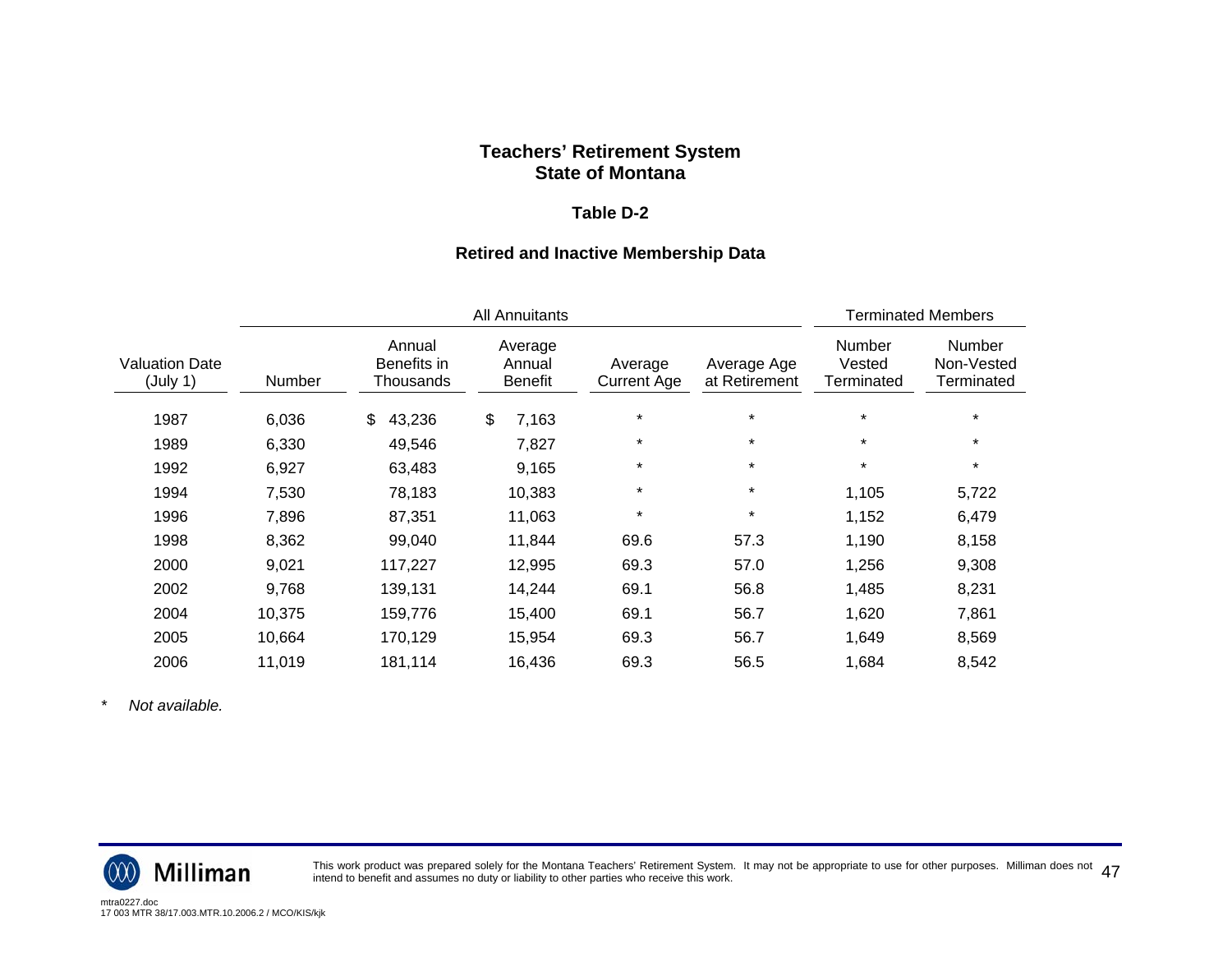**Teachers' Retirement System**
**State of Montana**

**Table D-2**

**Retired and Inactive Membership Data**

| | All Annuitants | | | | | Terminated Members | |
|---|---|---|---|---|---|---|---|
| Valuation Date (July 1) | Number | Annual Benefits in Thousands | Average Annual Benefit | Average Current Age | Average Age at Retirement | Number Vested Terminated | Number Non-Vested Terminated |
| 1987 | 6,036 | $ 43,236 | $ 7,163 | * | * | * | * |
| 1989 | 6,330 | 49,546 | 7,827 | * | * | * | * |
| 1992 | 6,927 | 63,483 | 9,165 | * | * | * | * |
| 1994 | 7,530 | 78,183 | 10,383 | * | * | 1,105 | 5,722 |
| 1996 | 7,896 | 87,351 | 11,063 | * | * | 1,152 | 6,479 |
| 1998 | 8,362 | 99,040 | 11,844 | 69.6 | 57.3 | 1,190 | 8,158 |
| 2000 | 9,021 | 117,227 | 12,995 | 69.3 | 57.0 | 1,256 | 9,308 |
| 2002 | 9,768 | 139,131 | 14,244 | 69.1 | 56.8 | 1,485 | 8,231 |
| 2004 | 10,375 | 159,776 | 15,400 | 69.1 | 56.7 | 1,620 | 7,861 |
| 2005 | 10,664 | 170,129 | 15,954 | 69.3 | 56.7 | 1,649 | 8,569 |
| 2006 | 11,019 | 181,114 | 16,436 | 69.3 | 56.5 | 1,684 | 8,542 |

\* *Not available.*

This work product was prepared solely for the Montana Teachers' Retirement System. It may not be appropriate to use for other purposes. Milliman does not intend to benefit and assumes no duty or liability to other parties who receive this work.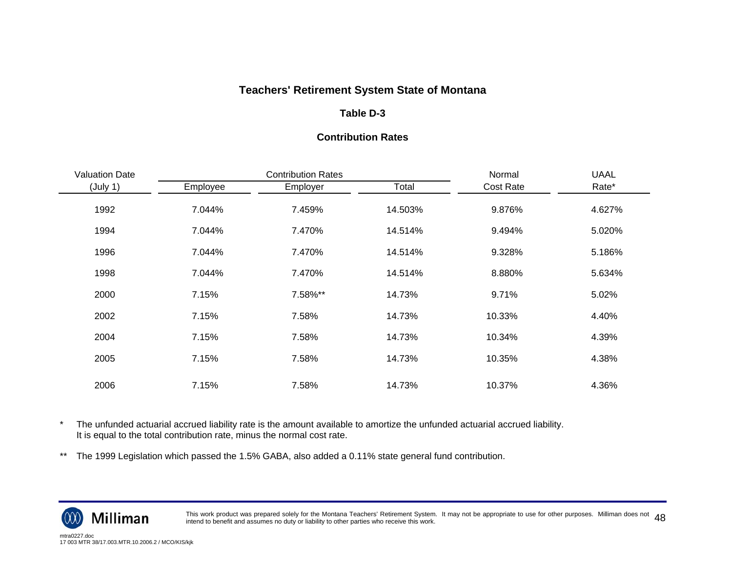# Teachers' Retirement System State of Montana

## Table D-3

### Contribution Rates

| Valuation Date | Contribution Rates | | | Normal | UAAL |
|---|---|---|---|---|---|
| (July 1) | Employee | Employer | Total | Cost Rate | Rate* |
| 1992 | 7.044% | 7.459% | 14.503% | 9.876% | 4.627% |
| 1994 | 7.044% | 7.470% | 14.514% | 9.494% | 5.020% |
| 1996 | 7.044% | 7.470% | 14.514% | 9.328% | 5.186% |
| 1998 | 7.044% | 7.470% | 14.514% | 8.880% | 5.634% |
| 2000 | 7.15% | 7.58%** | 14.73% | 9.71% | 5.02% |
| 2002 | 7.15% | 7.58% | 14.73% | 10.33% | 4.40% |
| 2004 | 7.15% | 7.58% | 14.73% | 10.34% | 4.39% |
| 2005 | 7.15% | 7.58% | 14.73% | 10.35% | 4.38% |
| 2006 | 7.15% | 7.58% | 14.73% | 10.37% | 4.36% |

\* The unfunded actuarial accrued liability rate is the amount available to amortize the unfunded actuarial accrued liability. It is equal to the total contribution rate, minus the normal cost rate.

\*\* The 1999 Legislation which passed the 1.5% GABA, also added a 0.11% state general fund contribution.

This work product was prepared solely for the Montana Teachers' Retirement System. It may not be appropriate to use for other purposes. Milliman does not intend to benefit and assumes no duty or liability to other parties who receive this work.

mtra0227.doc
17 003 MTR 38/17.003.MTR.10.2006.2 / MCO/KIS/kjk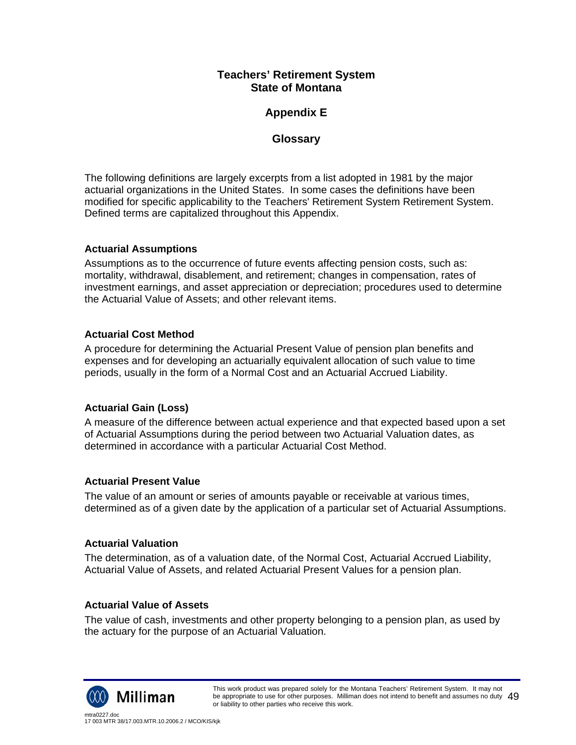# Teachers' Retirement System
# State of Montana

## Appendix E

## Glossary

The following definitions are largely excerpts from a list adopted in 1981 by the major actuarial organizations in the United States. In some cases the definitions have been modified for specific applicability to the Teachers' Retirement System Retirement System. Defined terms are capitalized throughout this Appendix.

### Actuarial Assumptions

Assumptions as to the occurrence of future events affecting pension costs, such as: mortality, withdrawal, disablement, and retirement; changes in compensation, rates of investment earnings, and asset appreciation or depreciation; procedures used to determine the Actuarial Value of Assets; and other relevant items.

### Actuarial Cost Method

A procedure for determining the Actuarial Present Value of pension plan benefits and expenses and for developing an actuarially equivalent allocation of such value to time periods, usually in the form of a Normal Cost and an Actuarial Accrued Liability.

### Actuarial Gain (Loss)

A measure of the difference between actual experience and that expected based upon a set of Actuarial Assumptions during the period between two Actuarial Valuation dates, as determined in accordance with a particular Actuarial Cost Method.

### Actuarial Present Value

The value of an amount or series of amounts payable or receivable at various times, determined as of a given date by the application of a particular set of Actuarial Assumptions.

### Actuarial Valuation

The determination, as of a valuation date, of the Normal Cost, Actuarial Accrued Liability, Actuarial Value of Assets, and related Actuarial Present Values for a pension plan.

### Actuarial Value of Assets

The value of cash, investments and other property belonging to a pension plan, as used by the actuary for the purpose of an Actuarial Valuation.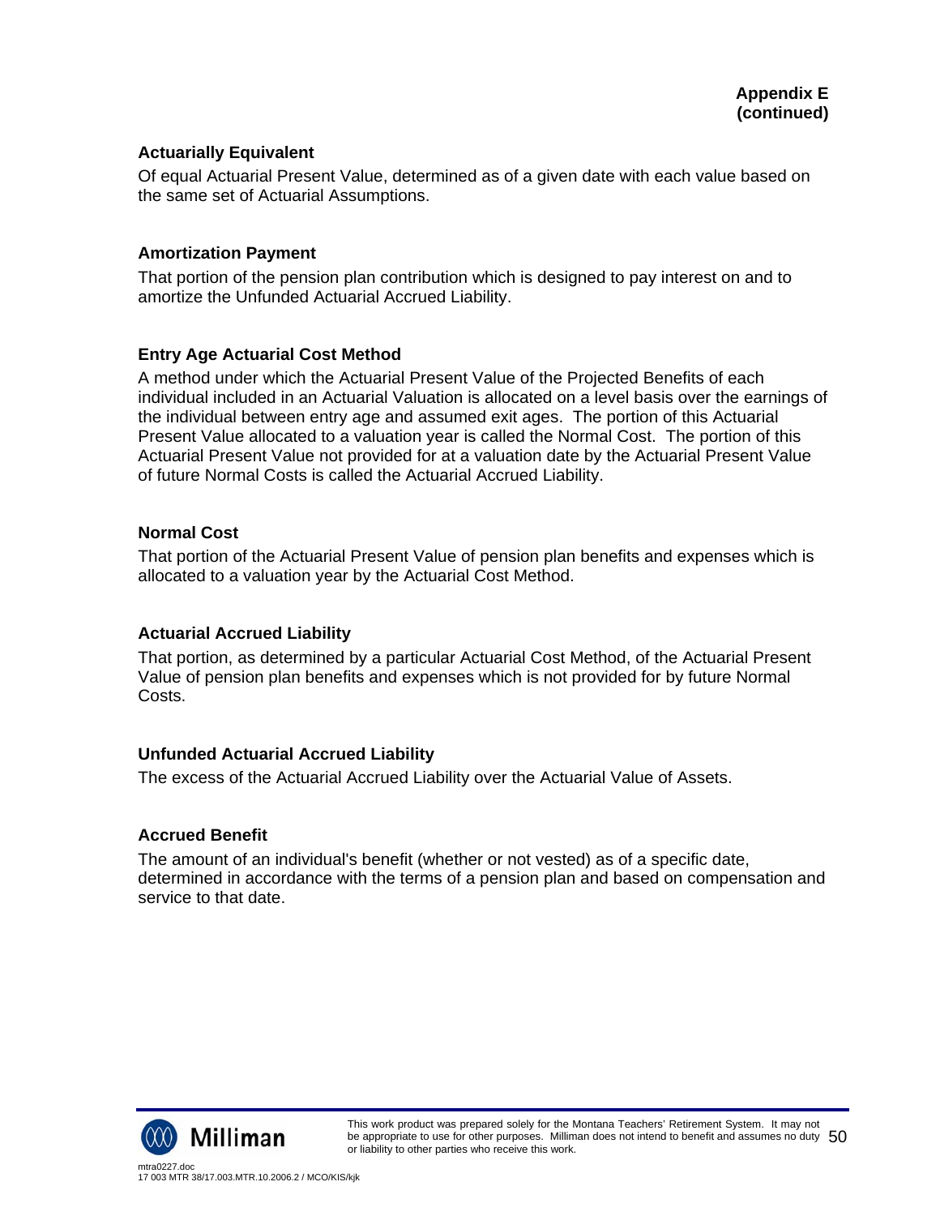**Appendix E (continued)**

### Actuarially Equivalent

Of equal Actuarial Present Value, determined as of a given date with each value based on the same set of Actuarial Assumptions.

### Amortization Payment

That portion of the pension plan contribution which is designed to pay interest on and to amortize the Unfunded Actuarial Accrued Liability.

### Entry Age Actuarial Cost Method

A method under which the Actuarial Present Value of the Projected Benefits of each individual included in an Actuarial Valuation is allocated on a level basis over the earnings of the individual between entry age and assumed exit ages. The portion of this Actuarial Present Value allocated to a valuation year is called the Normal Cost. The portion of this Actuarial Present Value not provided for at a valuation date by the Actuarial Present Value of future Normal Costs is called the Actuarial Accrued Liability.

### Normal Cost

That portion of the Actuarial Present Value of pension plan benefits and expenses which is allocated to a valuation year by the Actuarial Cost Method.

### Actuarial Accrued Liability

That portion, as determined by a particular Actuarial Cost Method, of the Actuarial Present Value of pension plan benefits and expenses which is not provided for by future Normal Costs.

### Unfunded Actuarial Accrued Liability

The excess of the Actuarial Accrued Liability over the Actuarial Value of Assets.

### Accrued Benefit

The amount of an individual's benefit (whether or not vested) as of a specific date, determined in accordance with the terms of a pension plan and based on compensation and service to that date.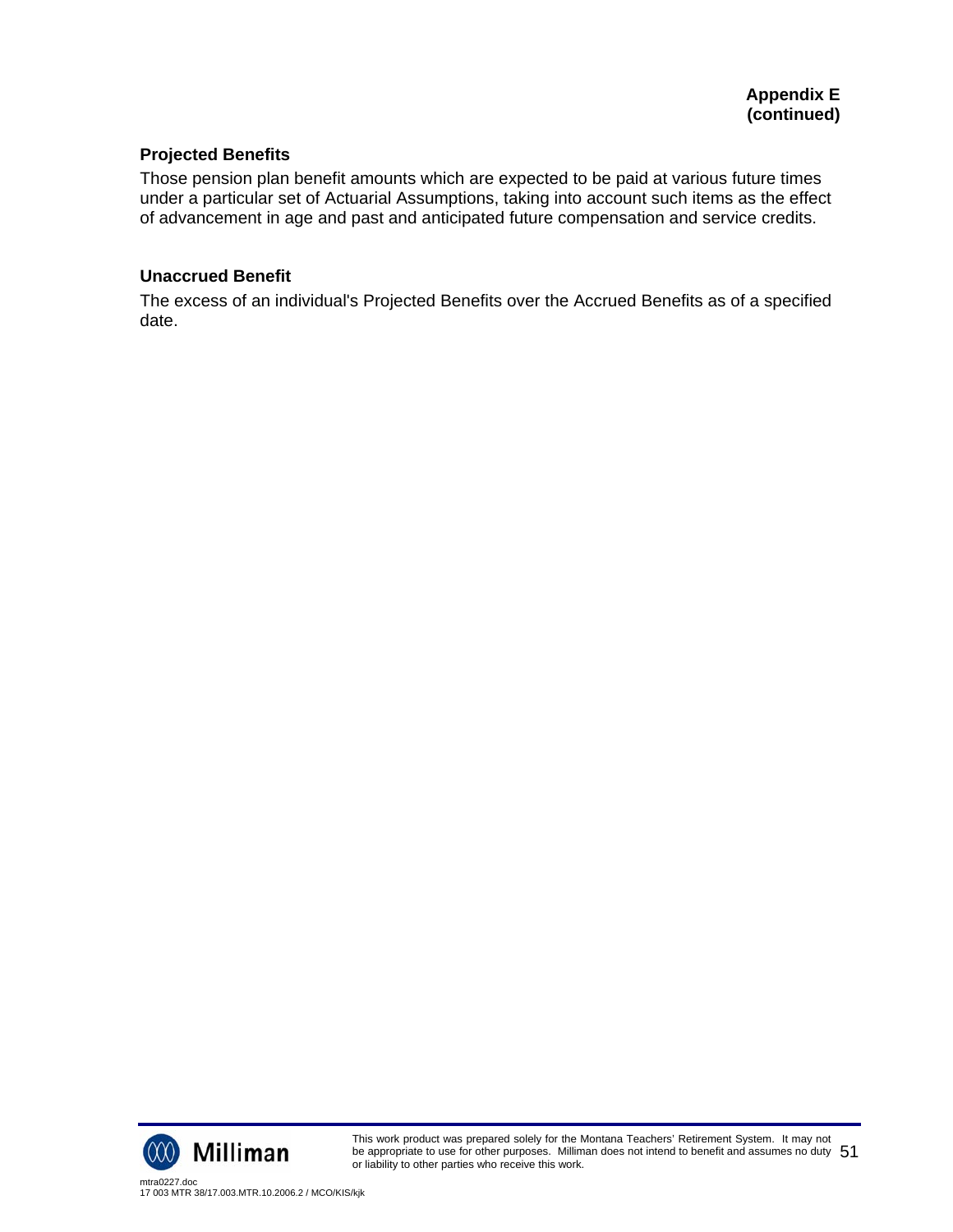**Appendix E (continued)**

### Projected Benefits

Those pension plan benefit amounts which are expected to be paid at various future times under a particular set of Actuarial Assumptions, taking into account such items as the effect of advancement in age and past and anticipated future compensation and service credits.

### Unaccrued Benefit

The excess of an individual's Projected Benefits over the Accrued Benefits as of a specified date.